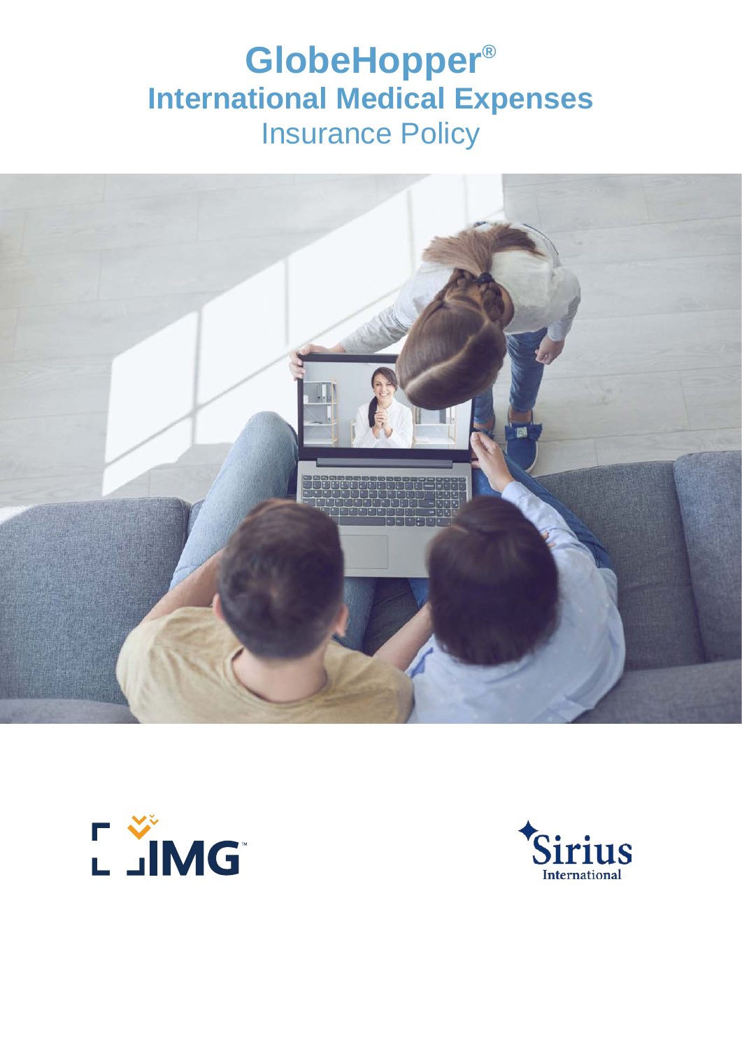# GlobeHopper®

## International Medical Expenses

Insurance Policy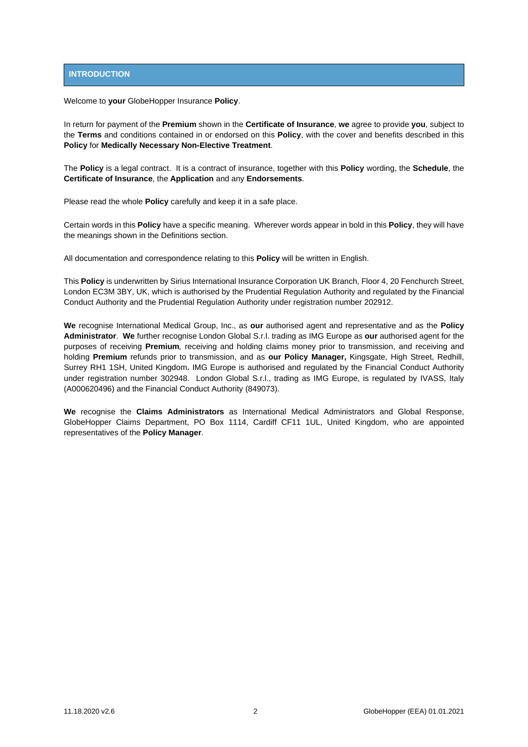## INTRODUCTION

Welcome to **your** GlobeHopper Insurance **Policy**.

In return for payment of the **Premium** shown in the **Certificate of Insurance**, **we** agree to provide **you**, subject to the **Terms** and conditions contained in or endorsed on this **Policy**, with the cover and benefits described in this **Policy** for **Medically Necessary Non-Elective Treatment**.

The **Policy** is a legal contract. It is a contract of insurance, together with this **Policy** wording, the **Schedule**, the **Certificate of Insurance**, the **Application** and any **Endorsements**.

Please read the whole **Policy** carefully and keep it in a safe place.

Certain words in this **Policy** have a specific meaning. Wherever words appear in bold in this **Policy**, they will have the meanings shown in the Definitions section.

All documentation and correspondence relating to this **Policy** will be written in English.

This **Policy** is underwritten by Sirius International Insurance Corporation UK Branch, Floor 4, 20 Fenchurch Street, London EC3M 3BY, UK, which is authorised by the Prudential Regulation Authority and regulated by the Financial Conduct Authority and the Prudential Regulation Authority under registration number 202912.

**We** recognise International Medical Group, Inc., as **our** authorised agent and representative and as the **Policy Administrator**. **We** further recognise London Global S.r.l. trading as IMG Europe as **our** authorised agent for the purposes of receiving **Premium**, receiving and holding claims money prior to transmission, and receiving and holding **Premium** refunds prior to transmission, and as **our Policy Manager,** Kingsgate, High Street, Redhill, Surrey RH1 1SH, United Kingdom**.** IMG Europe is authorised and regulated by the Financial Conduct Authority under registration number 302948. London Global S.r.l., trading as IMG Europe, is regulated by IVASS, Italy (A000620496) and the Financial Conduct Authority (849073).

**We** recognise the **Claims Administrators** as International Medical Administrators and Global Response, GlobeHopper Claims Department, PO Box 1114, Cardiff CF11 1UL, United Kingdom, who are appointed representatives of the **Policy Manager**.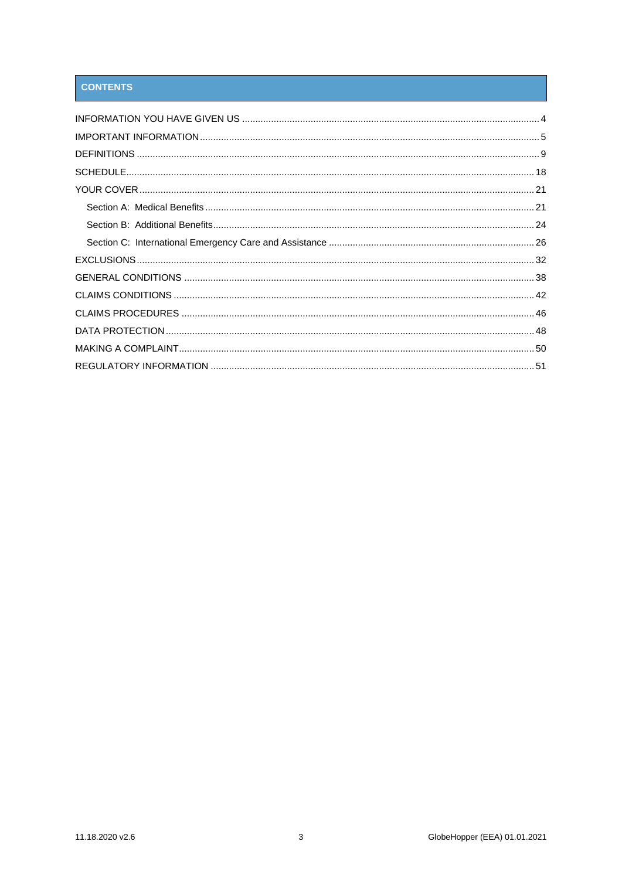## CONTENTS

| | |
|---|---|
| INFORMATION YOU HAVE GIVEN US | 4 |
| IMPORTANT INFORMATION | 5 |
| DEFINITIONS | 9 |
| SCHEDULE | 18 |
| YOUR COVER | 21 |
| Section A: Medical Benefits | 21 |
| Section B: Additional Benefits | 24 |
| Section C: International Emergency Care and Assistance | 26 |
| EXCLUSIONS | 32 |
| GENERAL CONDITIONS | 38 |
| CLAIMS CONDITIONS | 42 |
| CLAIMS PROCEDURES | 46 |
| DATA PROTECTION | 48 |
| MAKING A COMPLAINT | 50 |
| REGULATORY INFORMATION | 51 |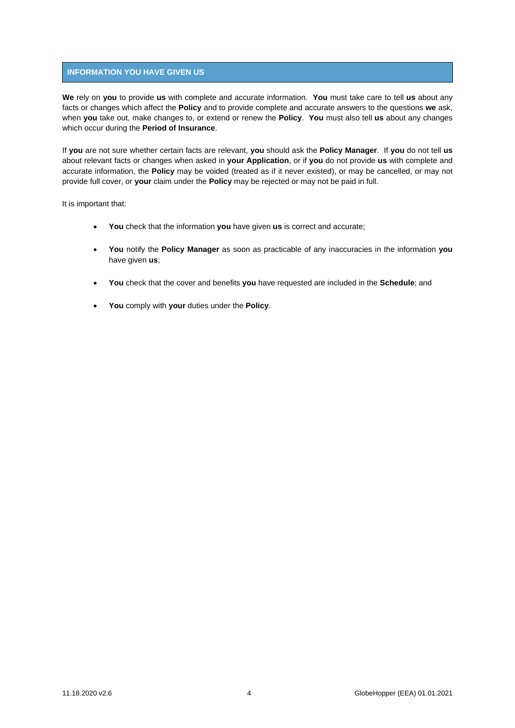## INFORMATION YOU HAVE GIVEN US

**We** rely on **you** to provide **us** with complete and accurate information. **You** must take care to tell **us** about any facts or changes which affect the **Policy** and to provide complete and accurate answers to the questions **we** ask, when **you** take out, make changes to, or extend or renew the **Policy**. **You** must also tell **us** about any changes which occur during the **Period of Insurance**.

If **you** are not sure whether certain facts are relevant, **you** should ask the **Policy Manager**. If **you** do not tell **us** about relevant facts or changes when asked in **your Application**, or if **you** do not provide **us** with complete and accurate information, the **Policy** may be voided (treated as if it never existed), or may be cancelled, or may not provide full cover, or **your** claim under the **Policy** may be rejected or may not be paid in full.

It is important that:

- **You** check that the information **you** have given **us** is correct and accurate;
- **You** notify the **Policy Manager** as soon as practicable of any inaccuracies in the information **you** have given **us**;
- **You** check that the cover and benefits **you** have requested are included in the **Schedule**; and
- **You** comply with **your** duties under the **Policy**.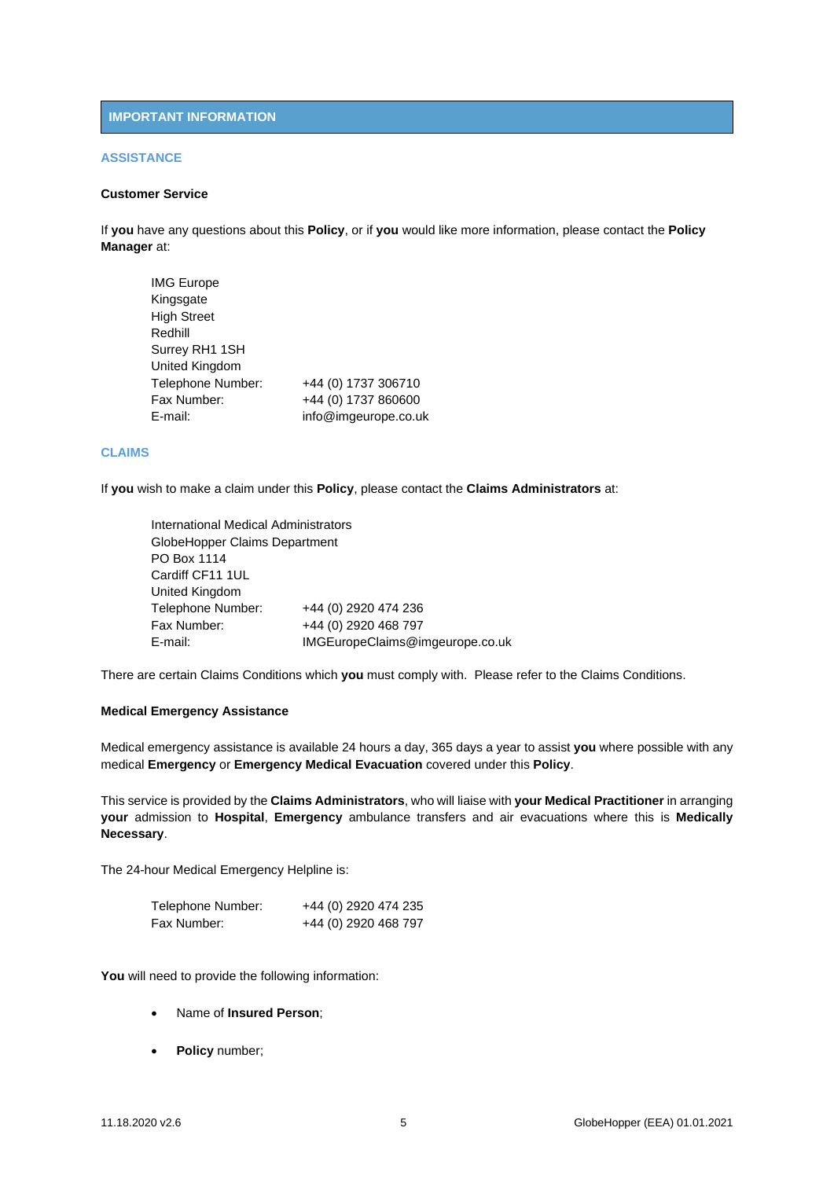## IMPORTANT INFORMATION

### ASSISTANCE

**Customer Service**

If **you** have any questions about this **Policy**, or if **you** would like more information, please contact the **Policy Manager** at:

IMG Europe  
Kingsgate  
High Street  
Redhill  
Surrey RH1 1SH  
United Kingdom  
Telephone Number: +44 (0) 1737 306710  
Fax Number: +44 (0) 1737 860600  
E-mail: info@imgeurope.co.uk

### CLAIMS

If **you** wish to make a claim under this **Policy**, please contact the **Claims Administrators** at:

International Medical Administrators  
GlobeHopper Claims Department  
PO Box 1114  
Cardiff CF11 1UL  
United Kingdom  
Telephone Number: +44 (0) 2920 474 236  
Fax Number: +44 (0) 2920 468 797  
E-mail: IMGEuropeClaims@imgeurope.co.uk

There are certain Claims Conditions which **you** must comply with. Please refer to the Claims Conditions.

**Medical Emergency Assistance**

Medical emergency assistance is available 24 hours a day, 365 days a year to assist **you** where possible with any medical **Emergency** or **Emergency Medical Evacuation** covered under this **Policy**.

This service is provided by the **Claims Administrators**, who will liaise with **your Medical Practitioner** in arranging **your** admission to **Hospital**, **Emergency** ambulance transfers and air evacuations where this is **Medically Necessary**.

The 24-hour Medical Emergency Helpline is:

Telephone Number: +44 (0) 2920 474 235  
Fax Number: +44 (0) 2920 468 797

**You** will need to provide the following information:

- Name of **Insured Person**;
- **Policy** number;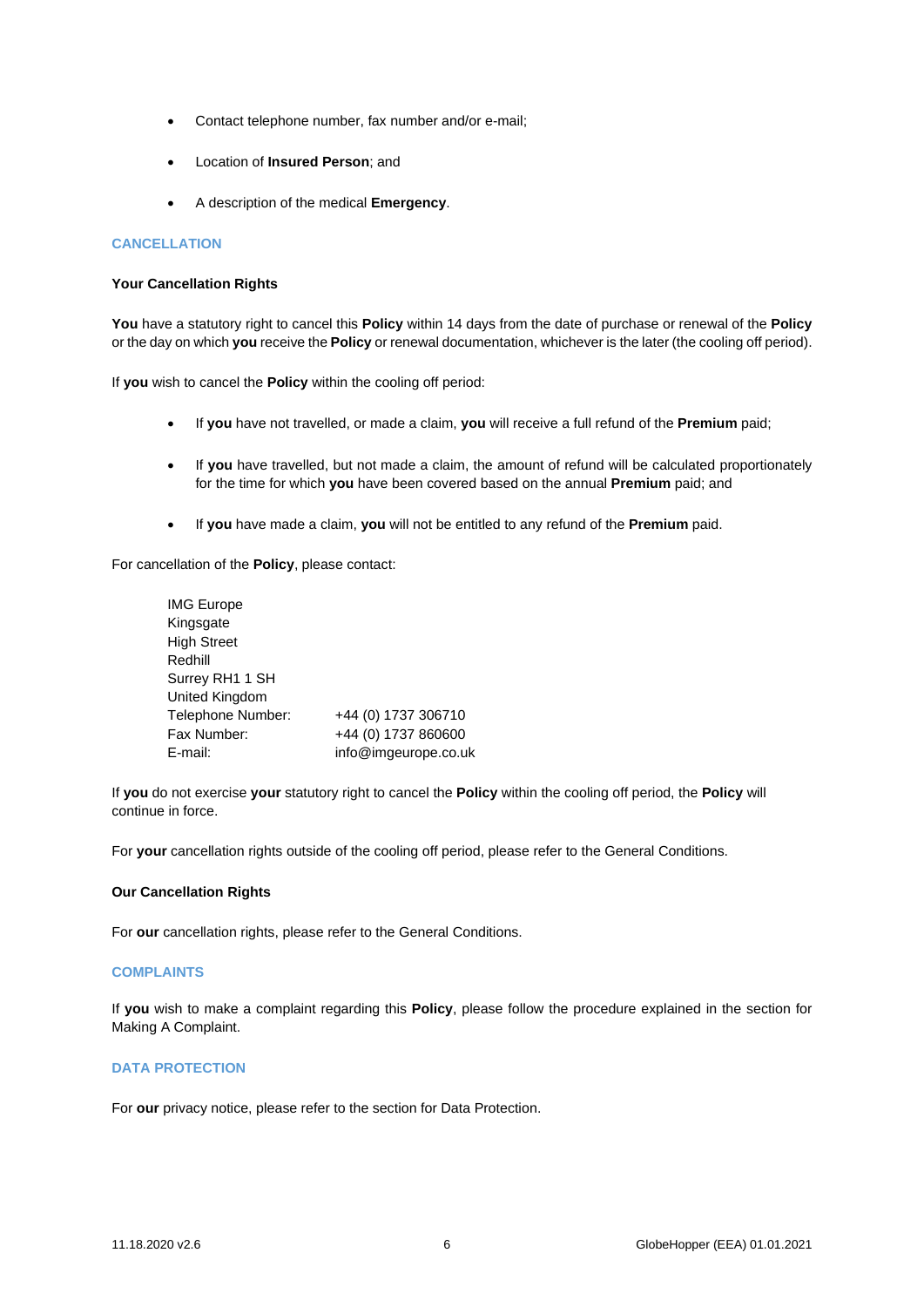- Contact telephone number, fax number and/or e-mail;
- Location of **Insured Person**; and
- A description of the medical **Emergency**.

## CANCELLATION

### Your Cancellation Rights

**You** have a statutory right to cancel this **Policy** within 14 days from the date of purchase or renewal of the **Policy** or the day on which **you** receive the **Policy** or renewal documentation, whichever is the later (the cooling off period).

If **you** wish to cancel the **Policy** within the cooling off period:

- If **you** have not travelled, or made a claim, **you** will receive a full refund of the **Premium** paid;
- If **you** have travelled, but not made a claim, the amount of refund will be calculated proportionately for the time for which **you** have been covered based on the annual **Premium** paid; and
- If **you** have made a claim, **you** will not be entitled to any refund of the **Premium** paid.

For cancellation of the **Policy**, please contact:

IMG Europe
Kingsgate
High Street
Redhill
Surrey RH1 1 SH
United Kingdom

| | |
|---|---|
| Telephone Number: | +44 (0) 1737 306710 |
| Fax Number: | +44 (0) 1737 860600 |
| E-mail: | info@imgeurope.co.uk |

If **you** do not exercise **your** statutory right to cancel the **Policy** within the cooling off period, the **Policy** will continue in force.

For **your** cancellation rights outside of the cooling off period, please refer to the General Conditions.

### Our Cancellation Rights

For **our** cancellation rights, please refer to the General Conditions.

## COMPLAINTS

If **you** wish to make a complaint regarding this **Policy**, please follow the procedure explained in the section for Making A Complaint.

## DATA PROTECTION

For **our** privacy notice, please refer to the section for Data Protection.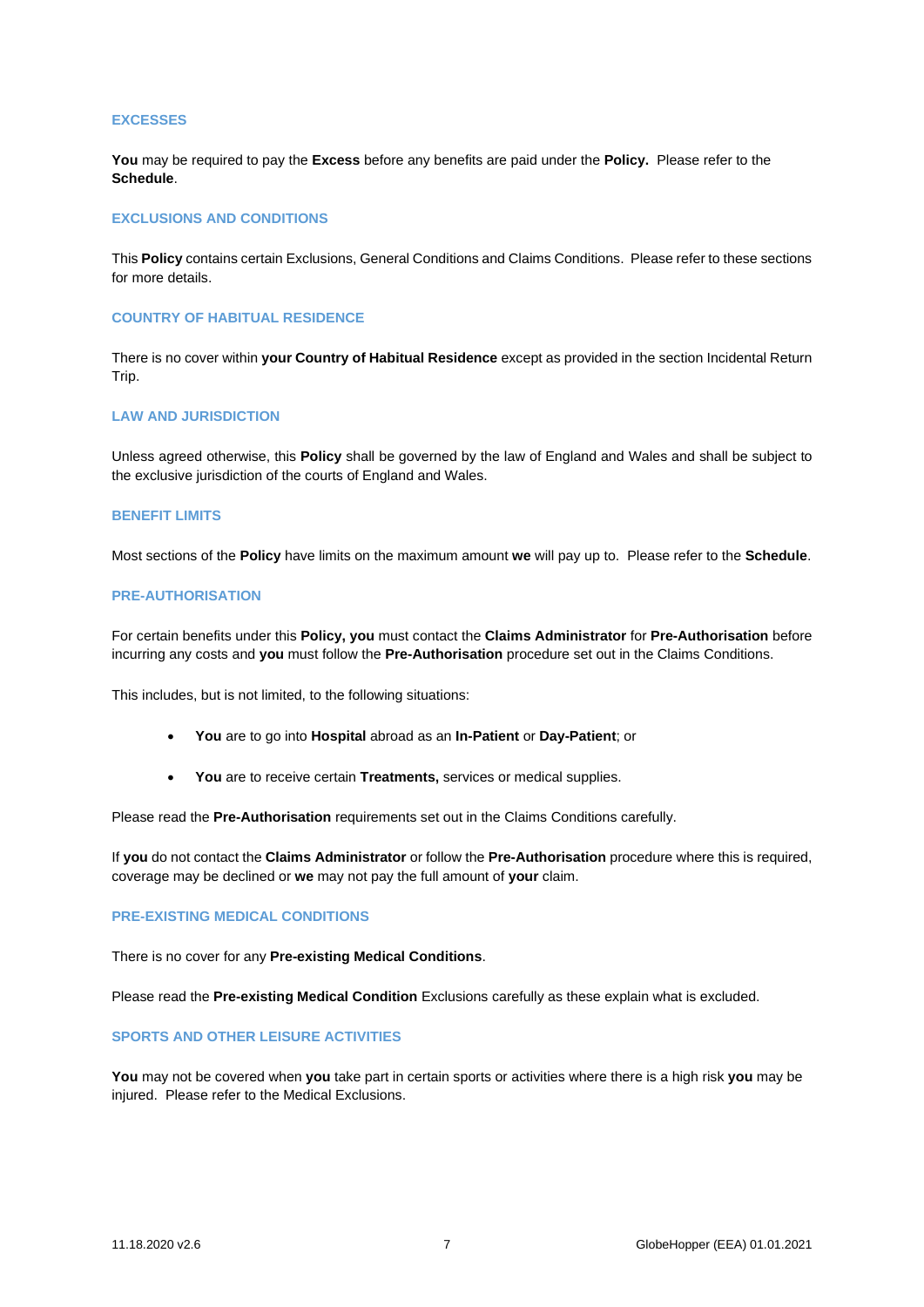## EXCESSES

**You** may be required to pay the **Excess** before any benefits are paid under the **Policy.** Please refer to the **Schedule**.

## EXCLUSIONS AND CONDITIONS

This **Policy** contains certain Exclusions, General Conditions and Claims Conditions. Please refer to these sections for more details.

## COUNTRY OF HABITUAL RESIDENCE

There is no cover within **your Country of Habitual Residence** except as provided in the section Incidental Return Trip.

## LAW AND JURISDICTION

Unless agreed otherwise, this **Policy** shall be governed by the law of England and Wales and shall be subject to the exclusive jurisdiction of the courts of England and Wales.

## BENEFIT LIMITS

Most sections of the **Policy** have limits on the maximum amount **we** will pay up to. Please refer to the **Schedule**.

## PRE-AUTHORISATION

For certain benefits under this **Policy, you** must contact the **Claims Administrator** for **Pre-Authorisation** before incurring any costs and **you** must follow the **Pre-Authorisation** procedure set out in the Claims Conditions.

This includes, but is not limited, to the following situations:

- **You** are to go into **Hospital** abroad as an **In-Patient** or **Day-Patient**; or
- **You** are to receive certain **Treatments,** services or medical supplies.

Please read the **Pre-Authorisation** requirements set out in the Claims Conditions carefully.

If **you** do not contact the **Claims Administrator** or follow the **Pre-Authorisation** procedure where this is required, coverage may be declined or **we** may not pay the full amount of **your** claim.

## PRE-EXISTING MEDICAL CONDITIONS

There is no cover for any **Pre-existing Medical Conditions**.

Please read the **Pre-existing Medical Condition** Exclusions carefully as these explain what is excluded.

## SPORTS AND OTHER LEISURE ACTIVITIES

**You** may not be covered when **you** take part in certain sports or activities where there is a high risk **you** may be injured. Please refer to the Medical Exclusions.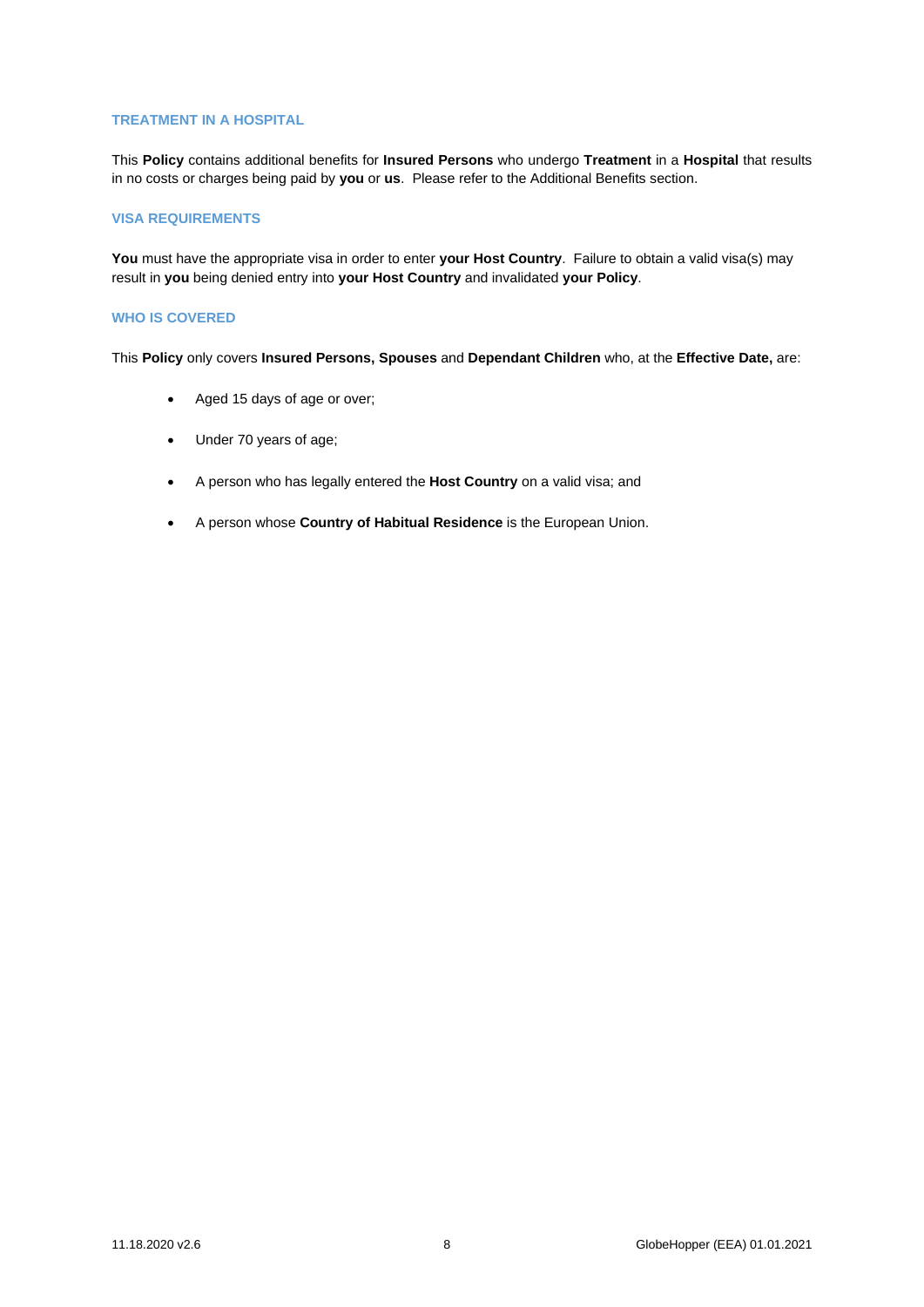### TREATMENT IN A HOSPITAL

This **Policy** contains additional benefits for **Insured Persons** who undergo **Treatment** in a **Hospital** that results in no costs or charges being paid by **you** or **us**. Please refer to the Additional Benefits section.

### VISA REQUIREMENTS

**You** must have the appropriate visa in order to enter **your Host Country**. Failure to obtain a valid visa(s) may result in **you** being denied entry into **your Host Country** and invalidated **your Policy**.

### WHO IS COVERED

This **Policy** only covers **Insured Persons, Spouses** and **Dependant Children** who, at the **Effective Date,** are:

- Aged 15 days of age or over;
- Under 70 years of age;
- A person who has legally entered the **Host Country** on a valid visa; and
- A person whose **Country of Habitual Residence** is the European Union.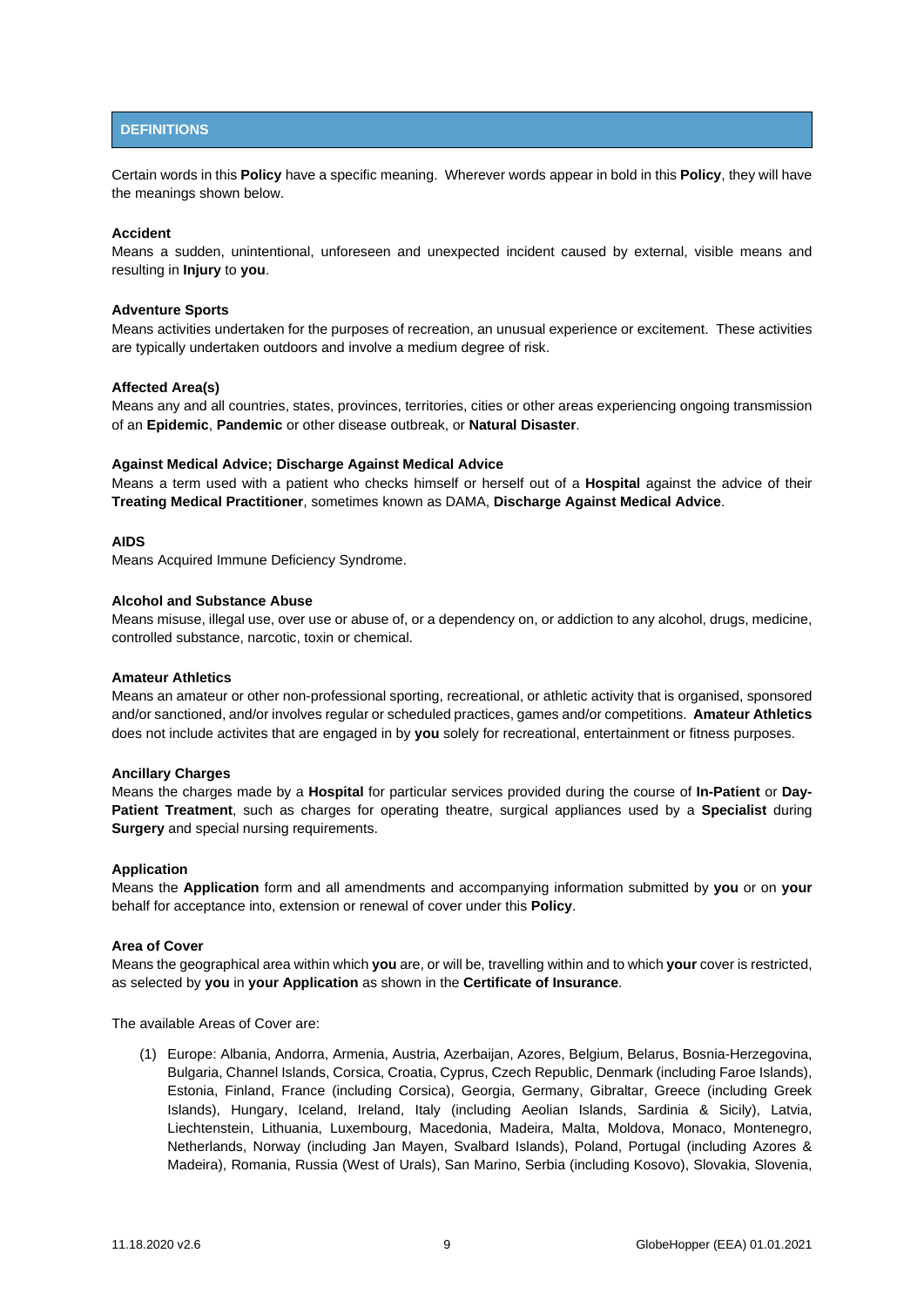## DEFINITIONS

Certain words in this **Policy** have a specific meaning. Wherever words appear in bold in this **Policy**, they will have the meanings shown below.

**Accident**
Means a sudden, unintentional, unforeseen and unexpected incident caused by external, visible means and resulting in **Injury** to **you**.

**Adventure Sports**
Means activities undertaken for the purposes of recreation, an unusual experience or excitement. These activities are typically undertaken outdoors and involve a medium degree of risk.

**Affected Area(s)**
Means any and all countries, states, provinces, territories, cities or other areas experiencing ongoing transmission of an **Epidemic**, **Pandemic** or other disease outbreak, or **Natural Disaster**.

**Against Medical Advice; Discharge Against Medical Advice**
Means a term used with a patient who checks himself or herself out of a **Hospital** against the advice of their **Treating Medical Practitioner**, sometimes known as DAMA, **Discharge Against Medical Advice**.

**AIDS**
Means Acquired Immune Deficiency Syndrome.

**Alcohol and Substance Abuse**
Means misuse, illegal use, over use or abuse of, or a dependency on, or addiction to any alcohol, drugs, medicine, controlled substance, narcotic, toxin or chemical.

**Amateur Athletics**
Means an amateur or other non-professional sporting, recreational, or athletic activity that is organised, sponsored and/or sanctioned, and/or involves regular or scheduled practices, games and/or competitions. **Amateur Athletics** does not include activites that are engaged in by **you** solely for recreational, entertainment or fitness purposes.

**Ancillary Charges**
Means the charges made by a **Hospital** for particular services provided during the course of **In-Patient** or **Day-Patient Treatment**, such as charges for operating theatre, surgical appliances used by a **Specialist** during **Surgery** and special nursing requirements.

**Application**
Means the **Application** form and all amendments and accompanying information submitted by **you** or on **your** behalf for acceptance into, extension or renewal of cover under this **Policy**.

**Area of Cover**
Means the geographical area within which **you** are, or will be, travelling within and to which **your** cover is restricted, as selected by **you** in **your Application** as shown in the **Certificate of Insurance**.

The available Areas of Cover are:

(1) Europe: Albania, Andorra, Armenia, Austria, Azerbaijan, Azores, Belgium, Belarus, Bosnia-Herzegovina, Bulgaria, Channel Islands, Corsica, Croatia, Cyprus, Czech Republic, Denmark (including Faroe Islands), Estonia, Finland, France (including Corsica), Georgia, Germany, Gibraltar, Greece (including Greek Islands), Hungary, Iceland, Ireland, Italy (including Aeolian Islands, Sardinia & Sicily), Latvia, Liechtenstein, Lithuania, Luxembourg, Macedonia, Madeira, Malta, Moldova, Monaco, Montenegro, Netherlands, Norway (including Jan Mayen, Svalbard Islands), Poland, Portugal (including Azores & Madeira), Romania, Russia (West of Urals), San Marino, Serbia (including Kosovo), Slovakia, Slovenia,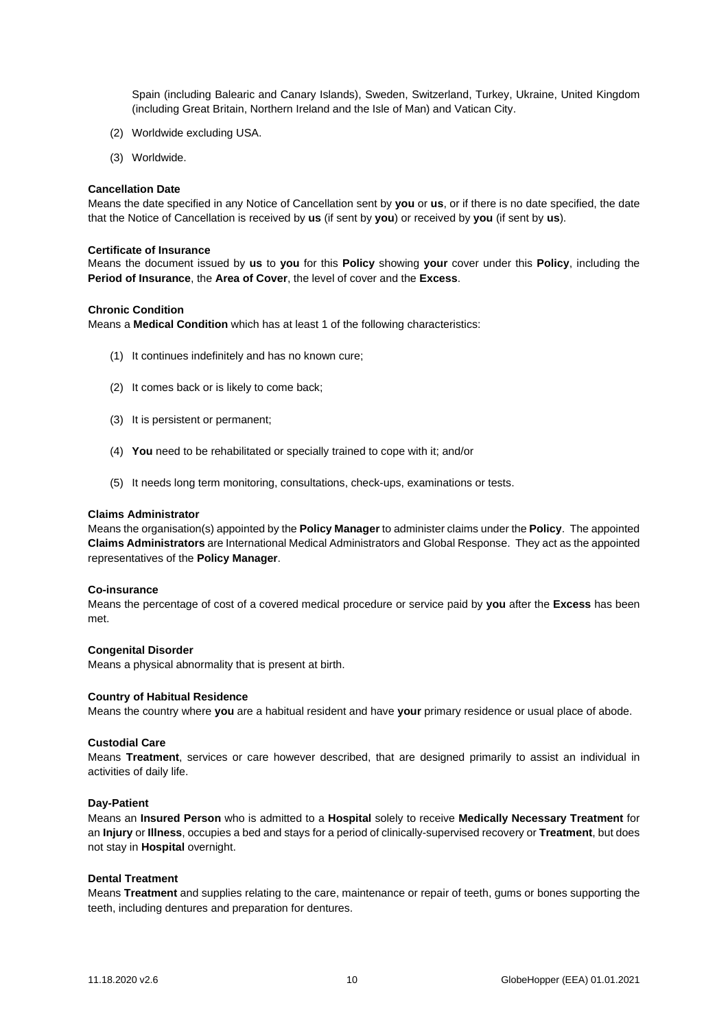Spain (including Balearic and Canary Islands), Sweden, Switzerland, Turkey, Ukraine, United Kingdom (including Great Britain, Northern Ireland and the Isle of Man) and Vatican City.

(2) Worldwide excluding USA.

(3) Worldwide.

**Cancellation Date**
Means the date specified in any Notice of Cancellation sent by **you** or **us**, or if there is no date specified, the date that the Notice of Cancellation is received by **us** (if sent by **you**) or received by **you** (if sent by **us**).

**Certificate of Insurance**
Means the document issued by **us** to **you** for this **Policy** showing **your** cover under this **Policy**, including the **Period of Insurance**, the **Area of Cover**, the level of cover and the **Excess**.

**Chronic Condition**
Means a **Medical Condition** which has at least 1 of the following characteristics:

(1) It continues indefinitely and has no known cure;

(2) It comes back or is likely to come back;

(3) It is persistent or permanent;

(4) **You** need to be rehabilitated or specially trained to cope with it; and/or

(5) It needs long term monitoring, consultations, check-ups, examinations or tests.

**Claims Administrator**
Means the organisation(s) appointed by the **Policy Manager** to administer claims under the **Policy**. The appointed **Claims Administrators** are International Medical Administrators and Global Response. They act as the appointed representatives of the **Policy Manager**.

**Co-insurance**
Means the percentage of cost of a covered medical procedure or service paid by **you** after the **Excess** has been met.

**Congenital Disorder**
Means a physical abnormality that is present at birth.

**Country of Habitual Residence**
Means the country where **you** are a habitual resident and have **your** primary residence or usual place of abode.

**Custodial Care**
Means **Treatment**, services or care however described, that are designed primarily to assist an individual in activities of daily life.

**Day-Patient**
Means an **Insured Person** who is admitted to a **Hospital** solely to receive **Medically Necessary Treatment** for an **Injury** or **Illness**, occupies a bed and stays for a period of clinically-supervised recovery or **Treatment**, but does not stay in **Hospital** overnight.

**Dental Treatment**
Means **Treatment** and supplies relating to the care, maintenance or repair of teeth, gums or bones supporting the teeth, including dentures and preparation for dentures.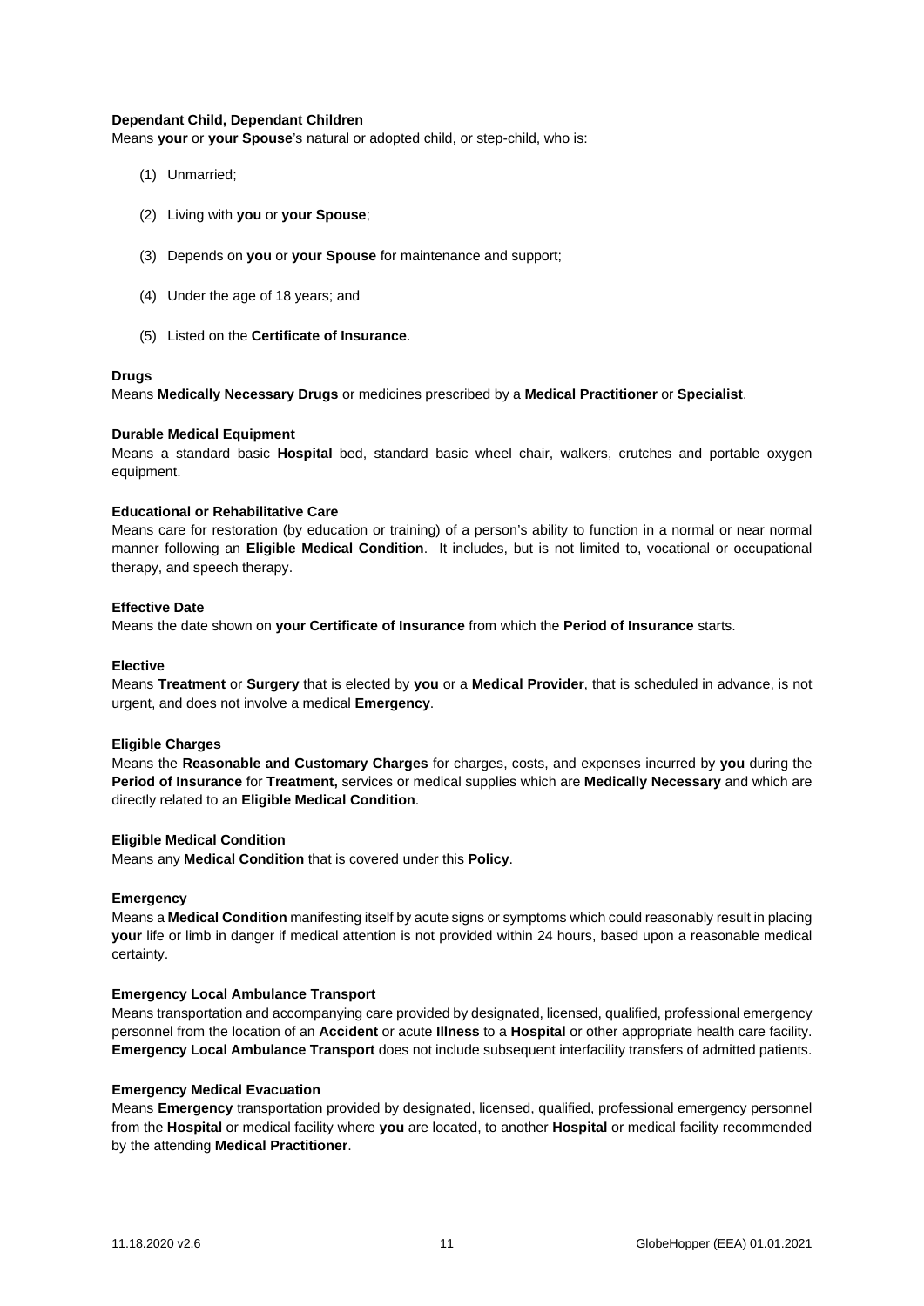**Dependant Child, Dependant Children**

Means **your** or **your Spouse**'s natural or adopted child, or step-child, who is:

(1) Unmarried;

(2) Living with **you** or **your Spouse**;

(3) Depends on **you** or **your Spouse** for maintenance and support;

(4) Under the age of 18 years; and

(5) Listed on the **Certificate of Insurance**.

**Drugs**

Means **Medically Necessary Drugs** or medicines prescribed by a **Medical Practitioner** or **Specialist**.

**Durable Medical Equipment**

Means a standard basic **Hospital** bed, standard basic wheel chair, walkers, crutches and portable oxygen equipment.

**Educational or Rehabilitative Care**

Means care for restoration (by education or training) of a person's ability to function in a normal or near normal manner following an **Eligible Medical Condition**. It includes, but is not limited to, vocational or occupational therapy, and speech therapy.

**Effective Date**

Means the date shown on **your Certificate of Insurance** from which the **Period of Insurance** starts.

**Elective**

Means **Treatment** or **Surgery** that is elected by **you** or a **Medical Provider**, that is scheduled in advance, is not urgent, and does not involve a medical **Emergency**.

**Eligible Charges**

Means the **Reasonable and Customary Charges** for charges, costs, and expenses incurred by **you** during the **Period of Insurance** for **Treatment,** services or medical supplies which are **Medically Necessary** and which are directly related to an **Eligible Medical Condition**.

**Eligible Medical Condition**

Means any **Medical Condition** that is covered under this **Policy**.

**Emergency**

Means a **Medical Condition** manifesting itself by acute signs or symptoms which could reasonably result in placing **your** life or limb in danger if medical attention is not provided within 24 hours, based upon a reasonable medical certainty.

**Emergency Local Ambulance Transport**

Means transportation and accompanying care provided by designated, licensed, qualified, professional emergency personnel from the location of an **Accident** or acute **Illness** to a **Hospital** or other appropriate health care facility. **Emergency Local Ambulance Transport** does not include subsequent interfacility transfers of admitted patients.

**Emergency Medical Evacuation**

Means **Emergency** transportation provided by designated, licensed, qualified, professional emergency personnel from the **Hospital** or medical facility where **you** are located, to another **Hospital** or medical facility recommended by the attending **Medical Practitioner**.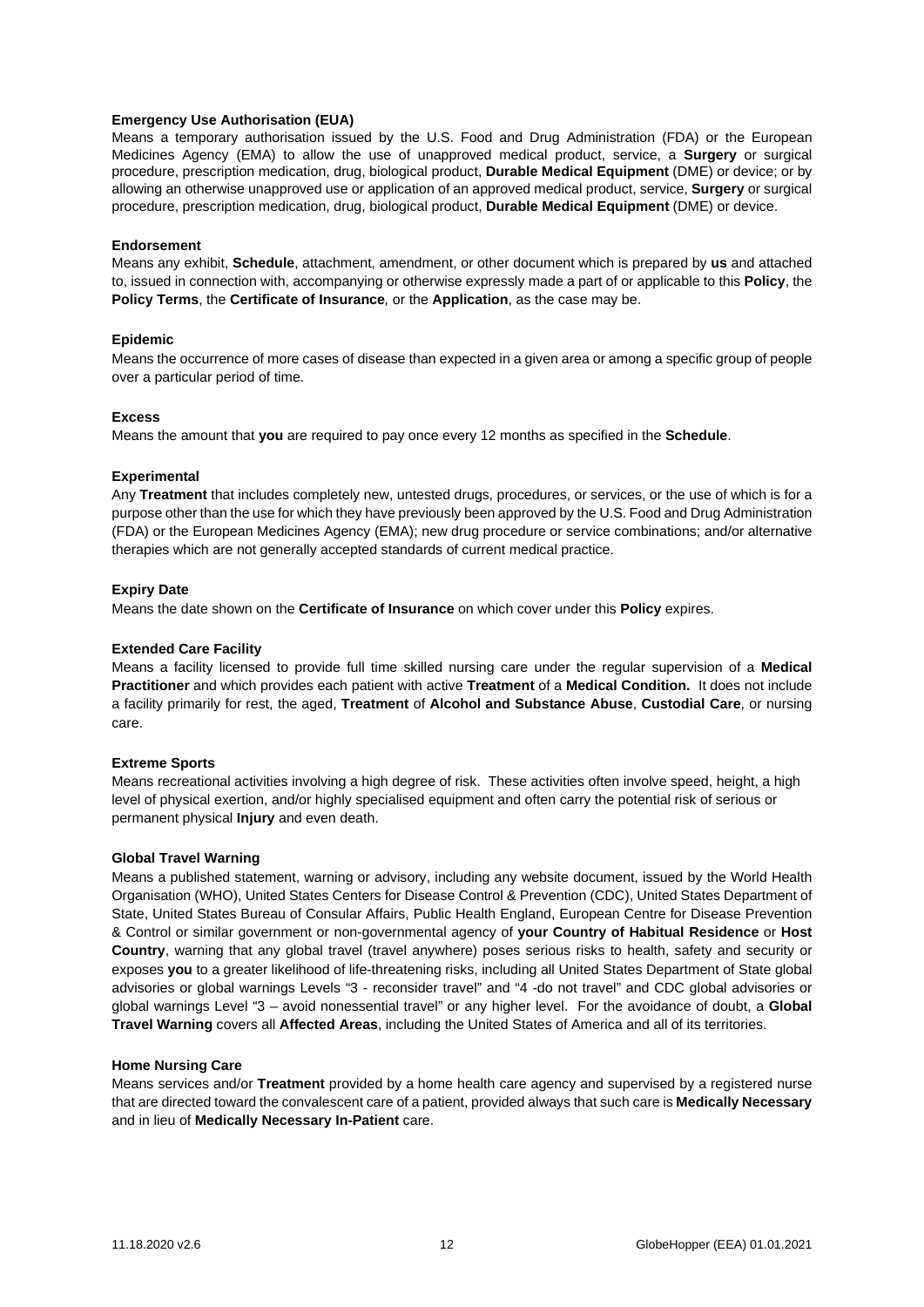**Emergency Use Authorisation (EUA)**
Means a temporary authorisation issued by the U.S. Food and Drug Administration (FDA) or the European Medicines Agency (EMA) to allow the use of unapproved medical product, service, a **Surgery** or surgical procedure, prescription medication, drug, biological product, **Durable Medical Equipment** (DME) or device; or by allowing an otherwise unapproved use or application of an approved medical product, service, **Surgery** or surgical procedure, prescription medication, drug, biological product, **Durable Medical Equipment** (DME) or device.

**Endorsement**
Means any exhibit, **Schedule**, attachment, amendment, or other document which is prepared by **us** and attached to, issued in connection with, accompanying or otherwise expressly made a part of or applicable to this **Policy**, the **Policy Terms**, the **Certificate of Insurance**, or the **Application**, as the case may be.

**Epidemic**
Means the occurrence of more cases of disease than expected in a given area or among a specific group of people over a particular period of time.

**Excess**
Means the amount that **you** are required to pay once every 12 months as specified in the **Schedule**.

**Experimental**
Any **Treatment** that includes completely new, untested drugs, procedures, or services, or the use of which is for a purpose other than the use for which they have previously been approved by the U.S. Food and Drug Administration (FDA) or the European Medicines Agency (EMA); new drug procedure or service combinations; and/or alternative therapies which are not generally accepted standards of current medical practice.

**Expiry Date**
Means the date shown on the **Certificate of Insurance** on which cover under this **Policy** expires.

**Extended Care Facility**
Means a facility licensed to provide full time skilled nursing care under the regular supervision of a **Medical Practitioner** and which provides each patient with active **Treatment** of a **Medical Condition.** It does not include a facility primarily for rest, the aged, **Treatment** of **Alcohol and Substance Abuse**, **Custodial Care**, or nursing care.

**Extreme Sports**
Means recreational activities involving a high degree of risk. These activities often involve speed, height, a high level of physical exertion, and/or highly specialised equipment and often carry the potential risk of serious or permanent physical **Injury** and even death.

**Global Travel Warning**
Means a published statement, warning or advisory, including any website document, issued by the World Health Organisation (WHO), United States Centers for Disease Control & Prevention (CDC), United States Department of State, United States Bureau of Consular Affairs, Public Health England, European Centre for Disease Prevention & Control or similar government or non-governmental agency of **your Country of Habitual Residence** or **Host Country**, warning that any global travel (travel anywhere) poses serious risks to health, safety and security or exposes **you** to a greater likelihood of life-threatening risks, including all United States Department of State global advisories or global warnings Levels "3 - reconsider travel" and "4 -do not travel" and CDC global advisories or global warnings Level "3 – avoid nonessential travel" or any higher level. For the avoidance of doubt, a **Global Travel Warning** covers all **Affected Areas**, including the United States of America and all of its territories.

**Home Nursing Care**
Means services and/or **Treatment** provided by a home health care agency and supervised by a registered nurse that are directed toward the convalescent care of a patient, provided always that such care is **Medically Necessary** and in lieu of **Medically Necessary In-Patient** care.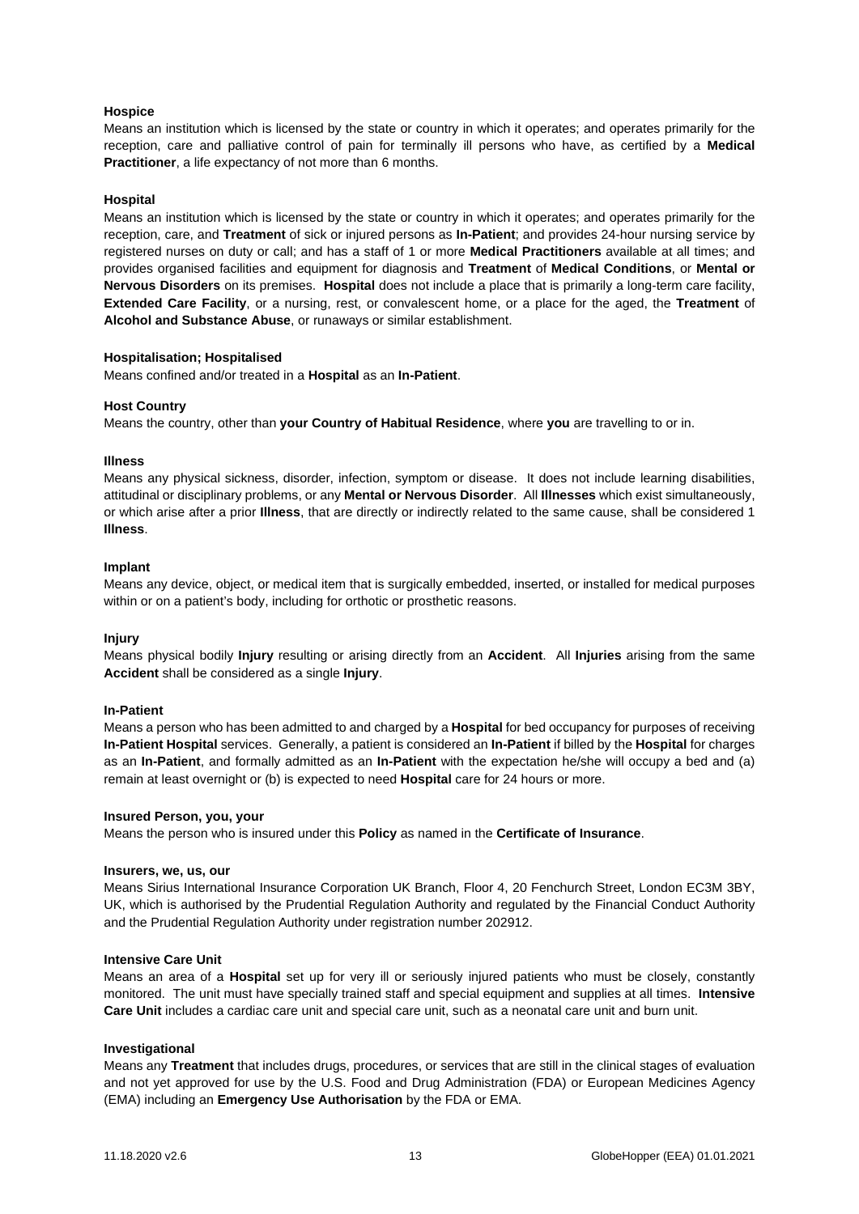**Hospice**

Means an institution which is licensed by the state or country in which it operates; and operates primarily for the reception, care and palliative control of pain for terminally ill persons who have, as certified by a **Medical Practitioner**, a life expectancy of not more than 6 months.

**Hospital**

Means an institution which is licensed by the state or country in which it operates; and operates primarily for the reception, care, and **Treatment** of sick or injured persons as **In-Patient**; and provides 24-hour nursing service by registered nurses on duty or call; and has a staff of 1 or more **Medical Practitioners** available at all times; and provides organised facilities and equipment for diagnosis and **Treatment** of **Medical Conditions**, or **Mental or Nervous Disorders** on its premises. **Hospital** does not include a place that is primarily a long-term care facility, **Extended Care Facility**, or a nursing, rest, or convalescent home, or a place for the aged, the **Treatment** of **Alcohol and Substance Abuse**, or runaways or similar establishment.

**Hospitalisation; Hospitalised**

Means confined and/or treated in a **Hospital** as an **In-Patient**.

**Host Country**

Means the country, other than **your Country of Habitual Residence**, where **you** are travelling to or in.

**Illness**

Means any physical sickness, disorder, infection, symptom or disease. It does not include learning disabilities, attitudinal or disciplinary problems, or any **Mental or Nervous Disorder**. All **Illnesses** which exist simultaneously, or which arise after a prior **Illness**, that are directly or indirectly related to the same cause, shall be considered 1 **Illness**.

**Implant**

Means any device, object, or medical item that is surgically embedded, inserted, or installed for medical purposes within or on a patient's body, including for orthotic or prosthetic reasons.

**Injury**

Means physical bodily **Injury** resulting or arising directly from an **Accident**. All **Injuries** arising from the same **Accident** shall be considered as a single **Injury**.

**In-Patient**

Means a person who has been admitted to and charged by a **Hospital** for bed occupancy for purposes of receiving **In-Patient Hospital** services. Generally, a patient is considered an **In-Patient** if billed by the **Hospital** for charges as an **In-Patient**, and formally admitted as an **In-Patient** with the expectation he/she will occupy a bed and (a) remain at least overnight or (b) is expected to need **Hospital** care for 24 hours or more.

**Insured Person, you, your**

Means the person who is insured under this **Policy** as named in the **Certificate of Insurance**.

**Insurers, we, us, our**

Means Sirius International Insurance Corporation UK Branch, Floor 4, 20 Fenchurch Street, London EC3M 3BY, UK, which is authorised by the Prudential Regulation Authority and regulated by the Financial Conduct Authority and the Prudential Regulation Authority under registration number 202912.

**Intensive Care Unit**

Means an area of a **Hospital** set up for very ill or seriously injured patients who must be closely, constantly monitored. The unit must have specially trained staff and special equipment and supplies at all times. **Intensive Care Unit** includes a cardiac care unit and special care unit, such as a neonatal care unit and burn unit.

**Investigational**

Means any **Treatment** that includes drugs, procedures, or services that are still in the clinical stages of evaluation and not yet approved for use by the U.S. Food and Drug Administration (FDA) or European Medicines Agency (EMA) including an **Emergency Use Authorisation** by the FDA or EMA.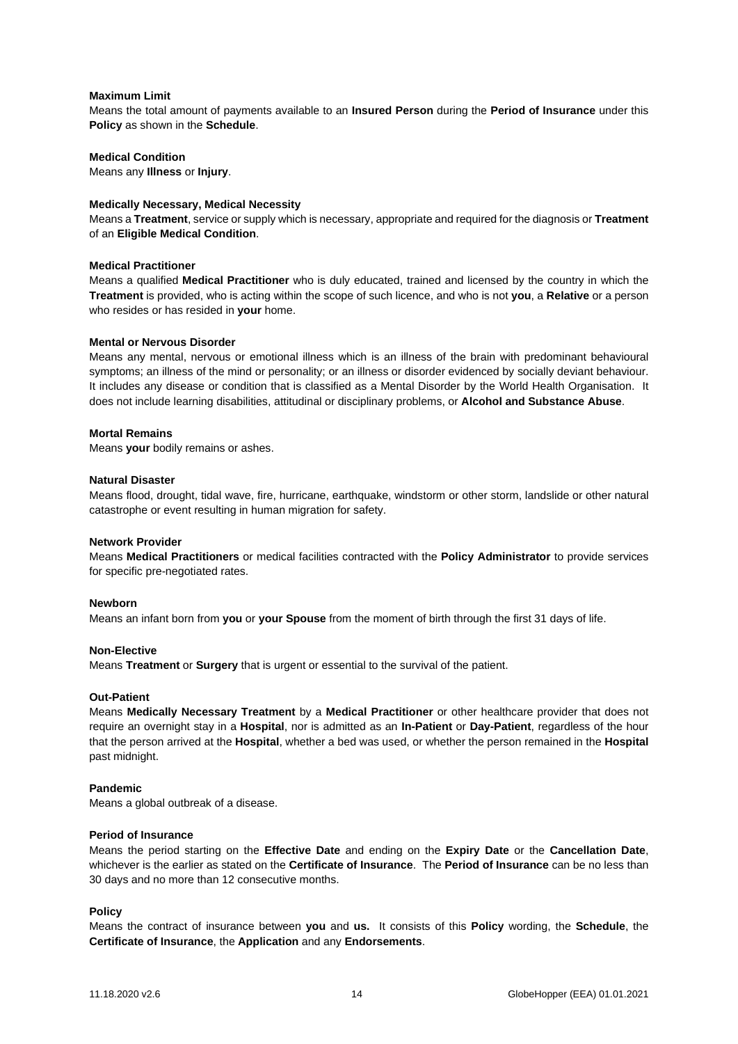**Maximum Limit**

Means the total amount of payments available to an **Insured Person** during the **Period of Insurance** under this **Policy** as shown in the **Schedule**.

**Medical Condition**

Means any **Illness** or **Injury**.

**Medically Necessary, Medical Necessity**

Means a **Treatment**, service or supply which is necessary, appropriate and required for the diagnosis or **Treatment** of an **Eligible Medical Condition**.

**Medical Practitioner**

Means a qualified **Medical Practitioner** who is duly educated, trained and licensed by the country in which the **Treatment** is provided, who is acting within the scope of such licence, and who is not **you**, a **Relative** or a person who resides or has resided in **your** home.

**Mental or Nervous Disorder**

Means any mental, nervous or emotional illness which is an illness of the brain with predominant behavioural symptoms; an illness of the mind or personality; or an illness or disorder evidenced by socially deviant behaviour. It includes any disease or condition that is classified as a Mental Disorder by the World Health Organisation. It does not include learning disabilities, attitudinal or disciplinary problems, or **Alcohol and Substance Abuse**.

**Mortal Remains**

Means **your** bodily remains or ashes.

**Natural Disaster**

Means flood, drought, tidal wave, fire, hurricane, earthquake, windstorm or other storm, landslide or other natural catastrophe or event resulting in human migration for safety.

**Network Provider**

Means **Medical Practitioners** or medical facilities contracted with the **Policy Administrator** to provide services for specific pre-negotiated rates.

**Newborn**

Means an infant born from **you** or **your Spouse** from the moment of birth through the first 31 days of life.

**Non-Elective**

Means **Treatment** or **Surgery** that is urgent or essential to the survival of the patient.

**Out-Patient**

Means **Medically Necessary Treatment** by a **Medical Practitioner** or other healthcare provider that does not require an overnight stay in a **Hospital**, nor is admitted as an **In-Patient** or **Day-Patient**, regardless of the hour that the person arrived at the **Hospital**, whether a bed was used, or whether the person remained in the **Hospital** past midnight.

**Pandemic**

Means a global outbreak of a disease.

**Period of Insurance**

Means the period starting on the **Effective Date** and ending on the **Expiry Date** or the **Cancellation Date**, whichever is the earlier as stated on the **Certificate of Insurance**. The **Period of Insurance** can be no less than 30 days and no more than 12 consecutive months.

**Policy**

Means the contract of insurance between **you** and **us.** It consists of this **Policy** wording, the **Schedule**, the **Certificate of Insurance**, the **Application** and any **Endorsements**.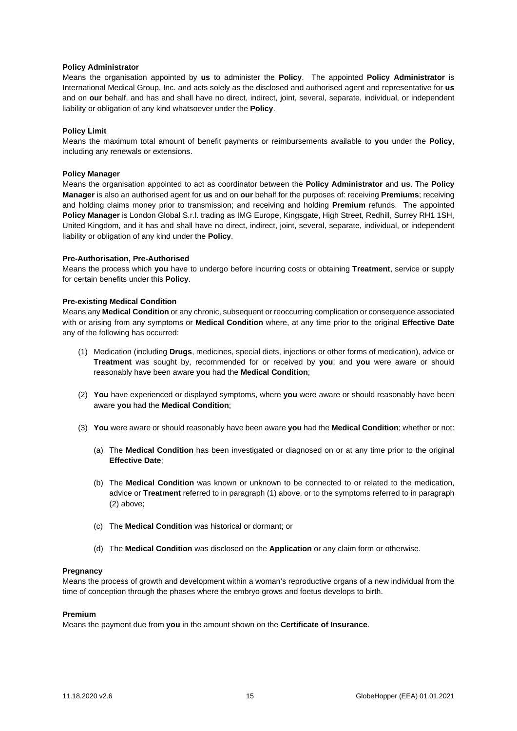**Policy Administrator**

Means the organisation appointed by **us** to administer the **Policy**. The appointed **Policy Administrator** is International Medical Group, Inc. and acts solely as the disclosed and authorised agent and representative for **us** and on **our** behalf, and has and shall have no direct, indirect, joint, several, separate, individual, or independent liability or obligation of any kind whatsoever under the **Policy**.

**Policy Limit**

Means the maximum total amount of benefit payments or reimbursements available to **you** under the **Policy**, including any renewals or extensions.

**Policy Manager**

Means the organisation appointed to act as coordinator between the **Policy Administrator** and **us**. The **Policy Manager** is also an authorised agent for **us** and on **our** behalf for the purposes of: receiving **Premiums**; receiving and holding claims money prior to transmission; and receiving and holding **Premium** refunds. The appointed **Policy Manager** is London Global S.r.l. trading as IMG Europe, Kingsgate, High Street, Redhill, Surrey RH1 1SH, United Kingdom, and it has and shall have no direct, indirect, joint, several, separate, individual, or independent liability or obligation of any kind under the **Policy**.

**Pre-Authorisation, Pre-Authorised**

Means the process which **you** have to undergo before incurring costs or obtaining **Treatment**, service or supply for certain benefits under this **Policy**.

**Pre-existing Medical Condition**

Means any **Medical Condition** or any chronic, subsequent or reoccurring complication or consequence associated with or arising from any symptoms or **Medical Condition** where, at any time prior to the original **Effective Date** any of the following has occurred:

(1) Medication (including **Drugs**, medicines, special diets, injections or other forms of medication), advice or **Treatment** was sought by, recommended for or received by **you**; and **you** were aware or should reasonably have been aware **you** had the **Medical Condition**;

(2) **You** have experienced or displayed symptoms, where **you** were aware or should reasonably have been aware **you** had the **Medical Condition**;

(3) **You** were aware or should reasonably have been aware **you** had the **Medical Condition**; whether or not:

  (a) The **Medical Condition** has been investigated or diagnosed on or at any time prior to the original **Effective Date**;

  (b) The **Medical Condition** was known or unknown to be connected to or related to the medication, advice or **Treatment** referred to in paragraph (1) above, or to the symptoms referred to in paragraph (2) above;

  (c) The **Medical Condition** was historical or dormant; or

  (d) The **Medical Condition** was disclosed on the **Application** or any claim form or otherwise.

**Pregnancy**

Means the process of growth and development within a woman's reproductive organs of a new individual from the time of conception through the phases where the embryo grows and foetus develops to birth.

**Premium**

Means the payment due from **you** in the amount shown on the **Certificate of Insurance**.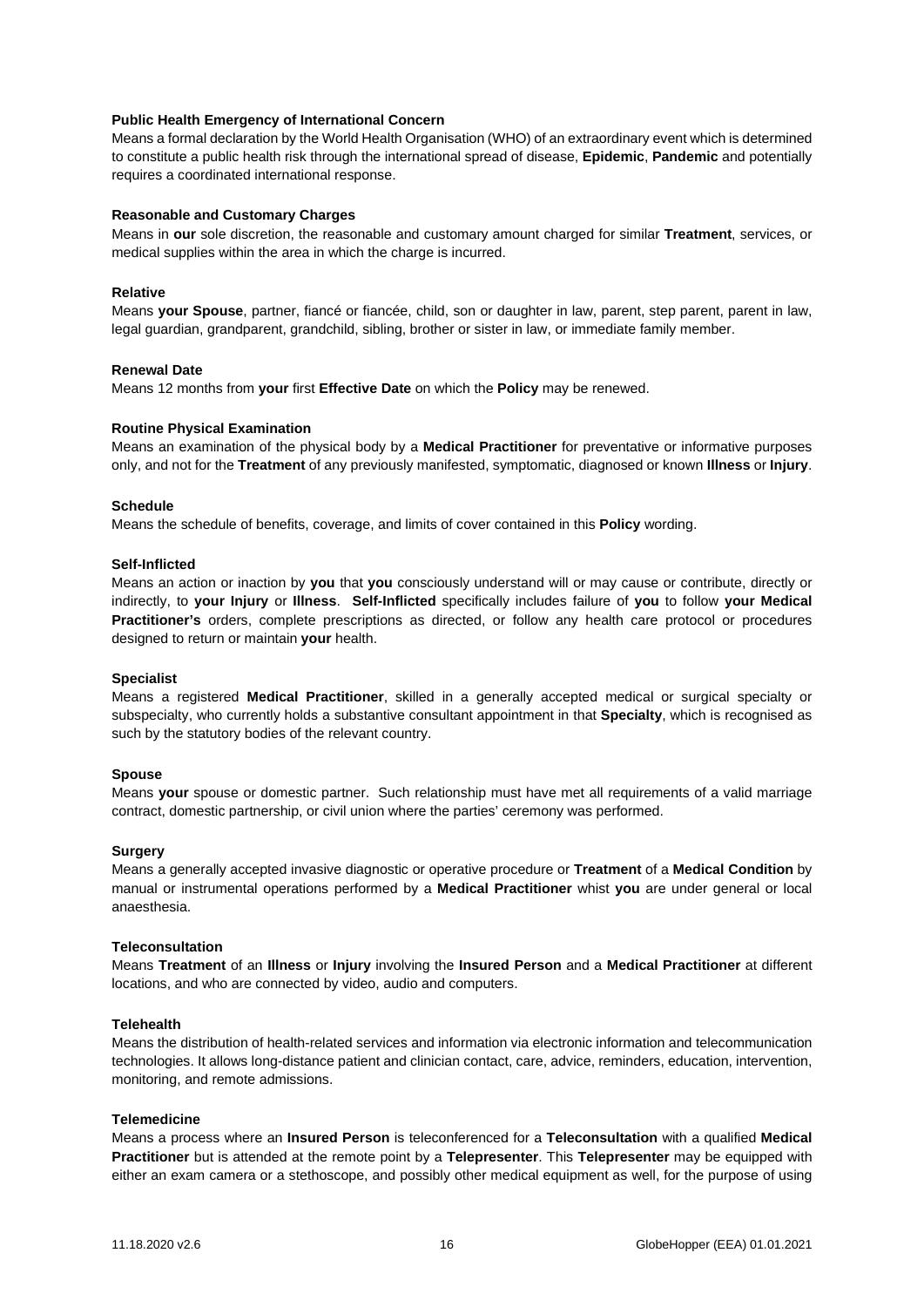**Public Health Emergency of International Concern**
Means a formal declaration by the World Health Organisation (WHO) of an extraordinary event which is determined to constitute a public health risk through the international spread of disease, **Epidemic**, **Pandemic** and potentially requires a coordinated international response.

**Reasonable and Customary Charges**
Means in **our** sole discretion, the reasonable and customary amount charged for similar **Treatment**, services, or medical supplies within the area in which the charge is incurred.

**Relative**
Means **your Spouse**, partner, fiancé or fiancée, child, son or daughter in law, parent, step parent, parent in law, legal guardian, grandparent, grandchild, sibling, brother or sister in law, or immediate family member.

**Renewal Date**
Means 12 months from **your** first **Effective Date** on which the **Policy** may be renewed.

**Routine Physical Examination**
Means an examination of the physical body by a **Medical Practitioner** for preventative or informative purposes only, and not for the **Treatment** of any previously manifested, symptomatic, diagnosed or known **Illness** or **Injury**.

**Schedule**
Means the schedule of benefits, coverage, and limits of cover contained in this **Policy** wording.

**Self-Inflicted**
Means an action or inaction by **you** that **you** consciously understand will or may cause or contribute, directly or indirectly, to **your Injury** or **Illness**. **Self-Inflicted** specifically includes failure of **you** to follow **your Medical Practitioner's** orders, complete prescriptions as directed, or follow any health care protocol or procedures designed to return or maintain **your** health.

**Specialist**
Means a registered **Medical Practitioner**, skilled in a generally accepted medical or surgical specialty or subspecialty, who currently holds a substantive consultant appointment in that **Specialty**, which is recognised as such by the statutory bodies of the relevant country.

**Spouse**
Means **your** spouse or domestic partner. Such relationship must have met all requirements of a valid marriage contract, domestic partnership, or civil union where the parties' ceremony was performed.

**Surgery**
Means a generally accepted invasive diagnostic or operative procedure or **Treatment** of a **Medical Condition** by manual or instrumental operations performed by a **Medical Practitioner** whist **you** are under general or local anaesthesia.

**Teleconsultation**
Means **Treatment** of an **Illness** or **Injury** involving the **Insured Person** and a **Medical Practitioner** at different locations, and who are connected by video, audio and computers.

**Telehealth**
Means the distribution of health-related services and information via electronic information and telecommunication technologies. It allows long-distance patient and clinician contact, care, advice, reminders, education, intervention, monitoring, and remote admissions.

**Telemedicine**
Means a process where an **Insured Person** is teleconferenced for a **Teleconsultation** with a qualified **Medical Practitioner** but is attended at the remote point by a **Telepresenter**. This **Telepresenter** may be equipped with either an exam camera or a stethoscope, and possibly other medical equipment as well, for the purpose of using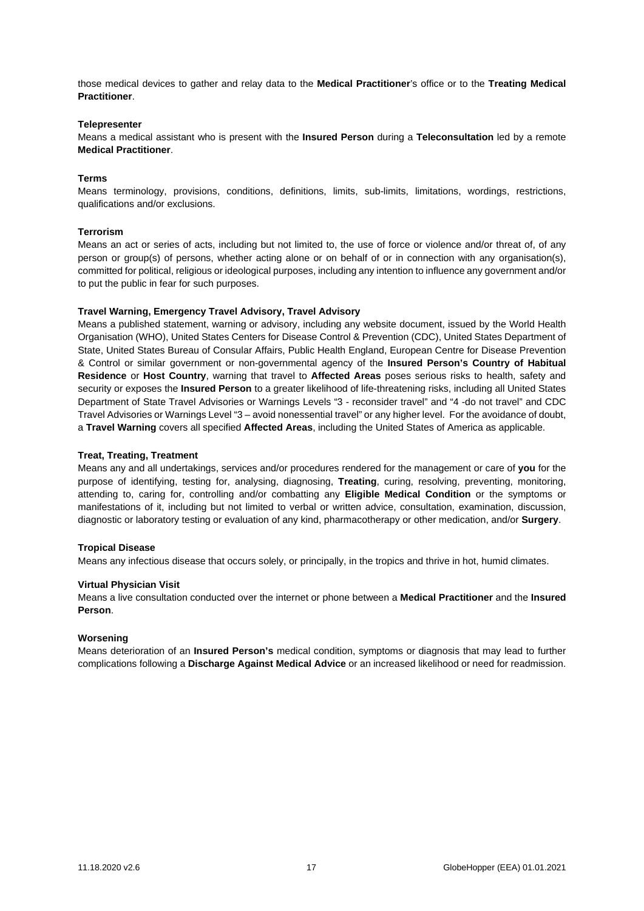those medical devices to gather and relay data to the **Medical Practitioner**'s office or to the **Treating Medical Practitioner**.

**Telepresenter**

Means a medical assistant who is present with the **Insured Person** during a **Teleconsultation** led by a remote **Medical Practitioner**.

**Terms**

Means terminology, provisions, conditions, definitions, limits, sub-limits, limitations, wordings, restrictions, qualifications and/or exclusions.

**Terrorism**

Means an act or series of acts, including but not limited to, the use of force or violence and/or threat of, of any person or group(s) of persons, whether acting alone or on behalf of or in connection with any organisation(s), committed for political, religious or ideological purposes, including any intention to influence any government and/or to put the public in fear for such purposes.

**Travel Warning, Emergency Travel Advisory, Travel Advisory**

Means a published statement, warning or advisory, including any website document, issued by the World Health Organisation (WHO), United States Centers for Disease Control & Prevention (CDC), United States Department of State, United States Bureau of Consular Affairs, Public Health England, European Centre for Disease Prevention & Control or similar government or non-governmental agency of the **Insured Person's Country of Habitual Residence** or **Host Country**, warning that travel to **Affected Areas** poses serious risks to health, safety and security or exposes the **Insured Person** to a greater likelihood of life-threatening risks, including all United States Department of State Travel Advisories or Warnings Levels "3 - reconsider travel" and "4 -do not travel" and CDC Travel Advisories or Warnings Level "3 – avoid nonessential travel" or any higher level. For the avoidance of doubt, a **Travel Warning** covers all specified **Affected Areas**, including the United States of America as applicable.

**Treat, Treating, Treatment**

Means any and all undertakings, services and/or procedures rendered for the management or care of **you** for the purpose of identifying, testing for, analysing, diagnosing, **Treating**, curing, resolving, preventing, monitoring, attending to, caring for, controlling and/or combatting any **Eligible Medical Condition** or the symptoms or manifestations of it, including but not limited to verbal or written advice, consultation, examination, discussion, diagnostic or laboratory testing or evaluation of any kind, pharmacotherapy or other medication, and/or **Surgery**.

**Tropical Disease**

Means any infectious disease that occurs solely, or principally, in the tropics and thrive in hot, humid climates.

**Virtual Physician Visit**

Means a live consultation conducted over the internet or phone between a **Medical Practitioner** and the **Insured Person**.

**Worsening**

Means deterioration of an **Insured Person's** medical condition, symptoms or diagnosis that may lead to further complications following a **Discharge Against Medical Advice** or an increased likelihood or need for readmission.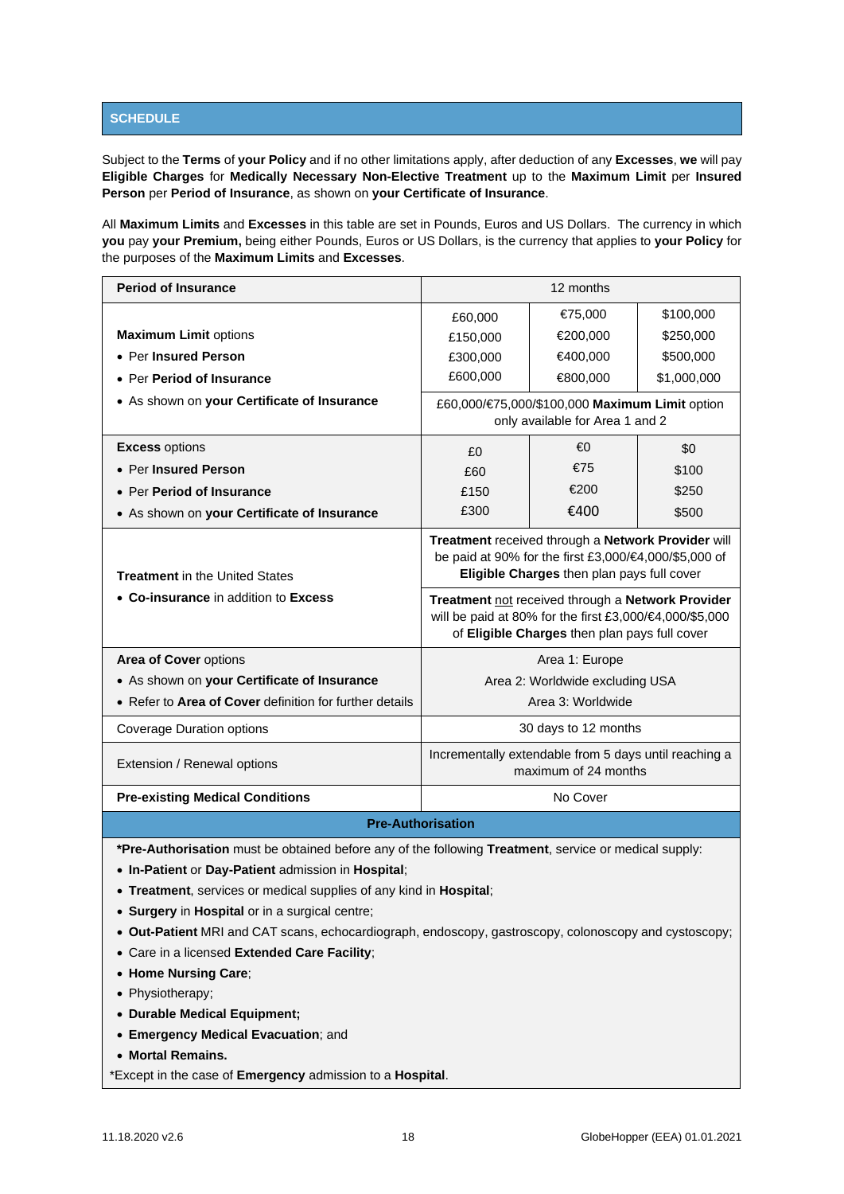## SCHEDULE

Subject to the **Terms** of **your Policy** and if no other limitations apply, after deduction of any **Excesses**, **we** will pay **Eligible Charges** for **Medically Necessary Non-Elective Treatment** up to the **Maximum Limit** per **Insured Person** per **Period of Insurance**, as shown on **your Certificate of Insurance**.

All **Maximum Limits** and **Excesses** in this table are set in Pounds, Euros and US Dollars. The currency in which **you** pay **your Premium,** being either Pounds, Euros or US Dollars, is the currency that applies to **your Policy** for the purposes of the **Maximum Limits** and **Excesses**.

| **Period of Insurance** | 12 months | | |
|---|---|---|---|
| **Maximum Limit** options<br>• Per **Insured Person**<br>• Per **Period of Insurance**<br>• As shown on **your Certificate of Insurance** | £60,000<br>£150,000<br>£300,000<br>£600,000 | €75,000<br>€200,000<br>€400,000<br>€800,000 | $100,000<br>$250,000<br>$500,000<br>$1,000,000 |
| | £60,000/€75,000/$100,000 **Maximum Limit** option only available for Area 1 and 2 | | |
| **Excess** options<br>• Per **Insured Person**<br>• Per **Period of Insurance**<br>• As shown on **your Certificate of Insurance** | £0<br>£60<br>£150<br>£300 | €0<br>€75<br>€200<br>€400 | $0<br>$100<br>$250<br>$500 |
| **Treatment** in the United States<br>• **Co-insurance** in addition to **Excess** | **Treatment** received through a **Network Provider** will be paid at 90% for the first £3,000/€4,000/$5,000 of **Eligible Charges** then plan pays full cover | | |
| | **Treatment** not received through a **Network Provider** will be paid at 80% for the first £3,000/€4,000/$5,000 of **Eligible Charges** then plan pays full cover | | |
| **Area of Cover** options<br>• As shown on **your Certificate of Insurance**<br>• Refer to **Area of Cover** definition for further details | Area 1: Europe<br>Area 2: Worldwide excluding USA<br>Area 3: Worldwide | | |
| Coverage Duration options | 30 days to 12 months | | |
| Extension / Renewal options | Incrementally extendable from 5 days until reaching a maximum of 24 months | | |
| **Pre-existing Medical Conditions** | No Cover | | |

### Pre-Authorisation

***Pre-Authorisation** must be obtained before any of the following **Treatment**, service or medical supply:

- **In-Patient** or **Day-Patient** admission in **Hospital**;
- **Treatment**, services or medical supplies of any kind in **Hospital**;
- **Surgery** in **Hospital** or in a surgical centre;
- **Out-Patient** MRI and CAT scans, echocardiograph, endoscopy, gastroscopy, colonoscopy and cystoscopy;
- Care in a licensed **Extended Care Facility**;
- **Home Nursing Care**;
- Physiotherapy;
- **Durable Medical Equipment;**
- **Emergency Medical Evacuation**; and
- **Mortal Remains.**

*Except in the case of **Emergency** admission to a **Hospital**.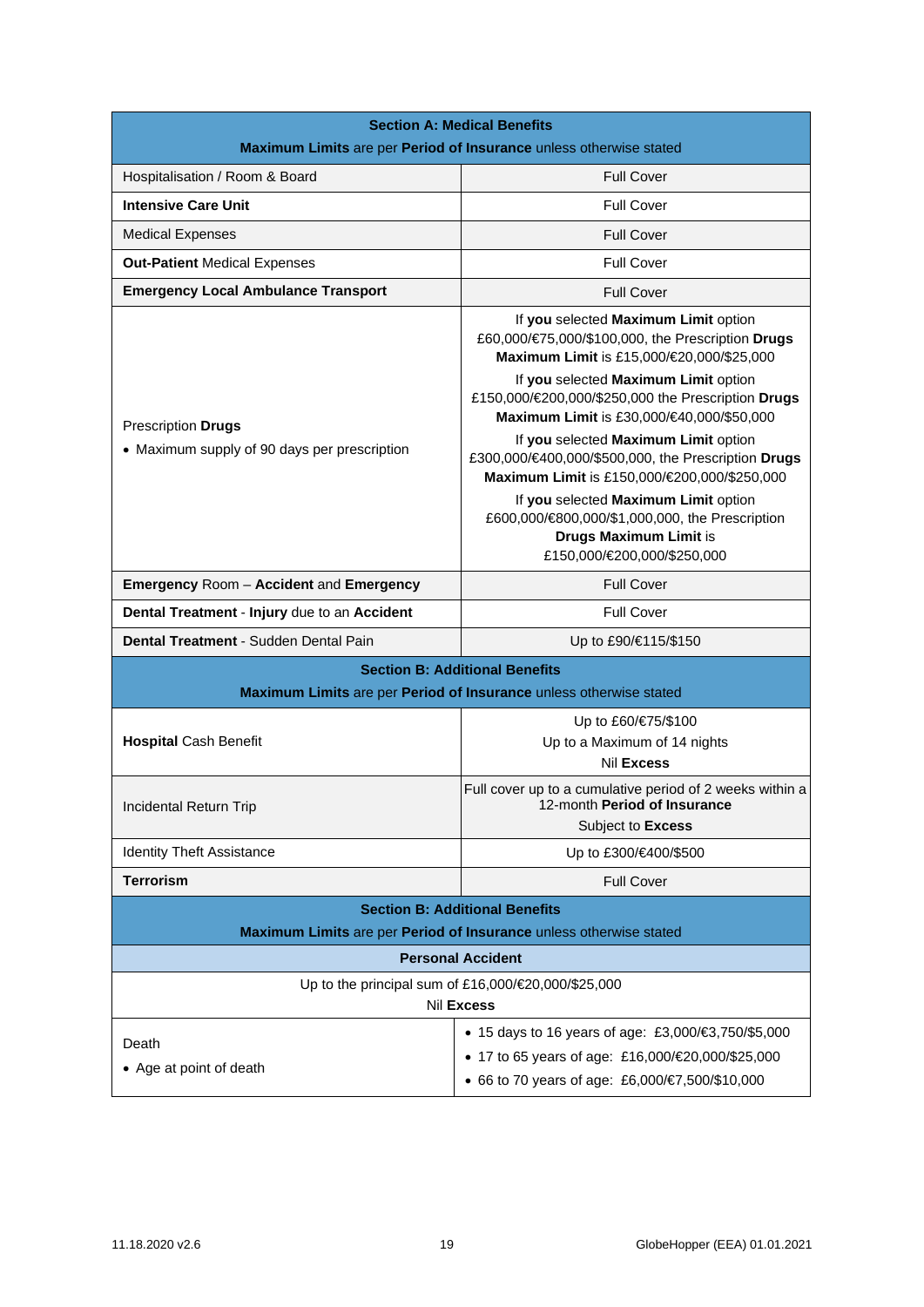| **Section A: Medical Benefits**<br>**Maximum Limits** are per **Period of Insurance** unless otherwise stated | |
|---|---|
| Hospitalisation / Room & Board | Full Cover |
| **Intensive Care Unit** | Full Cover |
| Medical Expenses | Full Cover |
| **Out-Patient** Medical Expenses | Full Cover |
| **Emergency Local Ambulance Transport** | Full Cover |
| Prescription **Drugs**<br>• Maximum supply of 90 days per prescription | If **you** selected **Maximum Limit** option £60,000/€75,000/$100,000, the Prescription **Drugs Maximum Limit** is £15,000/€20,000/$25,000<br>If **you** selected **Maximum Limit** option £150,000/€200,000/$250,000 the Prescription **Drugs Maximum Limit** is £30,000/€40,000/$50,000<br>If **you** selected **Maximum Limit** option £300,000/€400,000/$500,000, the Prescription **Drugs Maximum Limit** is £150,000/€200,000/$250,000<br>If **you** selected **Maximum Limit** option £600,000/€800,000/$1,000,000, the Prescription **Drugs Maximum Limit** is £150,000/€200,000/$250,000 |
| **Emergency** Room – **Accident** and **Emergency** | Full Cover |
| **Dental Treatment** - **Injury** due to an **Accident** | Full Cover |
| **Dental Treatment** - Sudden Dental Pain | Up to £90/€115/$150 |
| **Section B: Additional Benefits**<br>**Maximum Limits** are per **Period of Insurance** unless otherwise stated | |
| **Hospital** Cash Benefit | Up to £60/€75/$100<br>Up to a Maximum of 14 nights<br>Nil **Excess** |
| Incidental Return Trip | Full cover up to a cumulative period of 2 weeks within a 12-month **Period of Insurance**<br>Subject to **Excess** |
| Identity Theft Assistance | Up to £300/€400/$500 |
| **Terrorism** | Full Cover |
| **Section B: Additional Benefits**<br>**Maximum Limits** are per **Period of Insurance** unless otherwise stated | |
| **Personal Accident** | |
| Up to the principal sum of £16,000/€20,000/$25,000<br>Nil **Excess** | |
| Death<br>• Age at point of death | • 15 days to 16 years of age: £3,000/€3,750/$5,000<br>• 17 to 65 years of age: £16,000/€20,000/$25,000<br>• 66 to 70 years of age: £6,000/€7,500/$10,000 |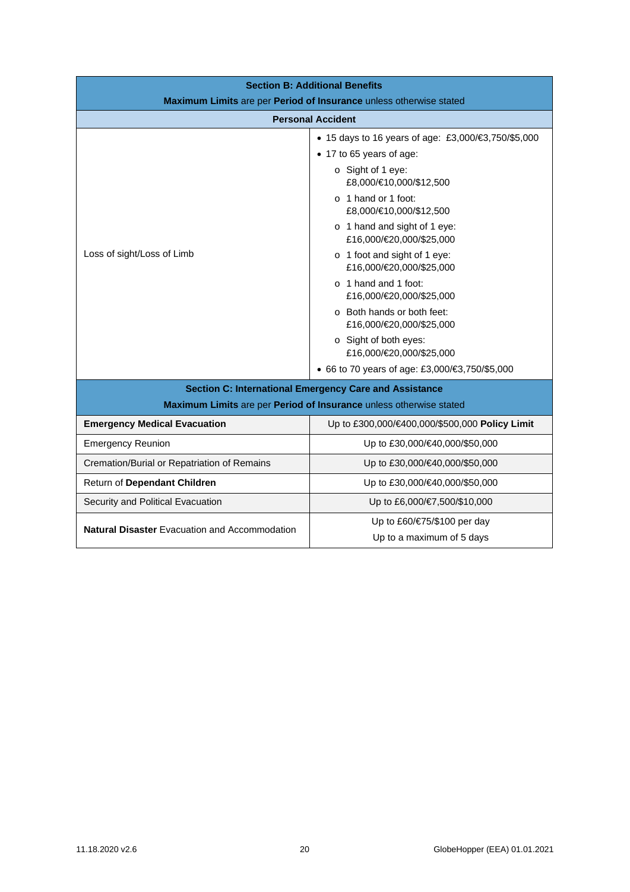| **Section B: Additional Benefits**<br>**Maximum Limits** are per **Period of Insurance** unless otherwise stated | |
|---|---|
| **Personal Accident** | |
| Loss of sight/Loss of Limb | • 15 days to 16 years of age: £3,000/€3,750/$5,000<br>• 17 to 65 years of age:<br>o Sight of 1 eye: £8,000/€10,000/$12,500<br>o 1 hand or 1 foot: £8,000/€10,000/$12,500<br>o 1 hand and sight of 1 eye: £16,000/€20,000/$25,000<br>o 1 foot and sight of 1 eye: £16,000/€20,000/$25,000<br>o 1 hand and 1 foot: £16,000/€20,000/$25,000<br>o Both hands or both feet: £16,000/€20,000/$25,000<br>o Sight of both eyes: £16,000/€20,000/$25,000<br>• 66 to 70 years of age: £3,000/€3,750/$5,000 |
| **Section C: International Emergency Care and Assistance**<br>**Maximum Limits** are per **Period of Insurance** unless otherwise stated | |
| **Emergency Medical Evacuation** | Up to £300,000/€400,000/$500,000 **Policy Limit** |
| Emergency Reunion | Up to £30,000/€40,000/$50,000 |
| Cremation/Burial or Repatriation of Remains | Up to £30,000/€40,000/$50,000 |
| Return of **Dependant Children** | Up to £30,000/€40,000/$50,000 |
| Security and Political Evacuation | Up to £6,000/€7,500/$10,000 |
| **Natural Disaster** Evacuation and Accommodation | Up to £60/€75/$100 per day<br>Up to a maximum of 5 days |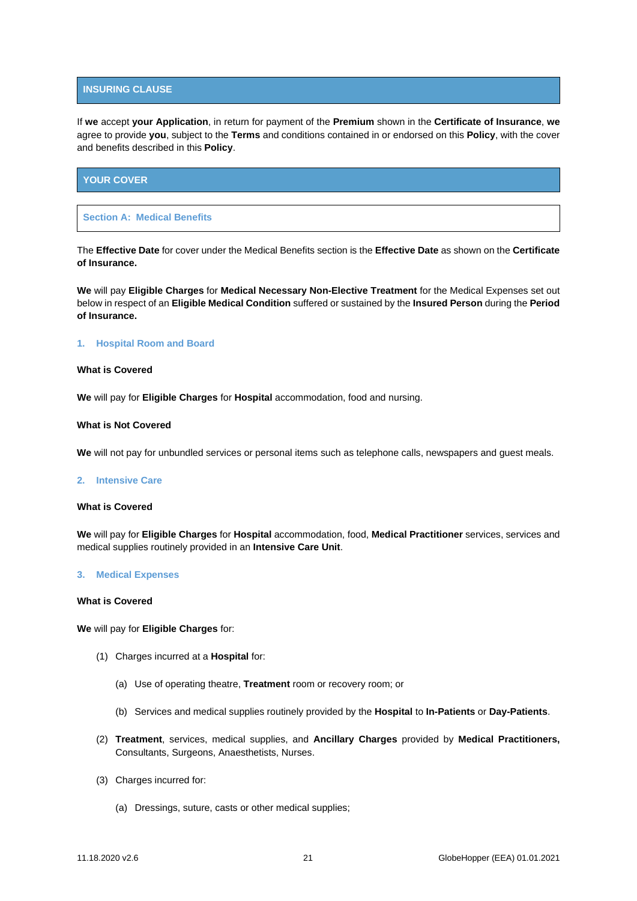## INSURING CLAUSE

If **we** accept **your Application**, in return for payment of the **Premium** shown in the **Certificate of Insurance**, **we** agree to provide **you**, subject to the **Terms** and conditions contained in or endorsed on this **Policy**, with the cover and benefits described in this **Policy**.

## YOUR COVER

### Section A: Medical Benefits

The **Effective Date** for cover under the Medical Benefits section is the **Effective Date** as shown on the **Certificate of Insurance.**

**We** will pay **Eligible Charges** for **Medical Necessary Non-Elective Treatment** for the Medical Expenses set out below in respect of an **Eligible Medical Condition** suffered or sustained by the **Insured Person** during the **Period of Insurance.**

#### 1. Hospital Room and Board

**What is Covered**

**We** will pay for **Eligible Charges** for **Hospital** accommodation, food and nursing.

**What is Not Covered**

**We** will not pay for unbundled services or personal items such as telephone calls, newspapers and guest meals.

#### 2. Intensive Care

**What is Covered**

**We** will pay for **Eligible Charges** for **Hospital** accommodation, food, **Medical Practitioner** services, services and medical supplies routinely provided in an **Intensive Care Unit**.

#### 3. Medical Expenses

**What is Covered**

**We** will pay for **Eligible Charges** for:

(1) Charges incurred at a **Hospital** for:

- (a) Use of operating theatre, **Treatment** room or recovery room; or
- (b) Services and medical supplies routinely provided by the **Hospital** to **In-Patients** or **Day-Patients**.

(2) **Treatment**, services, medical supplies, and **Ancillary Charges** provided by **Medical Practitioners,** Consultants, Surgeons, Anaesthetists, Nurses.

(3) Charges incurred for:

- (a) Dressings, suture, casts or other medical supplies;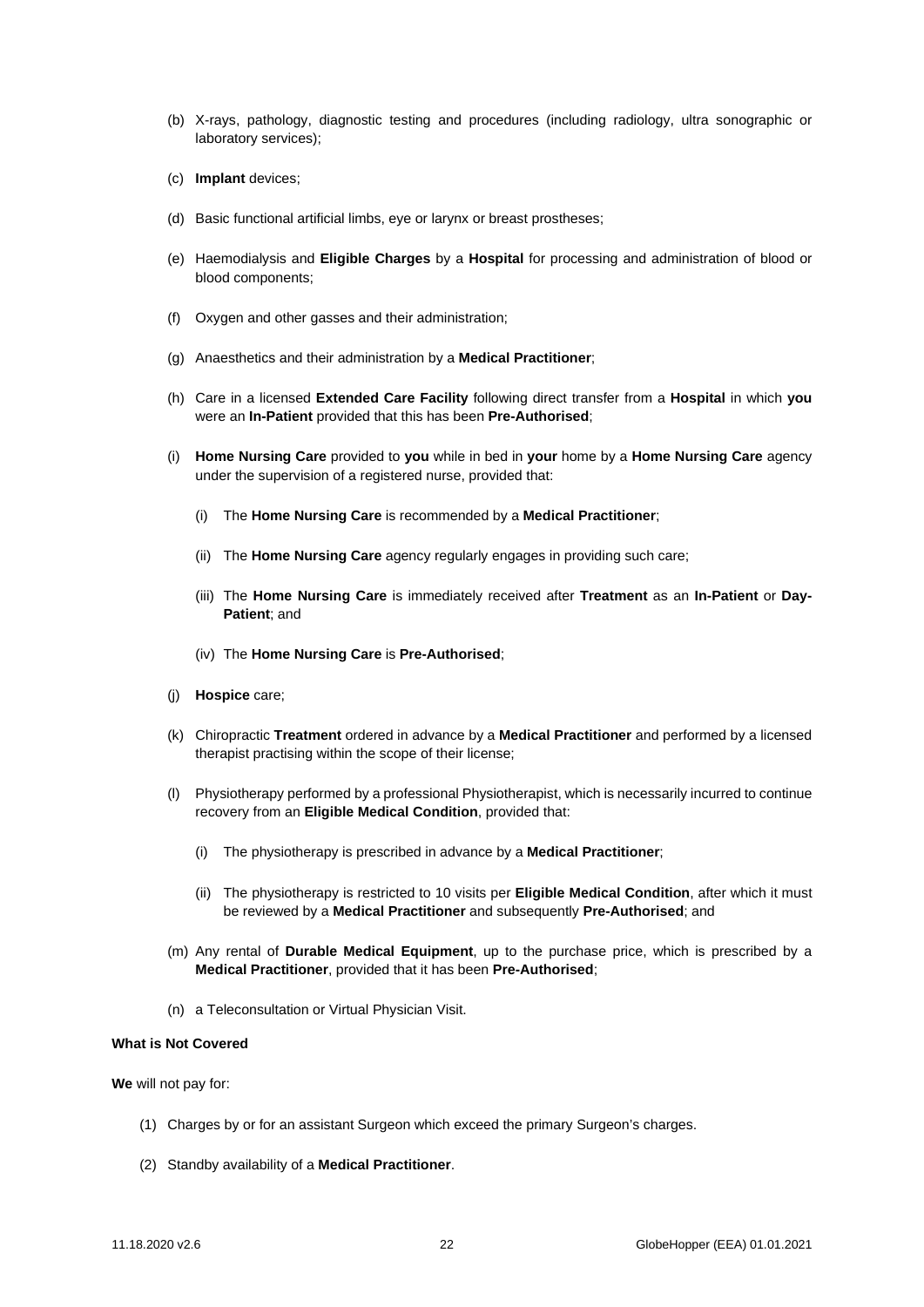(b) X-rays, pathology, diagnostic testing and procedures (including radiology, ultra sonographic or laboratory services);

(c) **Implant** devices;

(d) Basic functional artificial limbs, eye or larynx or breast prostheses;

(e) Haemodialysis and **Eligible Charges** by a **Hospital** for processing and administration of blood or blood components;

(f) Oxygen and other gasses and their administration;

(g) Anaesthetics and their administration by a **Medical Practitioner**;

(h) Care in a licensed **Extended Care Facility** following direct transfer from a **Hospital** in which **you** were an **In-Patient** provided that this has been **Pre-Authorised**;

(i) **Home Nursing Care** provided to **you** while in bed in **your** home by a **Home Nursing Care** agency under the supervision of a registered nurse, provided that:

   (i) The **Home Nursing Care** is recommended by a **Medical Practitioner**;

   (ii) The **Home Nursing Care** agency regularly engages in providing such care;

   (iii) The **Home Nursing Care** is immediately received after **Treatment** as an **In-Patient** or **Day-Patient**; and

   (iv) The **Home Nursing Care** is **Pre-Authorised**;

(j) **Hospice** care;

(k) Chiropractic **Treatment** ordered in advance by a **Medical Practitioner** and performed by a licensed therapist practising within the scope of their license;

(l) Physiotherapy performed by a professional Physiotherapist, which is necessarily incurred to continue recovery from an **Eligible Medical Condition**, provided that:

   (i) The physiotherapy is prescribed in advance by a **Medical Practitioner**;

   (ii) The physiotherapy is restricted to 10 visits per **Eligible Medical Condition**, after which it must be reviewed by a **Medical Practitioner** and subsequently **Pre-Authorised**; and

(m) Any rental of **Durable Medical Equipment**, up to the purchase price, which is prescribed by a **Medical Practitioner**, provided that it has been **Pre-Authorised**;

(n) a Teleconsultation or Virtual Physician Visit.

**What is Not Covered**

**We** will not pay for:

(1) Charges by or for an assistant Surgeon which exceed the primary Surgeon's charges.

(2) Standby availability of a **Medical Practitioner**.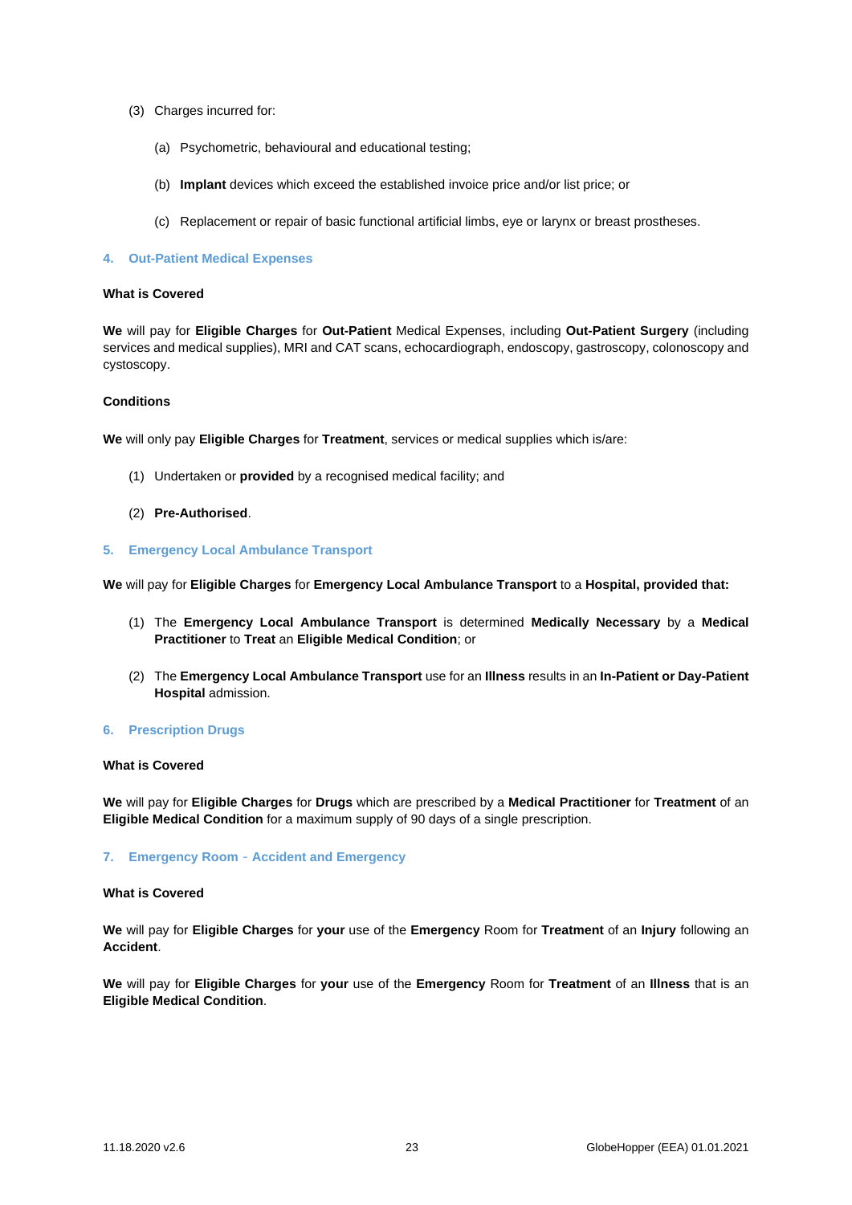(3) Charges incurred for:

(a) Psychometric, behavioural and educational testing;

(b) **Implant** devices which exceed the established invoice price and/or list price; or

(c) Replacement or repair of basic functional artificial limbs, eye or larynx or breast prostheses.

### 4. Out-Patient Medical Expenses

**What is Covered**

**We** will pay for **Eligible Charges** for **Out-Patient** Medical Expenses, including **Out-Patient Surgery** (including services and medical supplies), MRI and CAT scans, echocardiograph, endoscopy, gastroscopy, colonoscopy and cystoscopy.

**Conditions**

**We** will only pay **Eligible Charges** for **Treatment**, services or medical supplies which is/are:

(1) Undertaken or **provided** by a recognised medical facility; and

(2) **Pre-Authorised**.

### 5. Emergency Local Ambulance Transport

**We** will pay for **Eligible Charges** for **Emergency Local Ambulance Transport** to a **Hospital, provided that:**

(1) The **Emergency Local Ambulance Transport** is determined **Medically Necessary** by a **Medical Practitioner** to **Treat** an **Eligible Medical Condition**; or

(2) The **Emergency Local Ambulance Transport** use for an **Illness** results in an **In-Patient or Day-Patient Hospital** admission.

### 6. Prescription Drugs

**What is Covered**

**We** will pay for **Eligible Charges** for **Drugs** which are prescribed by a **Medical Practitioner** for **Treatment** of an **Eligible Medical Condition** for a maximum supply of 90 days of a single prescription.

### 7. Emergency Room - Accident and Emergency

**What is Covered**

**We** will pay for **Eligible Charges** for **your** use of the **Emergency** Room for **Treatment** of an **Injury** following an **Accident**.

**We** will pay for **Eligible Charges** for **your** use of the **Emergency** Room for **Treatment** of an **Illness** that is an **Eligible Medical Condition**.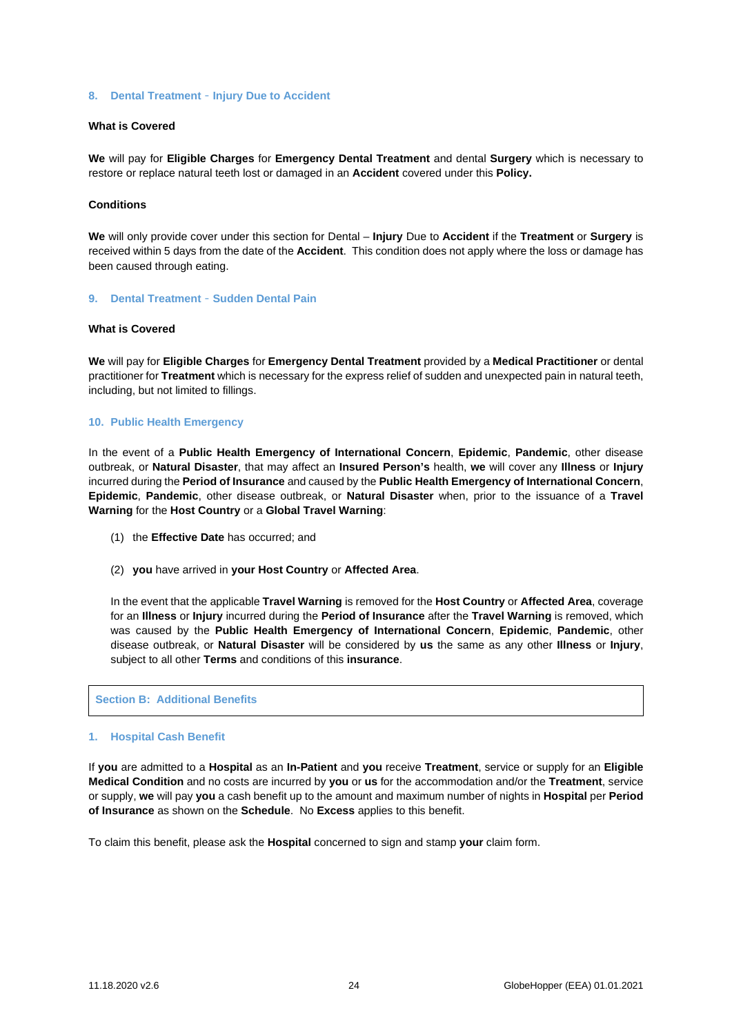### 8. Dental Treatment - Injury Due to Accident

**What is Covered**

**We** will pay for **Eligible Charges** for **Emergency Dental Treatment** and dental **Surgery** which is necessary to restore or replace natural teeth lost or damaged in an **Accident** covered under this **Policy.**

**Conditions**

**We** will only provide cover under this section for Dental – **Injury** Due to **Accident** if the **Treatment** or **Surgery** is received within 5 days from the date of the **Accident**. This condition does not apply where the loss or damage has been caused through eating.

### 9. Dental Treatment - Sudden Dental Pain

**What is Covered**

**We** will pay for **Eligible Charges** for **Emergency Dental Treatment** provided by a **Medical Practitioner** or dental practitioner for **Treatment** which is necessary for the express relief of sudden and unexpected pain in natural teeth, including, but not limited to fillings.

### 10. Public Health Emergency

In the event of a **Public Health Emergency of International Concern**, **Epidemic**, **Pandemic**, other disease outbreak, or **Natural Disaster**, that may affect an **Insured Person's** health, **we** will cover any **Illness** or **Injury** incurred during the **Period of Insurance** and caused by the **Public Health Emergency of International Concern**, **Epidemic**, **Pandemic**, other disease outbreak, or **Natural Disaster** when, prior to the issuance of a **Travel Warning** for the **Host Country** or a **Global Travel Warning**:

(1) the **Effective Date** has occurred; and

(2) **you** have arrived in **your Host Country** or **Affected Area**.

In the event that the applicable **Travel Warning** is removed for the **Host Country** or **Affected Area**, coverage for an **Illness** or **Injury** incurred during the **Period of Insurance** after the **Travel Warning** is removed, which was caused by the **Public Health Emergency of International Concern**, **Epidemic**, **Pandemic**, other disease outbreak, or **Natural Disaster** will be considered by **us** the same as any other **Illness** or **Injury**, subject to all other **Terms** and conditions of this **insurance**.

## Section B: Additional Benefits

### 1. Hospital Cash Benefit

If **you** are admitted to a **Hospital** as an **In-Patient** and **you** receive **Treatment**, service or supply for an **Eligible Medical Condition** and no costs are incurred by **you** or **us** for the accommodation and/or the **Treatment**, service or supply, **we** will pay **you** a cash benefit up to the amount and maximum number of nights in **Hospital** per **Period of Insurance** as shown on the **Schedule**. No **Excess** applies to this benefit.

To claim this benefit, please ask the **Hospital** concerned to sign and stamp **your** claim form.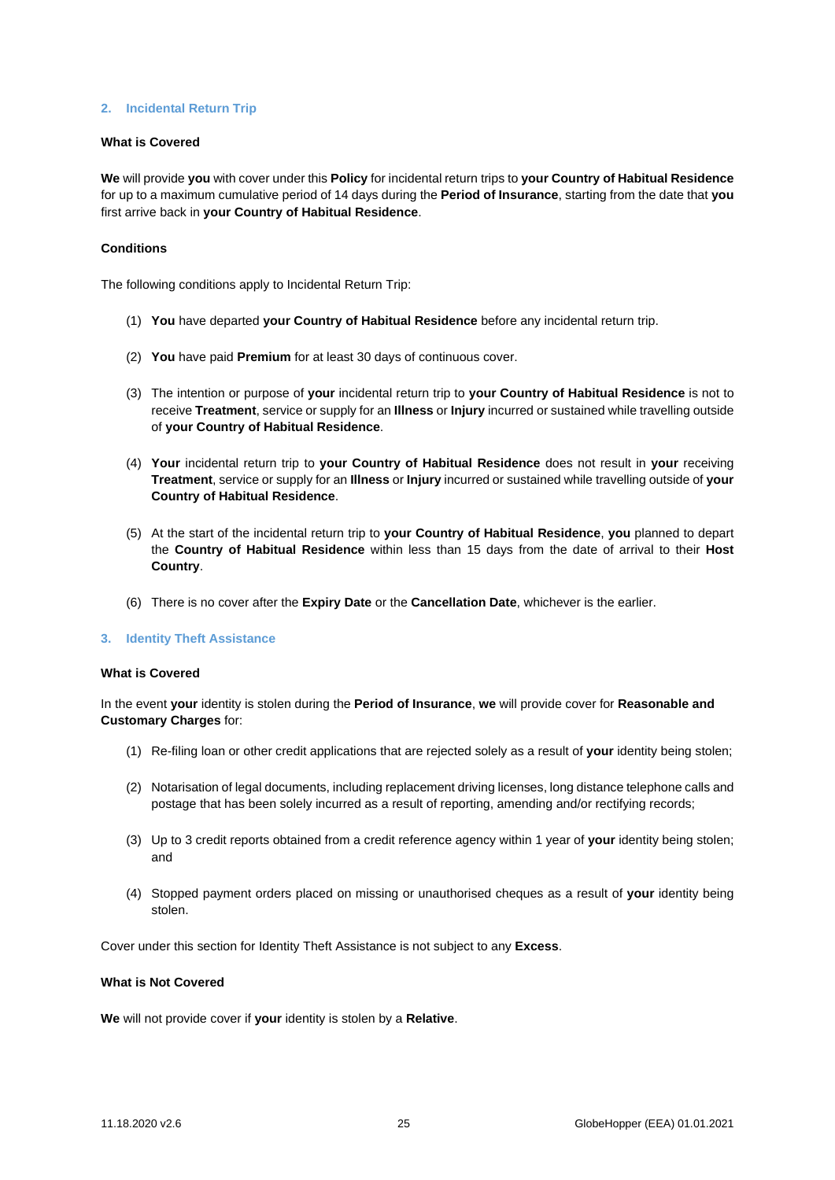## 2. Incidental Return Trip

### What is Covered

**We** will provide **you** with cover under this **Policy** for incidental return trips to **your Country of Habitual Residence** for up to a maximum cumulative period of 14 days during the **Period of Insurance**, starting from the date that **you** first arrive back in **your Country of Habitual Residence**.

### Conditions

The following conditions apply to Incidental Return Trip:

(1) **You** have departed **your Country of Habitual Residence** before any incidental return trip.

(2) **You** have paid **Premium** for at least 30 days of continuous cover.

(3) The intention or purpose of **your** incidental return trip to **your Country of Habitual Residence** is not to receive **Treatment**, service or supply for an **Illness** or **Injury** incurred or sustained while travelling outside of **your Country of Habitual Residence**.

(4) **Your** incidental return trip to **your Country of Habitual Residence** does not result in **your** receiving **Treatment**, service or supply for an **Illness** or **Injury** incurred or sustained while travelling outside of **your Country of Habitual Residence**.

(5) At the start of the incidental return trip to **your Country of Habitual Residence**, **you** planned to depart the **Country of Habitual Residence** within less than 15 days from the date of arrival to their **Host Country**.

(6) There is no cover after the **Expiry Date** or the **Cancellation Date**, whichever is the earlier.

## 3. Identity Theft Assistance

### What is Covered

In the event **your** identity is stolen during the **Period of Insurance**, **we** will provide cover for **Reasonable and Customary Charges** for:

(1) Re-filing loan or other credit applications that are rejected solely as a result of **your** identity being stolen;

(2) Notarisation of legal documents, including replacement driving licenses, long distance telephone calls and postage that has been solely incurred as a result of reporting, amending and/or rectifying records;

(3) Up to 3 credit reports obtained from a credit reference agency within 1 year of **your** identity being stolen; and

(4) Stopped payment orders placed on missing or unauthorised cheques as a result of **your** identity being stolen.

Cover under this section for Identity Theft Assistance is not subject to any **Excess**.

### What is Not Covered

**We** will not provide cover if **your** identity is stolen by a **Relative**.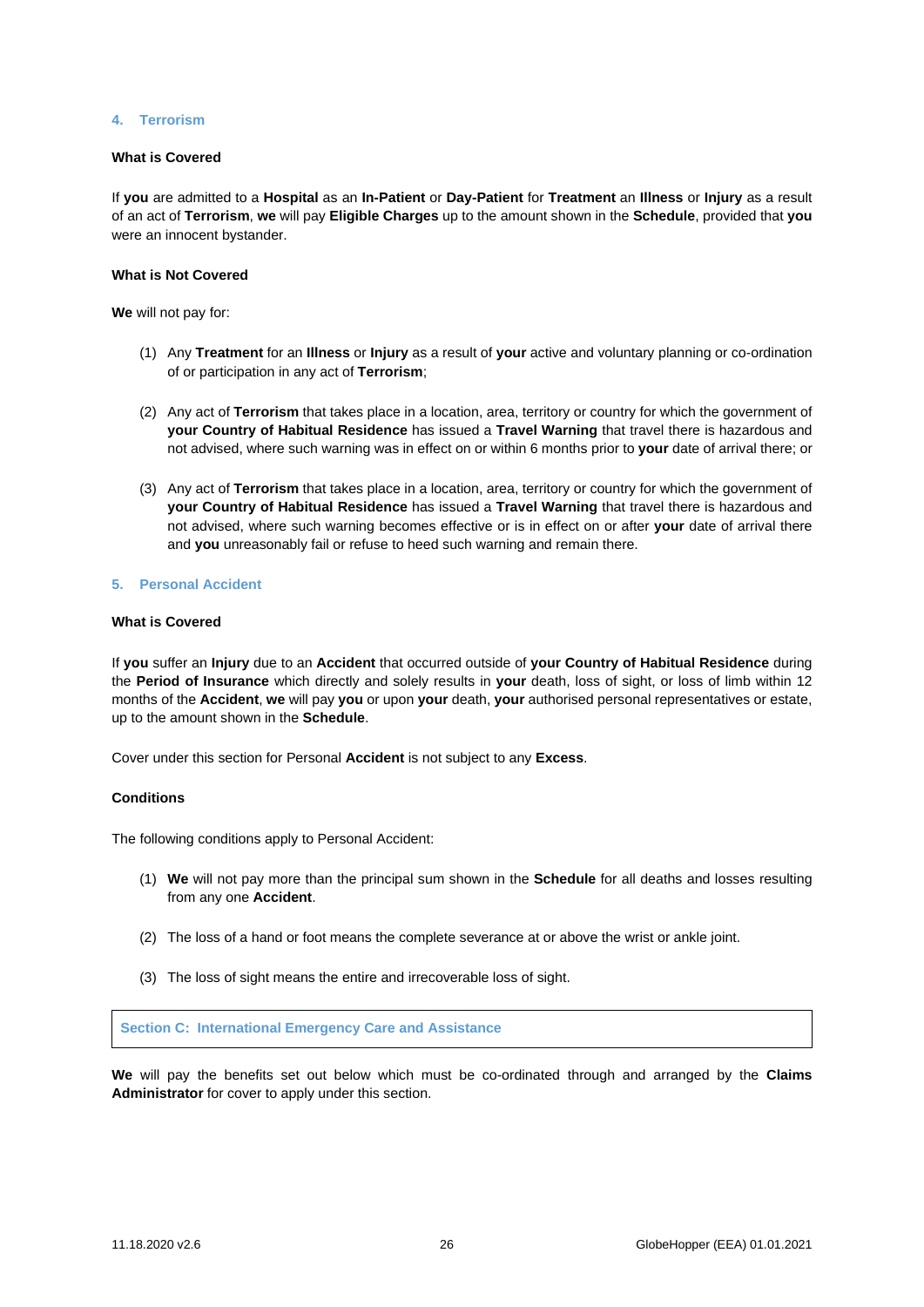### 4. Terrorism

**What is Covered**

If **you** are admitted to a **Hospital** as an **In-Patient** or **Day-Patient** for **Treatment** an **Illness** or **Injury** as a result of an act of **Terrorism**, **we** will pay **Eligible Charges** up to the amount shown in the **Schedule**, provided that **you** were an innocent bystander.

**What is Not Covered**

**We** will not pay for:

(1) Any **Treatment** for an **Illness** or **Injury** as a result of **your** active and voluntary planning or co-ordination of or participation in any act of **Terrorism**;

(2) Any act of **Terrorism** that takes place in a location, area, territory or country for which the government of **your Country of Habitual Residence** has issued a **Travel Warning** that travel there is hazardous and not advised, where such warning was in effect on or within 6 months prior to **your** date of arrival there; or

(3) Any act of **Terrorism** that takes place in a location, area, territory or country for which the government of **your Country of Habitual Residence** has issued a **Travel Warning** that travel there is hazardous and not advised, where such warning becomes effective or is in effect on or after **your** date of arrival there and **you** unreasonably fail or refuse to heed such warning and remain there.

### 5. Personal Accident

**What is Covered**

If **you** suffer an **Injury** due to an **Accident** that occurred outside of **your Country of Habitual Residence** during the **Period of Insurance** which directly and solely results in **your** death, loss of sight, or loss of limb within 12 months of the **Accident**, **we** will pay **you** or upon **your** death, **your** authorised personal representatives or estate, up to the amount shown in the **Schedule**.

Cover under this section for Personal **Accident** is not subject to any **Excess**.

**Conditions**

The following conditions apply to Personal Accident:

(1) **We** will not pay more than the principal sum shown in the **Schedule** for all deaths and losses resulting from any one **Accident**.

(2) The loss of a hand or foot means the complete severance at or above the wrist or ankle joint.

(3) The loss of sight means the entire and irrecoverable loss of sight.

## Section C: International Emergency Care and Assistance

**We** will pay the benefits set out below which must be co-ordinated through and arranged by the **Claims Administrator** for cover to apply under this section.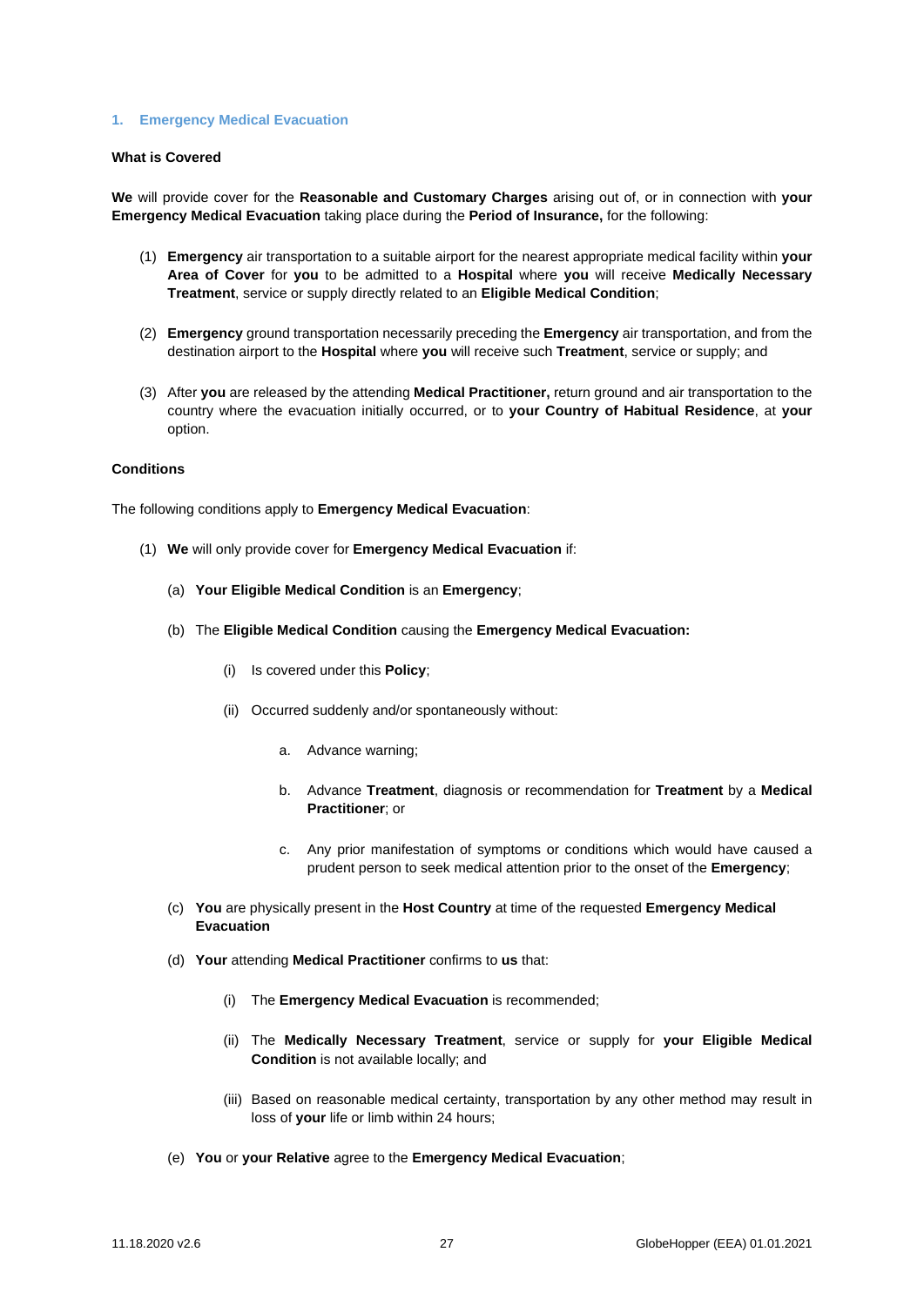## 1. Emergency Medical Evacuation

**What is Covered**

**We** will provide cover for the **Reasonable and Customary Charges** arising out of, or in connection with **your Emergency Medical Evacuation** taking place during the **Period of Insurance,** for the following:

(1) **Emergency** air transportation to a suitable airport for the nearest appropriate medical facility within **your Area of Cover** for **you** to be admitted to a **Hospital** where **you** will receive **Medically Necessary Treatment**, service or supply directly related to an **Eligible Medical Condition**;

(2) **Emergency** ground transportation necessarily preceding the **Emergency** air transportation, and from the destination airport to the **Hospital** where **you** will receive such **Treatment**, service or supply; and

(3) After **you** are released by the attending **Medical Practitioner,** return ground and air transportation to the country where the evacuation initially occurred, or to **your Country of Habitual Residence**, at **your** option.

**Conditions**

The following conditions apply to **Emergency Medical Evacuation**:

(1) **We** will only provide cover for **Emergency Medical Evacuation** if:

   (a) **Your Eligible Medical Condition** is an **Emergency**;

   (b) The **Eligible Medical Condition** causing the **Emergency Medical Evacuation:**

      (i) Is covered under this **Policy**;

      (ii) Occurred suddenly and/or spontaneously without:

         a. Advance warning;

         b. Advance **Treatment**, diagnosis or recommendation for **Treatment** by a **Medical Practitioner**; or

         c. Any prior manifestation of symptoms or conditions which would have caused a prudent person to seek medical attention prior to the onset of the **Emergency**;

   (c) **You** are physically present in the **Host Country** at time of the requested **Emergency Medical Evacuation**

   (d) **Your** attending **Medical Practitioner** confirms to **us** that:

      (i) The **Emergency Medical Evacuation** is recommended;

      (ii) The **Medically Necessary Treatment**, service or supply for **your Eligible Medical Condition** is not available locally; and

      (iii) Based on reasonable medical certainty, transportation by any other method may result in loss of **your** life or limb within 24 hours;

   (e) **You** or **your Relative** agree to the **Emergency Medical Evacuation**;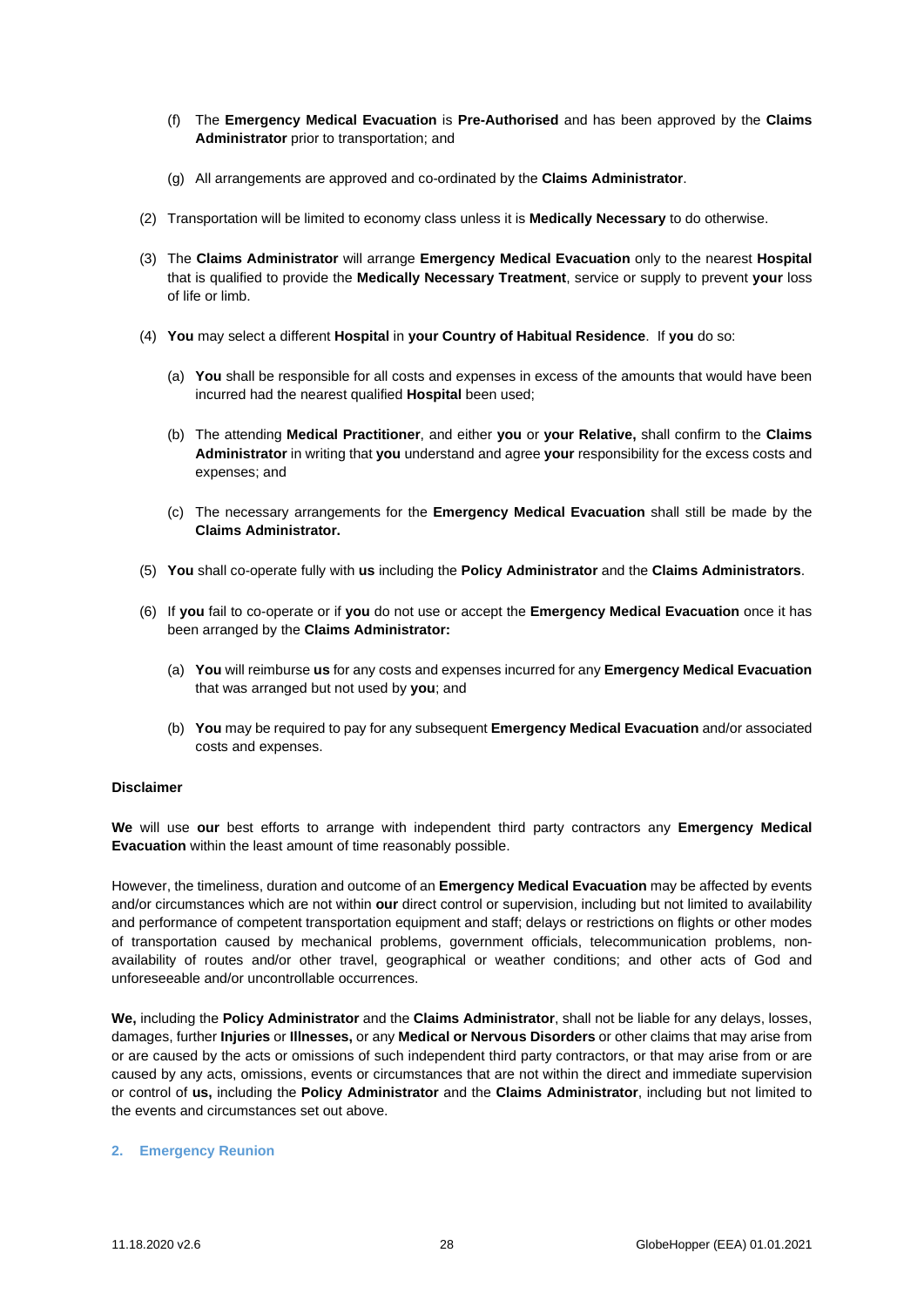(f) The **Emergency Medical Evacuation** is **Pre-Authorised** and has been approved by the **Claims Administrator** prior to transportation; and

(g) All arrangements are approved and co-ordinated by the **Claims Administrator**.

(2) Transportation will be limited to economy class unless it is **Medically Necessary** to do otherwise.

(3) The **Claims Administrator** will arrange **Emergency Medical Evacuation** only to the nearest **Hospital** that is qualified to provide the **Medically Necessary Treatment**, service or supply to prevent **your** loss of life or limb.

(4) **You** may select a different **Hospital** in **your Country of Habitual Residence**. If **you** do so:

(a) **You** shall be responsible for all costs and expenses in excess of the amounts that would have been incurred had the nearest qualified **Hospital** been used;

(b) The attending **Medical Practitioner**, and either **you** or **your Relative,** shall confirm to the **Claims Administrator** in writing that **you** understand and agree **your** responsibility for the excess costs and expenses; and

(c) The necessary arrangements for the **Emergency Medical Evacuation** shall still be made by the **Claims Administrator.**

(5) **You** shall co-operate fully with **us** including the **Policy Administrator** and the **Claims Administrators**.

(6) If **you** fail to co-operate or if **you** do not use or accept the **Emergency Medical Evacuation** once it has been arranged by the **Claims Administrator:**

(a) **You** will reimburse **us** for any costs and expenses incurred for any **Emergency Medical Evacuation** that was arranged but not used by **you**; and

(b) **You** may be required to pay for any subsequent **Emergency Medical Evacuation** and/or associated costs and expenses.

**Disclaimer**

**We** will use **our** best efforts to arrange with independent third party contractors any **Emergency Medical Evacuation** within the least amount of time reasonably possible.

However, the timeliness, duration and outcome of an **Emergency Medical Evacuation** may be affected by events and/or circumstances which are not within **our** direct control or supervision, including but not limited to availability and performance of competent transportation equipment and staff; delays or restrictions on flights or other modes of transportation caused by mechanical problems, government officials, telecommunication problems, non-availability of routes and/or other travel, geographical or weather conditions; and other acts of God and unforeseeable and/or uncontrollable occurrences.

**We,** including the **Policy Administrator** and the **Claims Administrator**, shall not be liable for any delays, losses, damages, further **Injuries** or **Illnesses,** or any **Medical or Nervous Disorders** or other claims that may arise from or are caused by the acts or omissions of such independent third party contractors, or that may arise from or are caused by any acts, omissions, events or circumstances that are not within the direct and immediate supervision or control of **us,** including the **Policy Administrator** and the **Claims Administrator**, including but not limited to the events and circumstances set out above.

## 2. Emergency Reunion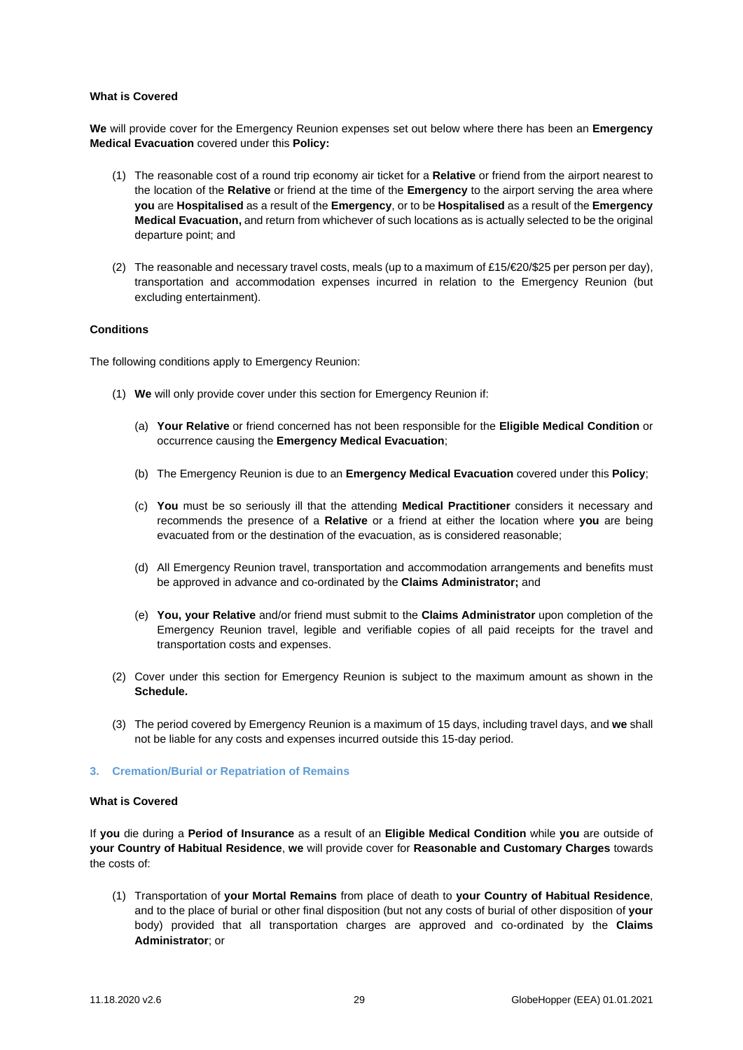**What is Covered**

**We** will provide cover for the Emergency Reunion expenses set out below where there has been an **Emergency Medical Evacuation** covered under this **Policy:**

(1) The reasonable cost of a round trip economy air ticket for a **Relative** or friend from the airport nearest to the location of the **Relative** or friend at the time of the **Emergency** to the airport serving the area where **you** are **Hospitalised** as a result of the **Emergency**, or to be **Hospitalised** as a result of the **Emergency Medical Evacuation,** and return from whichever of such locations as is actually selected to be the original departure point; and

(2) The reasonable and necessary travel costs, meals (up to a maximum of £15/€20/$25 per person per day), transportation and accommodation expenses incurred in relation to the Emergency Reunion (but excluding entertainment).

**Conditions**

The following conditions apply to Emergency Reunion:

(1) **We** will only provide cover under this section for Emergency Reunion if:

   (a) **Your Relative** or friend concerned has not been responsible for the **Eligible Medical Condition** or occurrence causing the **Emergency Medical Evacuation**;

   (b) The Emergency Reunion is due to an **Emergency Medical Evacuation** covered under this **Policy**;

   (c) **You** must be so seriously ill that the attending **Medical Practitioner** considers it necessary and recommends the presence of a **Relative** or a friend at either the location where **you** are being evacuated from or the destination of the evacuation, as is considered reasonable;

   (d) All Emergency Reunion travel, transportation and accommodation arrangements and benefits must be approved in advance and co-ordinated by the **Claims Administrator;** and

   (e) **You, your Relative** and/or friend must submit to the **Claims Administrator** upon completion of the Emergency Reunion travel, legible and verifiable copies of all paid receipts for the travel and transportation costs and expenses.

(2) Cover under this section for Emergency Reunion is subject to the maximum amount as shown in the **Schedule.**

(3) The period covered by Emergency Reunion is a maximum of 15 days, including travel days, and **we** shall not be liable for any costs and expenses incurred outside this 15-day period.

### 3. Cremation/Burial or Repatriation of Remains

**What is Covered**

If **you** die during a **Period of Insurance** as a result of an **Eligible Medical Condition** while **you** are outside of **your Country of Habitual Residence**, **we** will provide cover for **Reasonable and Customary Charges** towards the costs of:

(1) Transportation of **your Mortal Remains** from place of death to **your Country of Habitual Residence**, and to the place of burial or other final disposition (but not any costs of burial of other disposition of **your** body) provided that all transportation charges are approved and co-ordinated by the **Claims Administrator**; or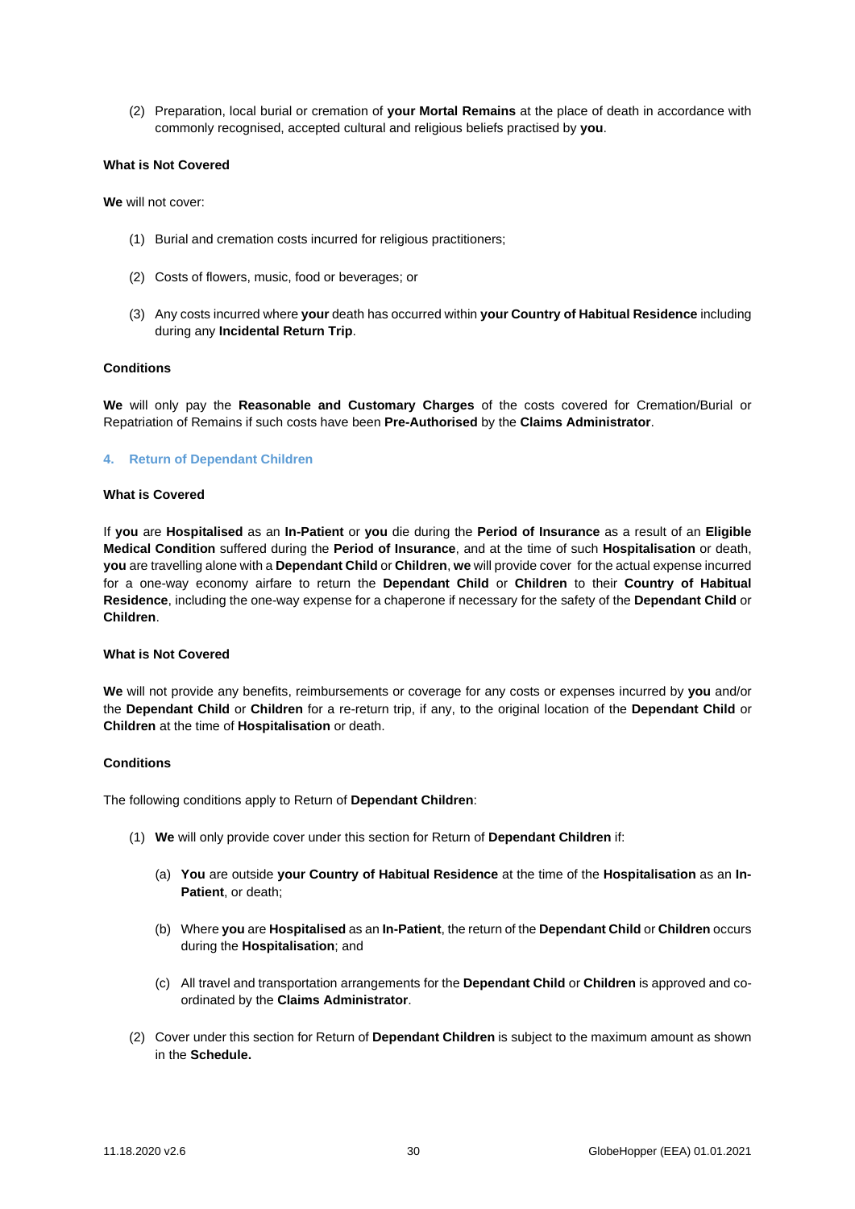(2) Preparation, local burial or cremation of **your Mortal Remains** at the place of death in accordance with commonly recognised, accepted cultural and religious beliefs practised by **you**.

**What is Not Covered**

**We** will not cover:

(1) Burial and cremation costs incurred for religious practitioners;

(2) Costs of flowers, music, food or beverages; or

(3) Any costs incurred where **your** death has occurred within **your Country of Habitual Residence** including during any **Incidental Return Trip**.

**Conditions**

**We** will only pay the **Reasonable and Customary Charges** of the costs covered for Cremation/Burial or Repatriation of Remains if such costs have been **Pre-Authorised** by the **Claims Administrator**.

### 4. Return of Dependant Children

**What is Covered**

If **you** are **Hospitalised** as an **In-Patient** or **you** die during the **Period of Insurance** as a result of an **Eligible Medical Condition** suffered during the **Period of Insurance**, and at the time of such **Hospitalisation** or death, **you** are travelling alone with a **Dependant Child** or **Children**, **we** will provide cover for the actual expense incurred for a one-way economy airfare to return the **Dependant Child** or **Children** to their **Country of Habitual Residence**, including the one-way expense for a chaperone if necessary for the safety of the **Dependant Child** or **Children**.

**What is Not Covered**

**We** will not provide any benefits, reimbursements or coverage for any costs or expenses incurred by **you** and/or the **Dependant Child** or **Children** for a re-return trip, if any, to the original location of the **Dependant Child** or **Children** at the time of **Hospitalisation** or death.

**Conditions**

The following conditions apply to Return of **Dependant Children**:

(1) **We** will only provide cover under this section for Return of **Dependant Children** if:

  (a) **You** are outside **your Country of Habitual Residence** at the time of the **Hospitalisation** as an **In-Patient**, or death;

  (b) Where **you** are **Hospitalised** as an **In-Patient**, the return of the **Dependant Child** or **Children** occurs during the **Hospitalisation**; and

  (c) All travel and transportation arrangements for the **Dependant Child** or **Children** is approved and co-ordinated by the **Claims Administrator**.

(2) Cover under this section for Return of **Dependant Children** is subject to the maximum amount as shown in the **Schedule.**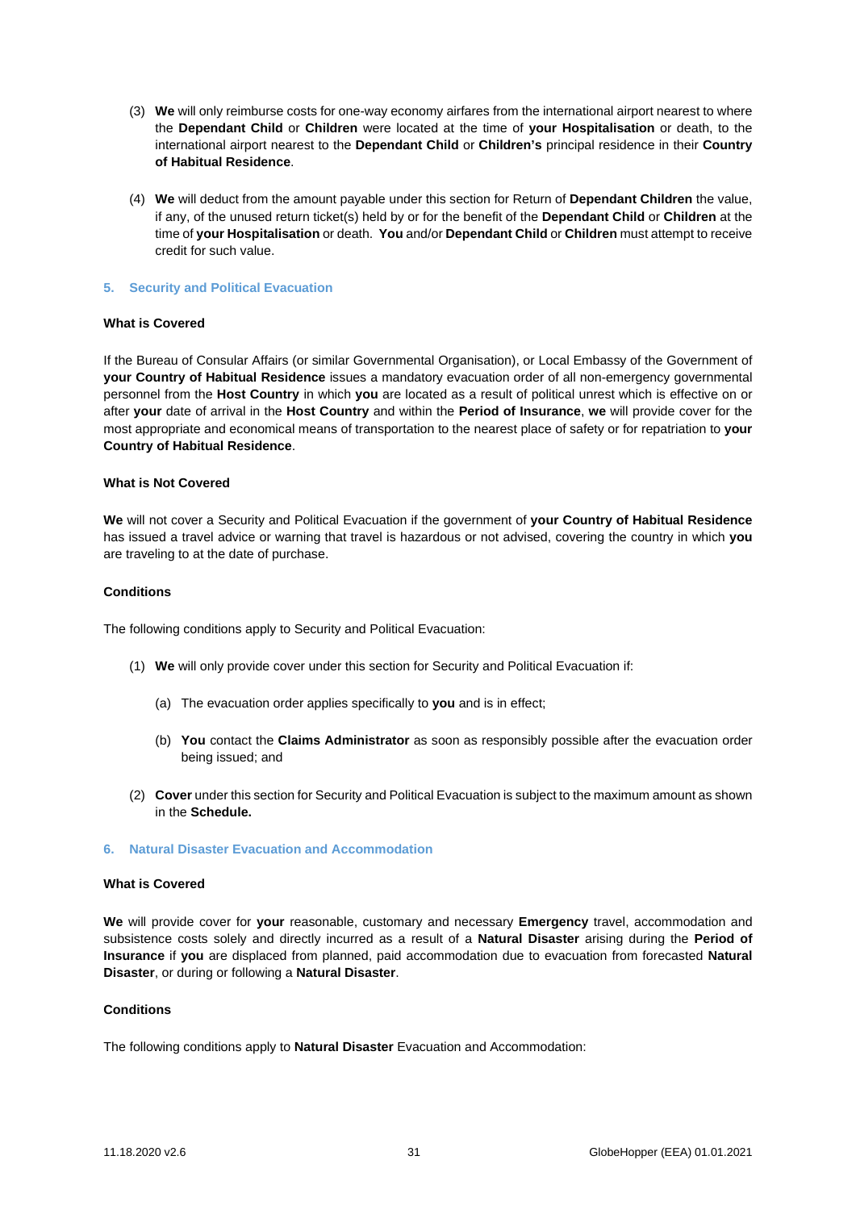(3) **We** will only reimburse costs for one-way economy airfares from the international airport nearest to where the **Dependant Child** or **Children** were located at the time of **your Hospitalisation** or death, to the international airport nearest to the **Dependant Child** or **Children's** principal residence in their **Country of Habitual Residence**.

(4) **We** will deduct from the amount payable under this section for Return of **Dependant Children** the value, if any, of the unused return ticket(s) held by or for the benefit of the **Dependant Child** or **Children** at the time of **your Hospitalisation** or death. **You** and/or **Dependant Child** or **Children** must attempt to receive credit for such value.

### 5. Security and Political Evacuation

**What is Covered**

If the Bureau of Consular Affairs (or similar Governmental Organisation), or Local Embassy of the Government of **your Country of Habitual Residence** issues a mandatory evacuation order of all non-emergency governmental personnel from the **Host Country** in which **you** are located as a result of political unrest which is effective on or after **your** date of arrival in the **Host Country** and within the **Period of Insurance**, **we** will provide cover for the most appropriate and economical means of transportation to the nearest place of safety or for repatriation to **your Country of Habitual Residence**.

**What is Not Covered**

**We** will not cover a Security and Political Evacuation if the government of **your Country of Habitual Residence** has issued a travel advice or warning that travel is hazardous or not advised, covering the country in which **you** are traveling to at the date of purchase.

**Conditions**

The following conditions apply to Security and Political Evacuation:

(1) **We** will only provide cover under this section for Security and Political Evacuation if:

  (a) The evacuation order applies specifically to **you** and is in effect;

  (b) **You** contact the **Claims Administrator** as soon as responsibly possible after the evacuation order being issued; and

(2) **Cover** under this section for Security and Political Evacuation is subject to the maximum amount as shown in the **Schedule.**

### 6. Natural Disaster Evacuation and Accommodation

**What is Covered**

**We** will provide cover for **your** reasonable, customary and necessary **Emergency** travel, accommodation and subsistence costs solely and directly incurred as a result of a **Natural Disaster** arising during the **Period of Insurance** if **you** are displaced from planned, paid accommodation due to evacuation from forecasted **Natural Disaster**, or during or following a **Natural Disaster**.

**Conditions**

The following conditions apply to **Natural Disaster** Evacuation and Accommodation: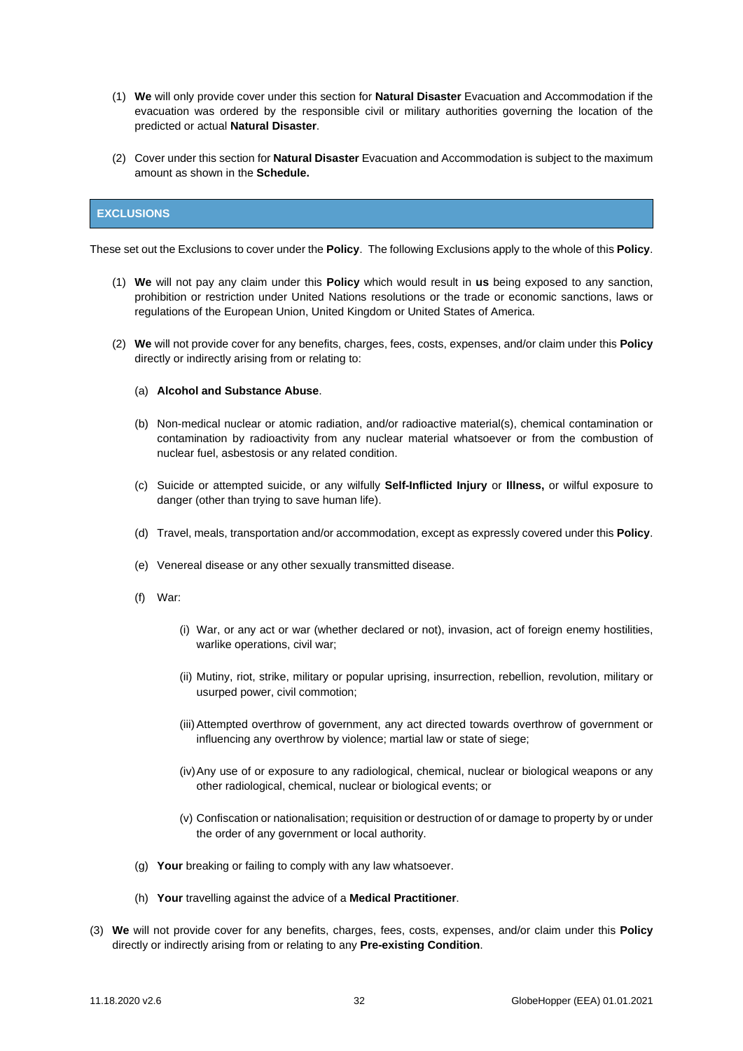(1) **We** will only provide cover under this section for **Natural Disaster** Evacuation and Accommodation if the evacuation was ordered by the responsible civil or military authorities governing the location of the predicted or actual **Natural Disaster**.

(2) Cover under this section for **Natural Disaster** Evacuation and Accommodation is subject to the maximum amount as shown in the **Schedule.**

## EXCLUSIONS

These set out the Exclusions to cover under the **Policy**. The following Exclusions apply to the whole of this **Policy**.

(1) **We** will not pay any claim under this **Policy** which would result in **us** being exposed to any sanction, prohibition or restriction under United Nations resolutions or the trade or economic sanctions, laws or regulations of the European Union, United Kingdom or United States of America.

(2) **We** will not provide cover for any benefits, charges, fees, costs, expenses, and/or claim under this **Policy** directly or indirectly arising from or relating to:

   (a) **Alcohol and Substance Abuse**.

   (b) Non-medical nuclear or atomic radiation, and/or radioactive material(s), chemical contamination or contamination by radioactivity from any nuclear material whatsoever or from the combustion of nuclear fuel, asbestosis or any related condition.

   (c) Suicide or attempted suicide, or any wilfully **Self-Inflicted Injury** or **Illness,** or wilful exposure to danger (other than trying to save human life).

   (d) Travel, meals, transportation and/or accommodation, except as expressly covered under this **Policy**.

   (e) Venereal disease or any other sexually transmitted disease.

   (f) War:

      (i) War, or any act or war (whether declared or not), invasion, act of foreign enemy hostilities, warlike operations, civil war;

      (ii) Mutiny, riot, strike, military or popular uprising, insurrection, rebellion, revolution, military or usurped power, civil commotion;

      (iii) Attempted overthrow of government, any act directed towards overthrow of government or influencing any overthrow by violence; martial law or state of siege;

      (iv) Any use of or exposure to any radiological, chemical, nuclear or biological weapons or any other radiological, chemical, nuclear or biological events; or

      (v) Confiscation or nationalisation; requisition or destruction of or damage to property by or under the order of any government or local authority.

   (g) **Your** breaking or failing to comply with any law whatsoever.

   (h) **Your** travelling against the advice of a **Medical Practitioner**.

(3) **We** will not provide cover for any benefits, charges, fees, costs, expenses, and/or claim under this **Policy** directly or indirectly arising from or relating to any **Pre-existing Condition**.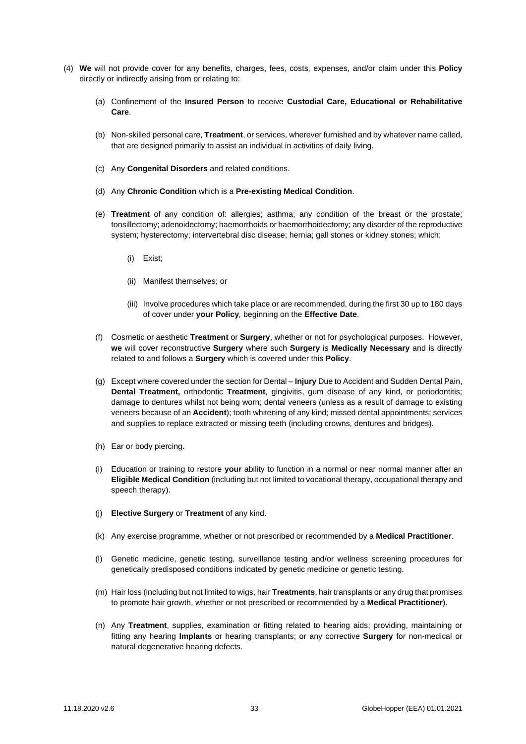(4) **We** will not provide cover for any benefits, charges, fees, costs, expenses, and/or claim under this **Policy** directly or indirectly arising from or relating to:

(a) Confinement of the **Insured Person** to receive **Custodial Care, Educational or Rehabilitative Care**.

(b) Non-skilled personal care, **Treatment**, or services, wherever furnished and by whatever name called, that are designed primarily to assist an individual in activities of daily living.

(c) Any **Congenital Disorders** and related conditions.

(d) Any **Chronic Condition** which is a **Pre-existing Medical Condition**.

(e) **Treatment** of any condition of: allergies; asthma; any condition of the breast or the prostate; tonsillectomy; adenoidectomy; haemorrhoids or haemorrhoidectomy; any disorder of the reproductive system; hysterectomy; intervertebral disc disease; hernia; gall stones or kidney stones; which:

(i) Exist;

(ii) Manifest themselves; or

(iii) Involve procedures which take place or are recommended, during the first 30 up to 180 days of cover under **your Policy**, beginning on the **Effective Date**.

(f) Cosmetic or aesthetic **Treatment** or **Surgery**, whether or not for psychological purposes. However, **we** will cover reconstructive **Surgery** where such **Surgery** is **Medically Necessary** and is directly related to and follows a **Surgery** which is covered under this **Policy**.

(g) Except where covered under the section for Dental – **Injury** Due to Accident and Sudden Dental Pain, **Dental Treatment,** orthodontic **Treatment**, gingivitis, gum disease of any kind, or periodontitis; damage to dentures whilst not being worn; dental veneers (unless as a result of damage to existing veneers because of an **Accident**); tooth whitening of any kind; missed dental appointments; services and supplies to replace extracted or missing teeth (including crowns, dentures and bridges).

(h) Ear or body piercing.

(i) Education or training to restore **your** ability to function in a normal or near normal manner after an **Eligible Medical Condition** (including but not limited to vocational therapy, occupational therapy and speech therapy).

(j) **Elective Surgery** or **Treatment** of any kind.

(k) Any exercise programme, whether or not prescribed or recommended by a **Medical Practitioner**.

(l) Genetic medicine, genetic testing, surveillance testing and/or wellness screening procedures for genetically predisposed conditions indicated by genetic medicine or genetic testing.

(m) Hair loss (including but not limited to wigs, hair **Treatments**, hair transplants or any drug that promises to promote hair growth, whether or not prescribed or recommended by a **Medical Practitioner**).

(n) Any **Treatment**, supplies, examination or fitting related to hearing aids; providing, maintaining or fitting any hearing **Implants** or hearing transplants; or any corrective **Surgery** for non-medical or natural degenerative hearing defects.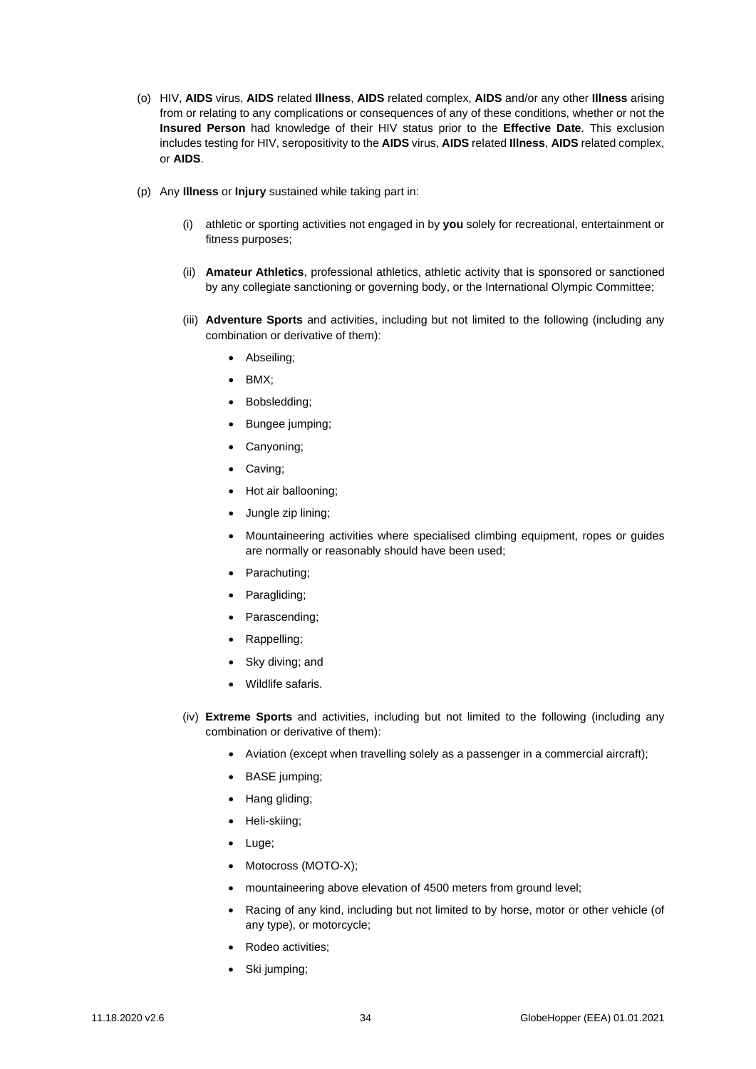(o) HIV, **AIDS** virus, **AIDS** related **Illness**, **AIDS** related complex, **AIDS** and/or any other **Illness** arising from or relating to any complications or consequences of any of these conditions, whether or not the **Insured Person** had knowledge of their HIV status prior to the **Effective Date**. This exclusion includes testing for HIV, seropositivity to the **AIDS** virus, **AIDS** related **Illness**, **AIDS** related complex, or **AIDS**.

(p) Any **Illness** or **Injury** sustained while taking part in:

   (i) athletic or sporting activities not engaged in by **you** solely for recreational, entertainment or fitness purposes;

   (ii) **Amateur Athletics**, professional athletics, athletic activity that is sponsored or sanctioned by any collegiate sanctioning or governing body, or the International Olympic Committee;

   (iii) **Adventure Sports** and activities, including but not limited to the following (including any combination or derivative of them):

   - Abseiling;
   - BMX;
   - Bobsledding;
   - Bungee jumping;
   - Canyoning;
   - Caving;
   - Hot air ballooning;
   - Jungle zip lining;
   - Mountaineering activities where specialised climbing equipment, ropes or guides are normally or reasonably should have been used;
   - Parachuting;
   - Paragliding;
   - Parascending;
   - Rappelling;
   - Sky diving; and
   - Wildlife safaris.

   (iv) **Extreme Sports** and activities, including but not limited to the following (including any combination or derivative of them):

   - Aviation (except when travelling solely as a passenger in a commercial aircraft);
   - BASE jumping;
   - Hang gliding;
   - Heli-skiing;
   - Luge;
   - Motocross (MOTO-X);
   - mountaineering above elevation of 4500 meters from ground level;
   - Racing of any kind, including but not limited to by horse, motor or other vehicle (of any type), or motorcycle;
   - Rodeo activities;
   - Ski jumping;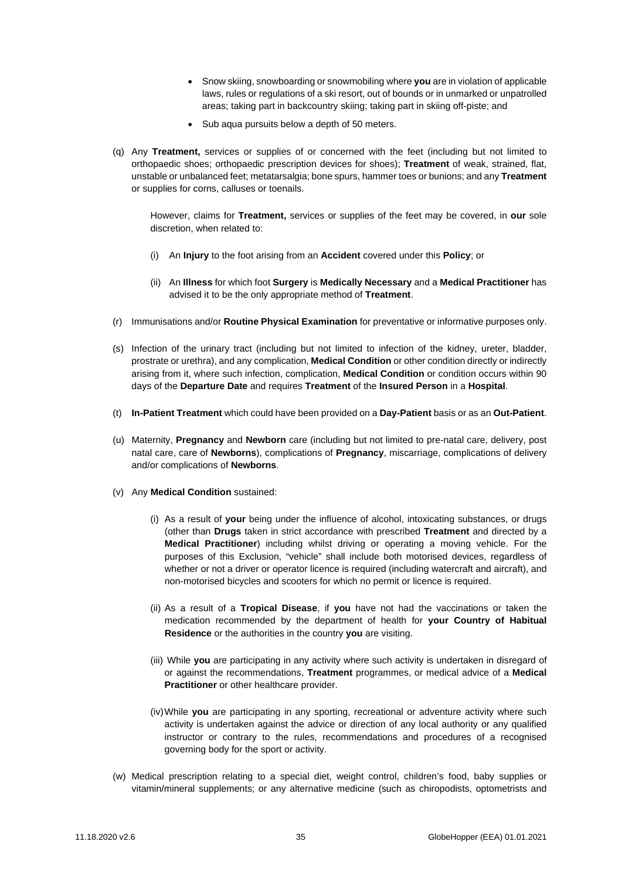- Snow skiing, snowboarding or snowmobiling where **you** are in violation of applicable laws, rules or regulations of a ski resort, out of bounds or in unmarked or unpatrolled areas; taking part in backcountry skiing; taking part in skiing off-piste; and
- Sub aqua pursuits below a depth of 50 meters.

(q) Any **Treatment,** services or supplies of or concerned with the feet (including but not limited to orthopaedic shoes; orthopaedic prescription devices for shoes); **Treatment** of weak, strained, flat, unstable or unbalanced feet; metatarsalgia; bone spurs, hammer toes or bunions; and any **Treatment** or supplies for corns, calluses or toenails.

However, claims for **Treatment,** services or supplies of the feet may be covered, in **our** sole discretion, when related to:

(i) An **Injury** to the foot arising from an **Accident** covered under this **Policy**; or

(ii) An **Illness** for which foot **Surgery** is **Medically Necessary** and a **Medical Practitioner** has advised it to be the only appropriate method of **Treatment**.

(r) Immunisations and/or **Routine Physical Examination** for preventative or informative purposes only.

(s) Infection of the urinary tract (including but not limited to infection of the kidney, ureter, bladder, prostrate or urethra), and any complication, **Medical Condition** or other condition directly or indirectly arising from it, where such infection, complication, **Medical Condition** or condition occurs within 90 days of the **Departure Date** and requires **Treatment** of the **Insured Person** in a **Hospital**.

(t) **In-Patient Treatment** which could have been provided on a **Day-Patient** basis or as an **Out-Patient**.

(u) Maternity, **Pregnancy** and **Newborn** care (including but not limited to pre-natal care, delivery, post natal care, care of **Newborns**), complications of **Pregnancy**, miscarriage, complications of delivery and/or complications of **Newborns**.

(v) Any **Medical Condition** sustained:

(i) As a result of **your** being under the influence of alcohol, intoxicating substances, or drugs (other than **Drugs** taken in strict accordance with prescribed **Treatment** and directed by a **Medical Practitioner**) including whilst driving or operating a moving vehicle. For the purposes of this Exclusion, "vehicle" shall include both motorised devices, regardless of whether or not a driver or operator licence is required (including watercraft and aircraft), and non-motorised bicycles and scooters for which no permit or licence is required.

(ii) As a result of a **Tropical Disease**, if **you** have not had the vaccinations or taken the medication recommended by the department of health for **your Country of Habitual Residence** or the authorities in the country **you** are visiting.

(iii) While **you** are participating in any activity where such activity is undertaken in disregard of or against the recommendations, **Treatment** programmes, or medical advice of a **Medical Practitioner** or other healthcare provider.

(iv) While **you** are participating in any sporting, recreational or adventure activity where such activity is undertaken against the advice or direction of any local authority or any qualified instructor or contrary to the rules, recommendations and procedures of a recognised governing body for the sport or activity.

(w) Medical prescription relating to a special diet, weight control, children's food, baby supplies or vitamin/mineral supplements; or any alternative medicine (such as chiropodists, optometrists and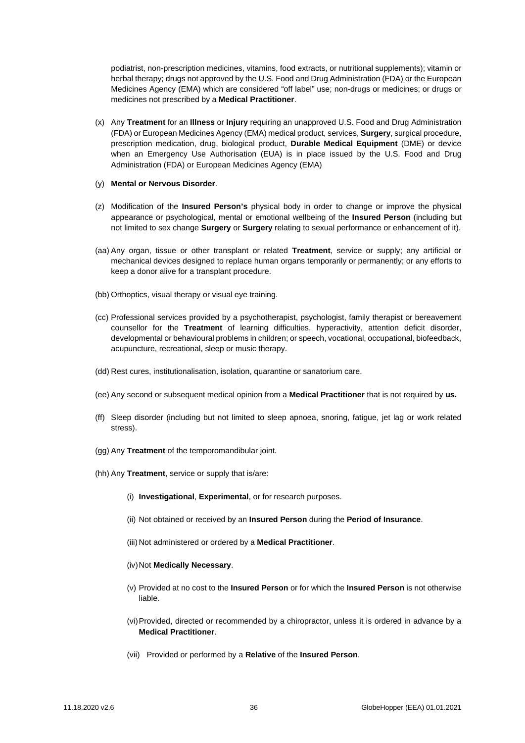podiatrist, non-prescription medicines, vitamins, food extracts, or nutritional supplements); vitamin or herbal therapy; drugs not approved by the U.S. Food and Drug Administration (FDA) or the European Medicines Agency (EMA) which are considered "off label" use; non-drugs or medicines; or drugs or medicines not prescribed by a **Medical Practitioner**.

(x) Any **Treatment** for an **Illness** or **Injury** requiring an unapproved U.S. Food and Drug Administration (FDA) or European Medicines Agency (EMA) medical product, services, **Surgery**, surgical procedure, prescription medication, drug, biological product, **Durable Medical Equipment** (DME) or device when an Emergency Use Authorisation (EUA) is in place issued by the U.S. Food and Drug Administration (FDA) or European Medicines Agency (EMA)

(y) **Mental or Nervous Disorder**.

(z) Modification of the **Insured Person's** physical body in order to change or improve the physical appearance or psychological, mental or emotional wellbeing of the **Insured Person** (including but not limited to sex change **Surgery** or **Surgery** relating to sexual performance or enhancement of it).

(aa) Any organ, tissue or other transplant or related **Treatment**, service or supply; any artificial or mechanical devices designed to replace human organs temporarily or permanently; or any efforts to keep a donor alive for a transplant procedure.

(bb) Orthoptics, visual therapy or visual eye training.

(cc) Professional services provided by a psychotherapist, psychologist, family therapist or bereavement counsellor for the **Treatment** of learning difficulties, hyperactivity, attention deficit disorder, developmental or behavioural problems in children; or speech, vocational, occupational, biofeedback, acupuncture, recreational, sleep or music therapy.

(dd) Rest cures, institutionalisation, isolation, quarantine or sanatorium care.

(ee) Any second or subsequent medical opinion from a **Medical Practitioner** that is not required by **us.**

(ff) Sleep disorder (including but not limited to sleep apnoea, snoring, fatigue, jet lag or work related stress).

(gg) Any **Treatment** of the temporomandibular joint.

(hh) Any **Treatment**, service or supply that is/are:

(i) **Investigational**, **Experimental**, or for research purposes.

(ii) Not obtained or received by an **Insured Person** during the **Period of Insurance**.

(iii) Not administered or ordered by a **Medical Practitioner**.

(iv) Not **Medically Necessary**.

(v) Provided at no cost to the **Insured Person** or for which the **Insured Person** is not otherwise liable.

(vi) Provided, directed or recommended by a chiropractor, unless it is ordered in advance by a **Medical Practitioner**.

(vii) Provided or performed by a **Relative** of the **Insured Person**.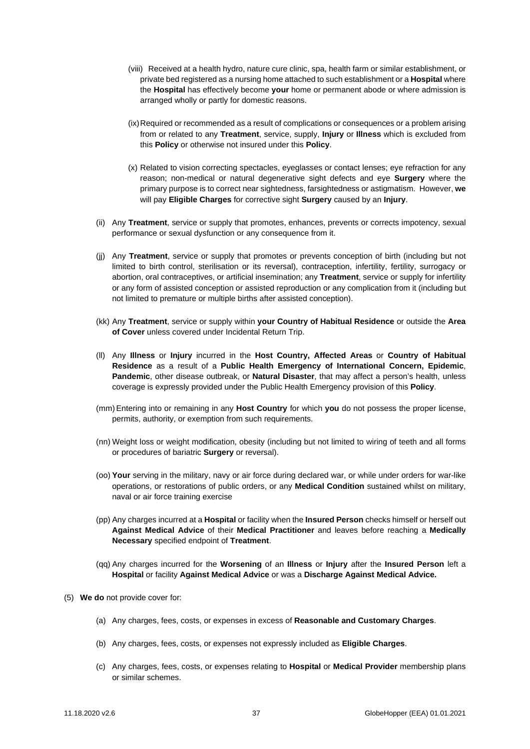(viii) Received at a health hydro, nature cure clinic, spa, health farm or similar establishment, or private bed registered as a nursing home attached to such establishment or a **Hospital** where the **Hospital** has effectively become **your** home or permanent abode or where admission is arranged wholly or partly for domestic reasons.

(ix) Required or recommended as a result of complications or consequences or a problem arising from or related to any **Treatment**, service, supply, **Injury** or **Illness** which is excluded from this **Policy** or otherwise not insured under this **Policy**.

(x) Related to vision correcting spectacles, eyeglasses or contact lenses; eye refraction for any reason; non-medical or natural degenerative sight defects and eye **Surgery** where the primary purpose is to correct near sightedness, farsightedness or astigmatism. However, **we** will pay **Eligible Charges** for corrective sight **Surgery** caused by an **Injury**.

(ii) Any **Treatment**, service or supply that promotes, enhances, prevents or corrects impotency, sexual performance or sexual dysfunction or any consequence from it.

(jj) Any **Treatment**, service or supply that promotes or prevents conception of birth (including but not limited to birth control, sterilisation or its reversal), contraception, infertility, fertility, surrogacy or abortion, oral contraceptives, or artificial insemination; any **Treatment**, service or supply for infertility or any form of assisted conception or assisted reproduction or any complication from it (including but not limited to premature or multiple births after assisted conception).

(kk) Any **Treatment**, service or supply within **your Country of Habitual Residence** or outside the **Area of Cover** unless covered under Incidental Return Trip.

(ll) Any **Illness** or **Injury** incurred in the **Host Country, Affected Areas** or **Country of Habitual Residence** as a result of a **Public Health Emergency of International Concern, Epidemic**, **Pandemic**, other disease outbreak, or **Natural Disaster**, that may affect a person's health, unless coverage is expressly provided under the Public Health Emergency provision of this **Policy**.

(mm) Entering into or remaining in any **Host Country** for which **you** do not possess the proper license, permits, authority, or exemption from such requirements.

(nn) Weight loss or weight modification, obesity (including but not limited to wiring of teeth and all forms or procedures of bariatric **Surgery** or reversal).

(oo) **Your** serving in the military, navy or air force during declared war, or while under orders for war-like operations, or restorations of public orders, or any **Medical Condition** sustained whilst on military, naval or air force training exercise

(pp) Any charges incurred at a **Hospital** or facility when the **Insured Person** checks himself or herself out **Against Medical Advice** of their **Medical Practitioner** and leaves before reaching a **Medically Necessary** specified endpoint of **Treatment**.

(qq) Any charges incurred for the **Worsening** of an **Illness** or **Injury** after the **Insured Person** left a **Hospital** or facility **Against Medical Advice** or was a **Discharge Against Medical Advice.**

(5) **We do** not provide cover for:

(a) Any charges, fees, costs, or expenses in excess of **Reasonable and Customary Charges**.

(b) Any charges, fees, costs, or expenses not expressly included as **Eligible Charges**.

(c) Any charges, fees, costs, or expenses relating to **Hospital** or **Medical Provider** membership plans or similar schemes.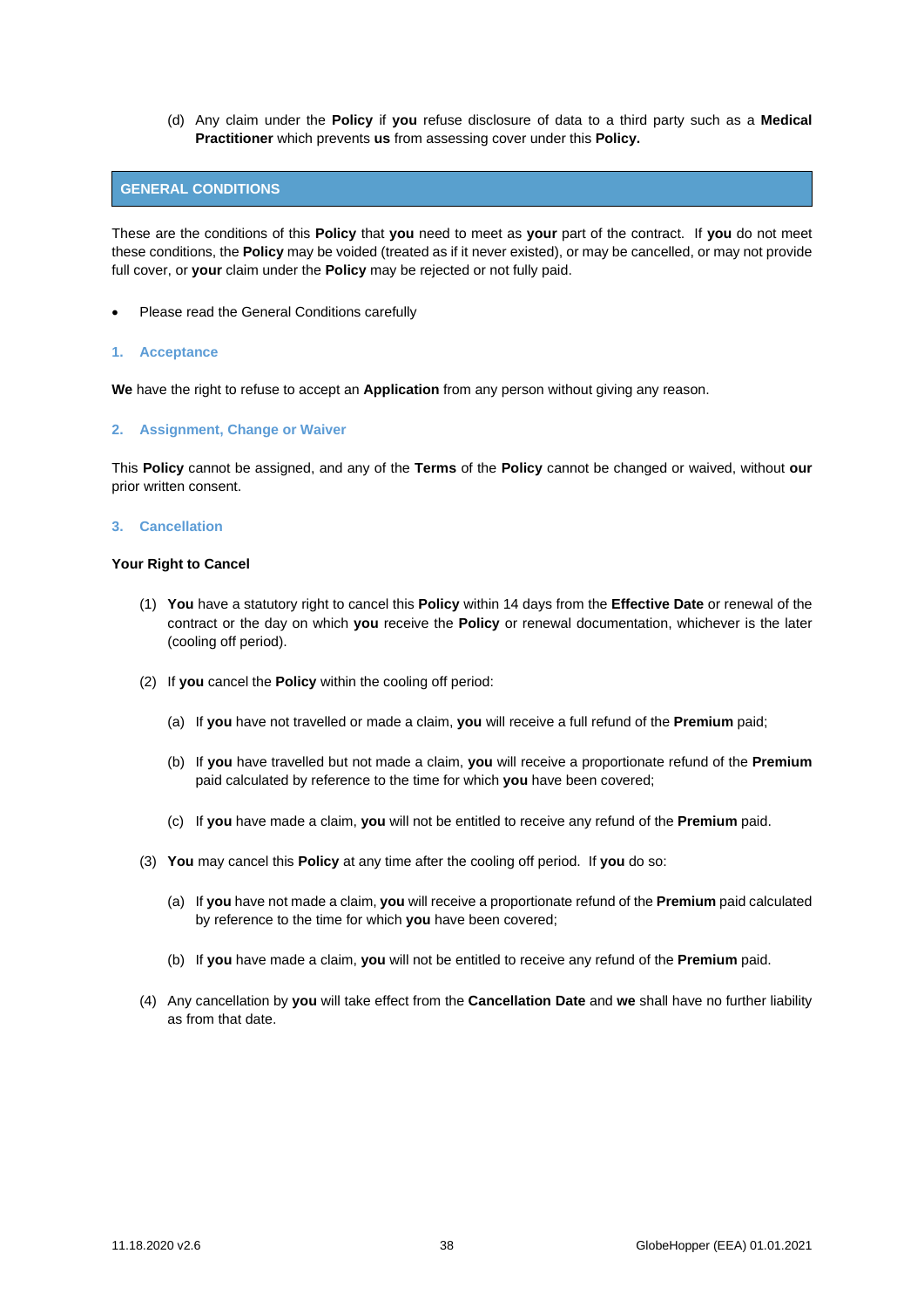(d) Any claim under the **Policy** if **you** refuse disclosure of data to a third party such as a **Medical Practitioner** which prevents **us** from assessing cover under this **Policy.**

## GENERAL CONDITIONS

These are the conditions of this **Policy** that **you** need to meet as **your** part of the contract. If **you** do not meet these conditions, the **Policy** may be voided (treated as if it never existed), or may be cancelled, or may not provide full cover, or **your** claim under the **Policy** may be rejected or not fully paid.

- Please read the General Conditions carefully

### 1. Acceptance

**We** have the right to refuse to accept an **Application** from any person without giving any reason.

### 2. Assignment, Change or Waiver

This **Policy** cannot be assigned, and any of the **Terms** of the **Policy** cannot be changed or waived, without **our** prior written consent.

### 3. Cancellation

**Your Right to Cancel**

(1) **You** have a statutory right to cancel this **Policy** within 14 days from the **Effective Date** or renewal of the contract or the day on which **you** receive the **Policy** or renewal documentation, whichever is the later (cooling off period).

(2) If **you** cancel the **Policy** within the cooling off period:

(a) If **you** have not travelled or made a claim, **you** will receive a full refund of the **Premium** paid;

(b) If **you** have travelled but not made a claim, **you** will receive a proportionate refund of the **Premium** paid calculated by reference to the time for which **you** have been covered;

(c) If **you** have made a claim, **you** will not be entitled to receive any refund of the **Premium** paid.

(3) **You** may cancel this **Policy** at any time after the cooling off period. If **you** do so:

(a) If **you** have not made a claim, **you** will receive a proportionate refund of the **Premium** paid calculated by reference to the time for which **you** have been covered;

(b) If **you** have made a claim, **you** will not be entitled to receive any refund of the **Premium** paid.

(4) Any cancellation by **you** will take effect from the **Cancellation Date** and **we** shall have no further liability as from that date.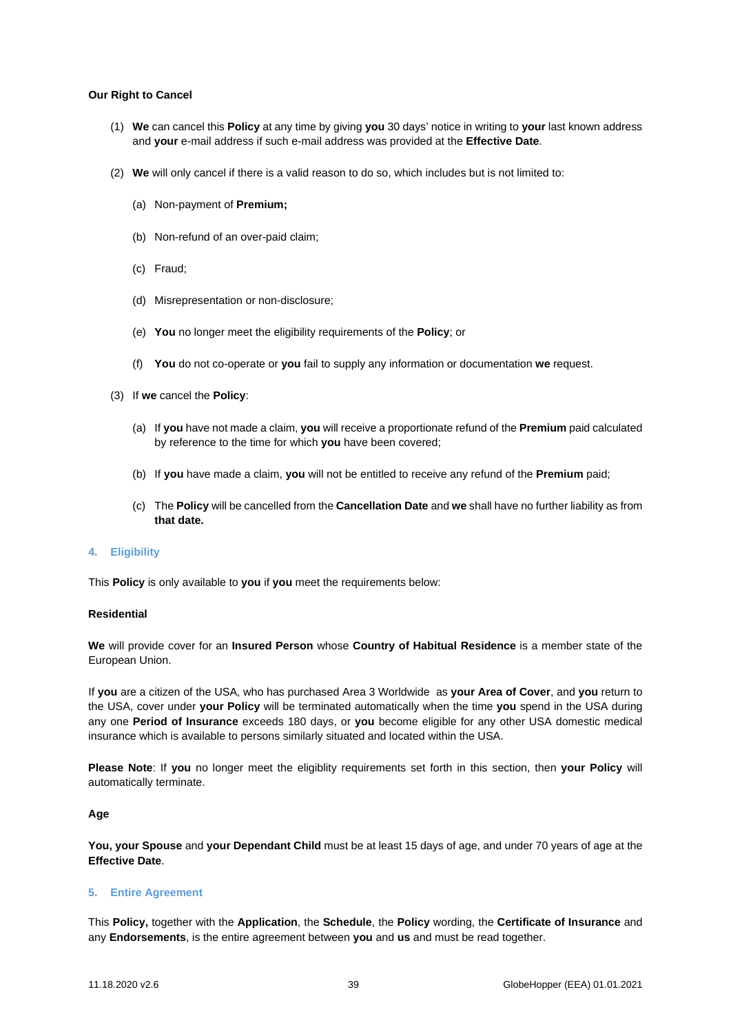**Our Right to Cancel**

(1) **We** can cancel this **Policy** at any time by giving **you** 30 days' notice in writing to **your** last known address and **your** e-mail address if such e-mail address was provided at the **Effective Date**.

(2) **We** will only cancel if there is a valid reason to do so, which includes but is not limited to:

  (a) Non-payment of **Premium;**

  (b) Non-refund of an over-paid claim;

  (c) Fraud;

  (d) Misrepresentation or non-disclosure;

  (e) **You** no longer meet the eligibility requirements of the **Policy**; or

  (f) **You** do not co-operate or **you** fail to supply any information or documentation **we** request.

(3) If **we** cancel the **Policy**:

  (a) If **you** have not made a claim, **you** will receive a proportionate refund of the **Premium** paid calculated by reference to the time for which **you** have been covered;

  (b) If **you** have made a claim, **you** will not be entitled to receive any refund of the **Premium** paid;

  (c) The **Policy** will be cancelled from the **Cancellation Date** and **we** shall have no further liability as from **that date.**

## 4. Eligibility

This **Policy** is only available to **you** if **you** meet the requirements below:

**Residential**

**We** will provide cover for an **Insured Person** whose **Country of Habitual Residence** is a member state of the European Union.

If **you** are a citizen of the USA, who has purchased Area 3 Worldwide as **your Area of Cover**, and **you** return to the USA, cover under **your Policy** will be terminated automatically when the time **you** spend in the USA during any one **Period of Insurance** exceeds 180 days, or **you** become eligible for any other USA domestic medical insurance which is available to persons similarly situated and located within the USA.

**Please Note**: If **you** no longer meet the eligiblity requirements set forth in this section, then **your Policy** will automatically terminate.

**Age**

**You, your Spouse** and **your Dependant Child** must be at least 15 days of age, and under 70 years of age at the **Effective Date**.

## 5. Entire Agreement

This **Policy,** together with the **Application**, the **Schedule**, the **Policy** wording, the **Certificate of Insurance** and any **Endorsements**, is the entire agreement between **you** and **us** and must be read together.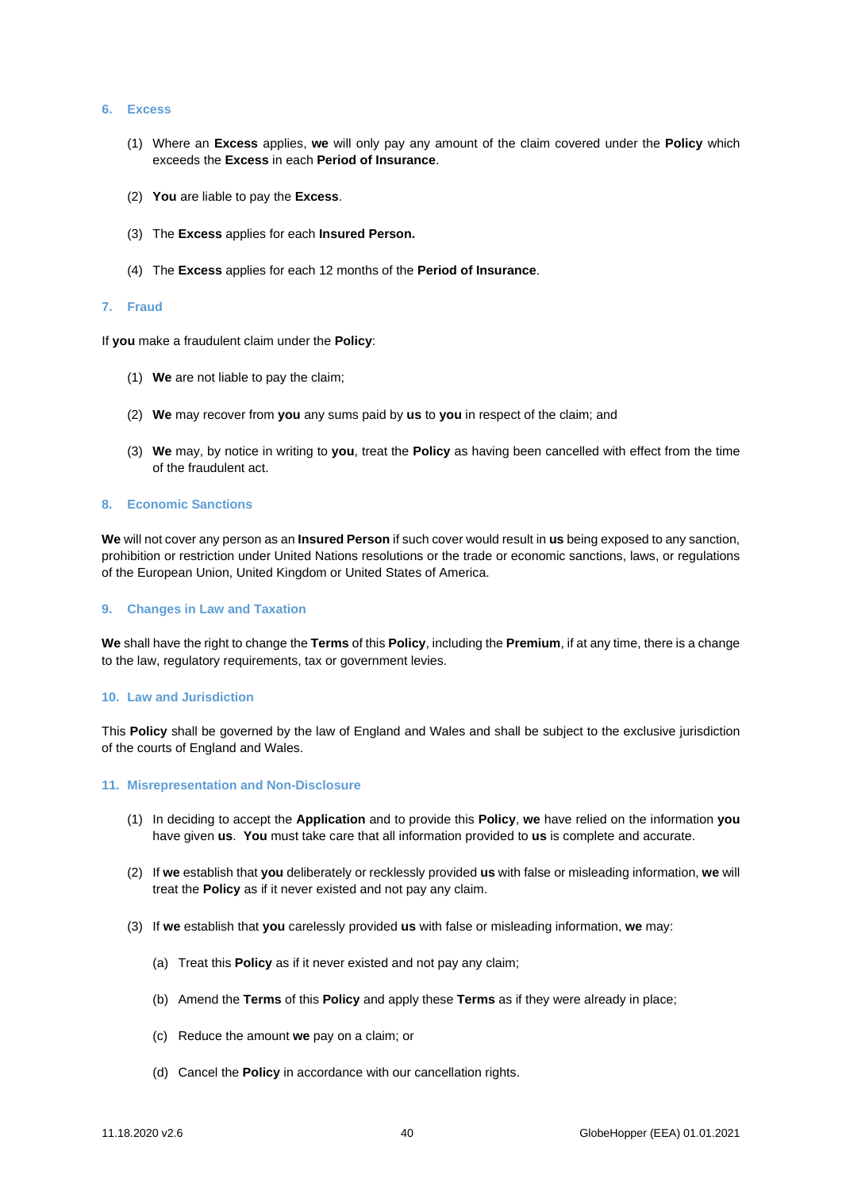## 6. Excess

(1) Where an **Excess** applies, **we** will only pay any amount of the claim covered under the **Policy** which exceeds the **Excess** in each **Period of Insurance**.

(2) **You** are liable to pay the **Excess**.

(3) The **Excess** applies for each **Insured Person.**

(4) The **Excess** applies for each 12 months of the **Period of Insurance**.

## 7. Fraud

If **you** make a fraudulent claim under the **Policy**:

(1) **We** are not liable to pay the claim;

(2) **We** may recover from **you** any sums paid by **us** to **you** in respect of the claim; and

(3) **We** may, by notice in writing to **you**, treat the **Policy** as having been cancelled with effect from the time of the fraudulent act.

## 8. Economic Sanctions

**We** will not cover any person as an **Insured Person** if such cover would result in **us** being exposed to any sanction, prohibition or restriction under United Nations resolutions or the trade or economic sanctions, laws, or regulations of the European Union, United Kingdom or United States of America.

## 9. Changes in Law and Taxation

**We** shall have the right to change the **Terms** of this **Policy**, including the **Premium**, if at any time, there is a change to the law, regulatory requirements, tax or government levies.

## 10. Law and Jurisdiction

This **Policy** shall be governed by the law of England and Wales and shall be subject to the exclusive jurisdiction of the courts of England and Wales.

## 11. Misrepresentation and Non-Disclosure

(1) In deciding to accept the **Application** and to provide this **Policy**, **we** have relied on the information **you** have given **us**. **You** must take care that all information provided to **us** is complete and accurate.

(2) If **we** establish that **you** deliberately or recklessly provided **us** with false or misleading information, **we** will treat the **Policy** as if it never existed and not pay any claim.

(3) If **we** establish that **you** carelessly provided **us** with false or misleading information, **we** may:

(a) Treat this **Policy** as if it never existed and not pay any claim;

(b) Amend the **Terms** of this **Policy** and apply these **Terms** as if they were already in place;

(c) Reduce the amount **we** pay on a claim; or

(d) Cancel the **Policy** in accordance with our cancellation rights.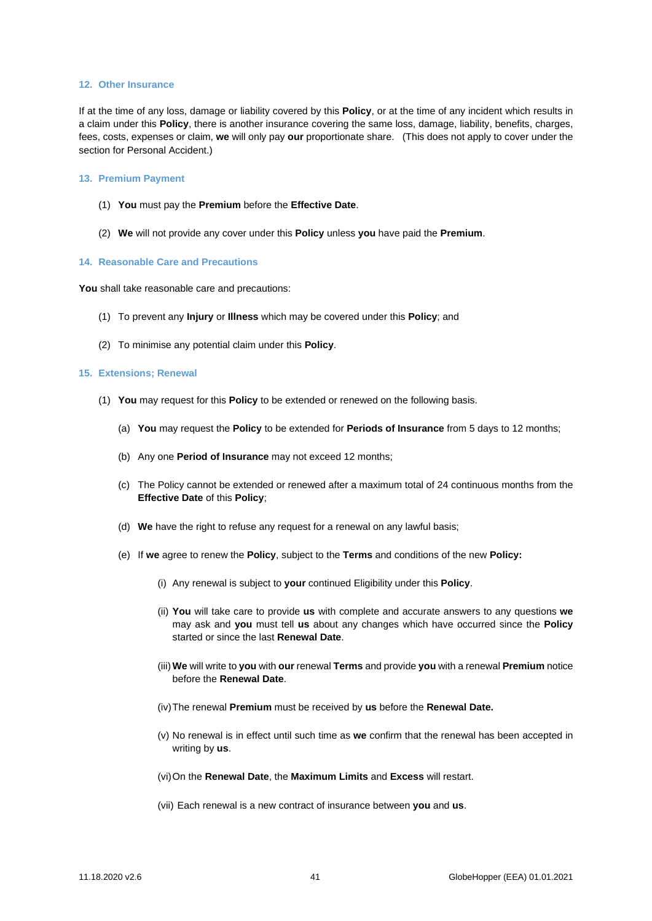### 12. Other Insurance

If at the time of any loss, damage or liability covered by this **Policy**, or at the time of any incident which results in a claim under this **Policy**, there is another insurance covering the same loss, damage, liability, benefits, charges, fees, costs, expenses or claim, **we** will only pay **our** proportionate share. (This does not apply to cover under the section for Personal Accident.)

### 13. Premium Payment

(1) **You** must pay the **Premium** before the **Effective Date**.

(2) **We** will not provide any cover under this **Policy** unless **you** have paid the **Premium**.

### 14. Reasonable Care and Precautions

**You** shall take reasonable care and precautions:

(1) To prevent any **Injury** or **Illness** which may be covered under this **Policy**; and

(2) To minimise any potential claim under this **Policy**.

### 15. Extensions; Renewal

(1) **You** may request for this **Policy** to be extended or renewed on the following basis.

(a) **You** may request the **Policy** to be extended for **Periods of Insurance** from 5 days to 12 months;

(b) Any one **Period of Insurance** may not exceed 12 months;

(c) The Policy cannot be extended or renewed after a maximum total of 24 continuous months from the **Effective Date** of this **Policy**;

(d) **We** have the right to refuse any request for a renewal on any lawful basis;

(e) If **we** agree to renew the **Policy**, subject to the **Terms** and conditions of the new **Policy:**

(i) Any renewal is subject to **your** continued Eligibility under this **Policy**.

(ii) **You** will take care to provide **us** with complete and accurate answers to any questions **we** may ask and **you** must tell **us** about any changes which have occurred since the **Policy** started or since the last **Renewal Date**.

(iii) **We** will write to **you** with **our** renewal **Terms** and provide **you** with a renewal **Premium** notice before the **Renewal Date**.

(iv) The renewal **Premium** must be received by **us** before the **Renewal Date.**

(v) No renewal is in effect until such time as **we** confirm that the renewal has been accepted in writing by **us**.

(vi) On the **Renewal Date**, the **Maximum Limits** and **Excess** will restart.

(vii) Each renewal is a new contract of insurance between **you** and **us**.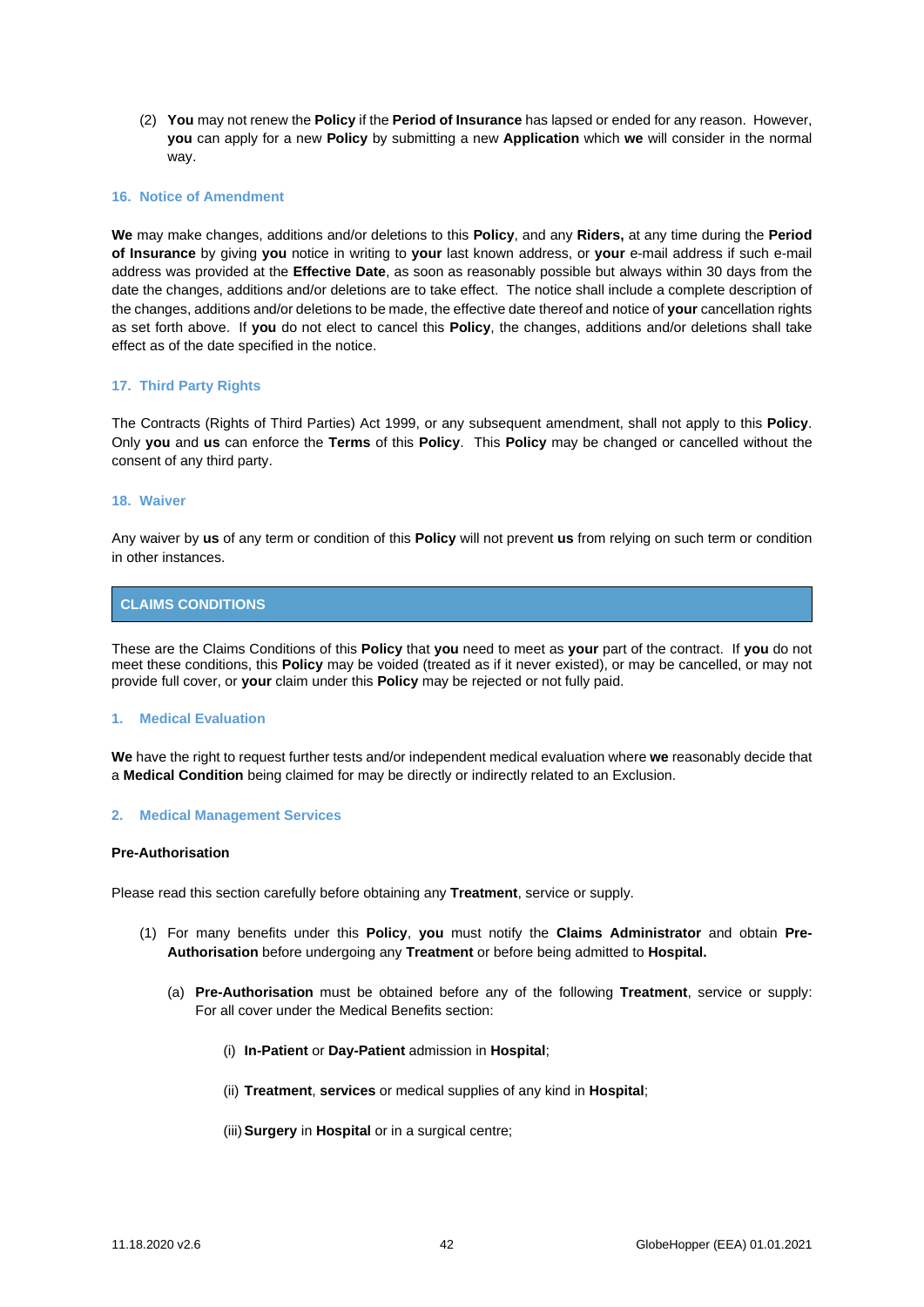(2) **You** may not renew the **Policy** if the **Period of Insurance** has lapsed or ended for any reason. However, **you** can apply for a new **Policy** by submitting a new **Application** which **we** will consider in the normal way.

### 16. Notice of Amendment

**We** may make changes, additions and/or deletions to this **Policy**, and any **Riders,** at any time during the **Period of Insurance** by giving **you** notice in writing to **your** last known address, or **your** e-mail address if such e-mail address was provided at the **Effective Date**, as soon as reasonably possible but always within 30 days from the date the changes, additions and/or deletions are to take effect. The notice shall include a complete description of the changes, additions and/or deletions to be made, the effective date thereof and notice of **your** cancellation rights as set forth above. If **you** do not elect to cancel this **Policy**, the changes, additions and/or deletions shall take effect as of the date specified in the notice.

### 17. Third Party Rights

The Contracts (Rights of Third Parties) Act 1999, or any subsequent amendment, shall not apply to this **Policy**. Only **you** and **us** can enforce the **Terms** of this **Policy**. This **Policy** may be changed or cancelled without the consent of any third party.

### 18. Waiver

Any waiver by **us** of any term or condition of this **Policy** will not prevent **us** from relying on such term or condition in other instances.

## CLAIMS CONDITIONS

These are the Claims Conditions of this **Policy** that **you** need to meet as **your** part of the contract. If **you** do not meet these conditions, this **Policy** may be voided (treated as if it never existed), or may be cancelled, or may not provide full cover, or **your** claim under this **Policy** may be rejected or not fully paid.

### 1. Medical Evaluation

**We** have the right to request further tests and/or independent medical evaluation where **we** reasonably decide that a **Medical Condition** being claimed for may be directly or indirectly related to an Exclusion.

### 2. Medical Management Services

**Pre-Authorisation**

Please read this section carefully before obtaining any **Treatment**, service or supply.

(1) For many benefits under this **Policy**, **you** must notify the **Claims Administrator** and obtain **Pre-Authorisation** before undergoing any **Treatment** or before being admitted to **Hospital.**

(a) **Pre-Authorisation** must be obtained before any of the following **Treatment**, service or supply: For all cover under the Medical Benefits section:

(i) **In-Patient** or **Day-Patient** admission in **Hospital**;

(ii) **Treatment**, **services** or medical supplies of any kind in **Hospital**;

(iii) **Surgery** in **Hospital** or in a surgical centre;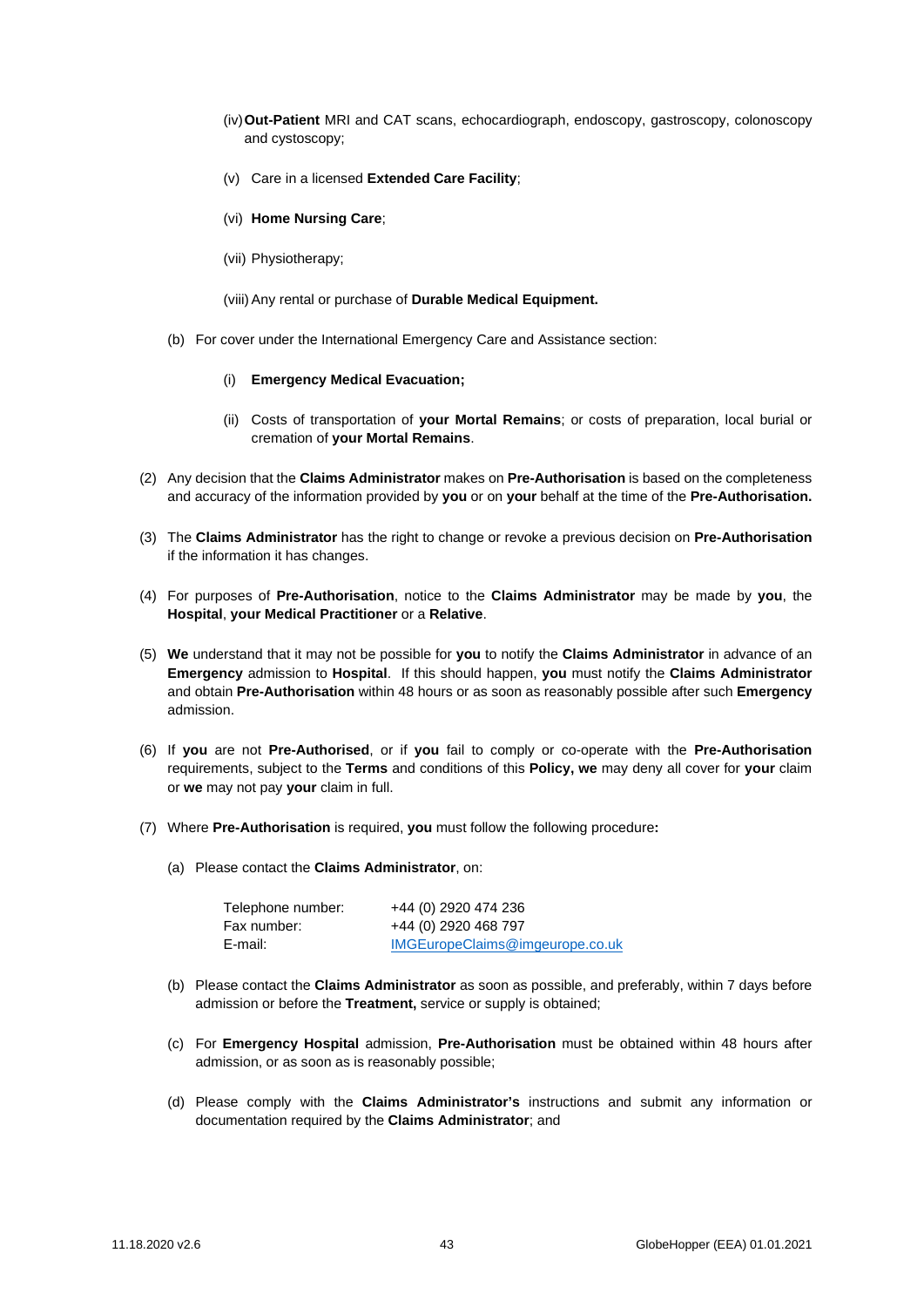(iv) **Out-Patient** MRI and CAT scans, echocardiograph, endoscopy, gastroscopy, colonoscopy and cystoscopy;

(v) Care in a licensed **Extended Care Facility**;

(vi) **Home Nursing Care**;

(vii) Physiotherapy;

(viii) Any rental or purchase of **Durable Medical Equipment.**

(b) For cover under the International Emergency Care and Assistance section:

(i) **Emergency Medical Evacuation;**

(ii) Costs of transportation of **your Mortal Remains**; or costs of preparation, local burial or cremation of **your Mortal Remains**.

(2) Any decision that the **Claims Administrator** makes on **Pre-Authorisation** is based on the completeness and accuracy of the information provided by **you** or on **your** behalf at the time of the **Pre-Authorisation.**

(3) The **Claims Administrator** has the right to change or revoke a previous decision on **Pre-Authorisation** if the information it has changes.

(4) For purposes of **Pre-Authorisation**, notice to the **Claims Administrator** may be made by **you**, the **Hospital**, **your Medical Practitioner** or a **Relative**.

(5) **We** understand that it may not be possible for **you** to notify the **Claims Administrator** in advance of an **Emergency** admission to **Hospital**. If this should happen, **you** must notify the **Claims Administrator** and obtain **Pre-Authorisation** within 48 hours or as soon as reasonably possible after such **Emergency** admission.

(6) If **you** are not **Pre-Authorised**, or if **you** fail to comply or co-operate with the **Pre-Authorisation** requirements, subject to the **Terms** and conditions of this **Policy, we** may deny all cover for **your** claim or **we** may not pay **your** claim in full.

(7) Where **Pre-Authorisation** is required, **you** must follow the following procedure**:**

(a) Please contact the **Claims Administrator**, on:

| | |
|---|---|
| Telephone number: | +44 (0) 2920 474 236 |
| Fax number: | +44 (0) 2920 468 797 |
| E-mail: | IMGEuropeClaims@imgeurope.co.uk |

(b) Please contact the **Claims Administrator** as soon as possible, and preferably, within 7 days before admission or before the **Treatment,** service or supply is obtained;

(c) For **Emergency Hospital** admission, **Pre-Authorisation** must be obtained within 48 hours after admission, or as soon as is reasonably possible;

(d) Please comply with the **Claims Administrator's** instructions and submit any information or documentation required by the **Claims Administrator**; and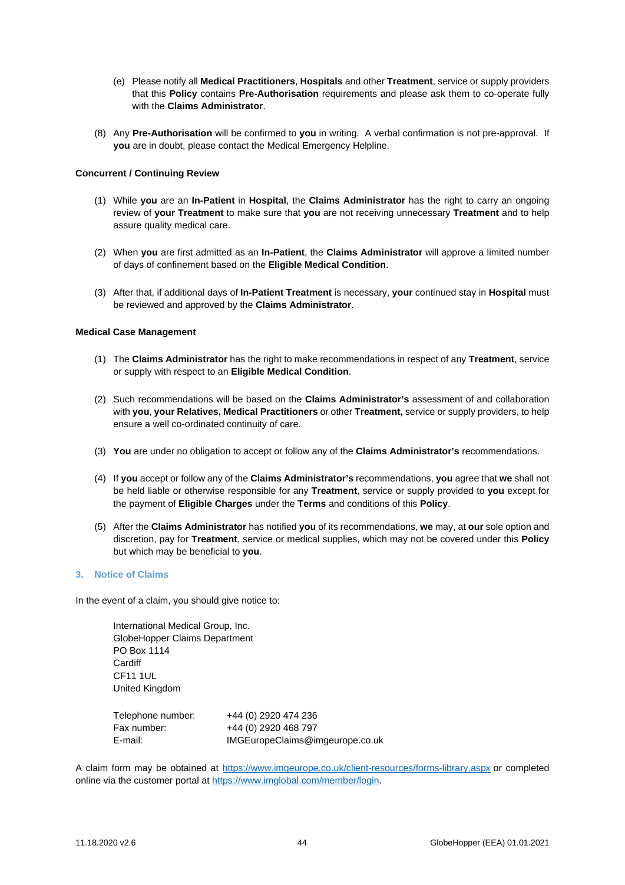(e) Please notify all **Medical Practitioners**, **Hospitals** and other **Treatment**, service or supply providers that this **Policy** contains **Pre-Authorisation** requirements and please ask them to co-operate fully with the **Claims Administrator**.

(8) Any **Pre-Authorisation** will be confirmed to **you** in writing. A verbal confirmation is not pre-approval. If **you** are in doubt, please contact the Medical Emergency Helpline.

**Concurrent / Continuing Review**

(1) While **you** are an **In-Patient** in **Hospital**, the **Claims Administrator** has the right to carry an ongoing review of **your Treatment** to make sure that **you** are not receiving unnecessary **Treatment** and to help assure quality medical care.

(2) When **you** are first admitted as an **In-Patient**, the **Claims Administrator** will approve a limited number of days of confinement based on the **Eligible Medical Condition**.

(3) After that, if additional days of **In-Patient Treatment** is necessary, **your** continued stay in **Hospital** must be reviewed and approved by the **Claims Administrator**.

**Medical Case Management**

(1) The **Claims Administrator** has the right to make recommendations in respect of any **Treatment**, service or supply with respect to an **Eligible Medical Condition**.

(2) Such recommendations will be based on the **Claims Administrator's** assessment of and collaboration with **you**, **your Relatives, Medical Practitioners** or other **Treatment,** service or supply providers, to help ensure a well co-ordinated continuity of care.

(3) **You** are under no obligation to accept or follow any of the **Claims Administrator's** recommendations.

(4) If **you** accept or follow any of the **Claims Administrator's** recommendations, **you** agree that **we** shall not be held liable or otherwise responsible for any **Treatment**, service or supply provided to **you** except for the payment of **Eligible Charges** under the **Terms** and conditions of this **Policy**.

(5) After the **Claims Administrator** has notified **you** of its recommendations, **we** may, at **our** sole option and discretion, pay for **Treatment**, service or medical supplies, which may not be covered under this **Policy** but which may be beneficial to **you**.

## 3. Notice of Claims

In the event of a claim, you should give notice to:

International Medical Group, Inc.
GlobeHopper Claims Department
PO Box 1114
Cardiff
CF11 1UL
United Kingdom

Telephone number: +44 (0) 2920 474 236
Fax number: +44 (0) 2920 468 797
E-mail: IMGEuropeClaims@imgeurope.co.uk

A claim form may be obtained at https://www.imgeurope.co.uk/client-resources/forms-library.aspx or completed online via the customer portal at https://www.imglobal.com/member/login.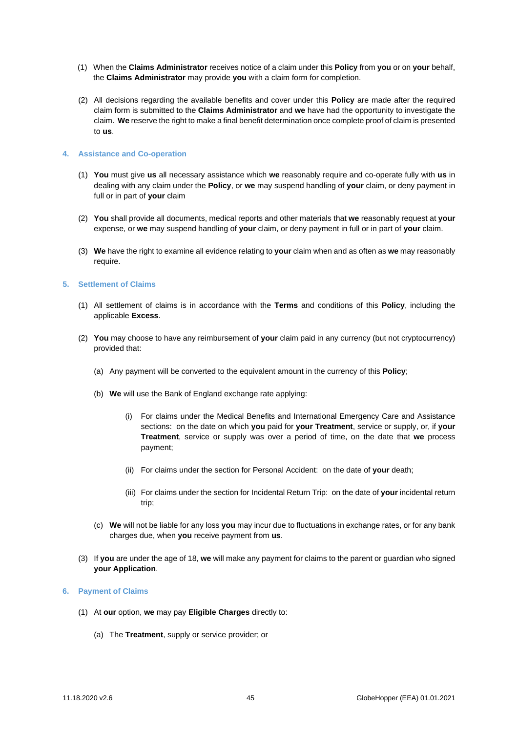(1) When the **Claims Administrator** receives notice of a claim under this **Policy** from **you** or on **your** behalf, the **Claims Administrator** may provide **you** with a claim form for completion.

(2) All decisions regarding the available benefits and cover under this **Policy** are made after the required claim form is submitted to the **Claims Administrator** and **we** have had the opportunity to investigate the claim. **We** reserve the right to make a final benefit determination once complete proof of claim is presented to **us**.

## 4. Assistance and Co-operation

(1) **You** must give **us** all necessary assistance which **we** reasonably require and co-operate fully with **us** in dealing with any claim under the **Policy**, or **we** may suspend handling of **your** claim, or deny payment in full or in part of **your** claim

(2) **You** shall provide all documents, medical reports and other materials that **we** reasonably request at **your** expense, or **we** may suspend handling of **your** claim, or deny payment in full or in part of **your** claim.

(3) **We** have the right to examine all evidence relating to **your** claim when and as often as **we** may reasonably require.

## 5. Settlement of Claims

(1) All settlement of claims is in accordance with the **Terms** and conditions of this **Policy**, including the applicable **Excess**.

(2) **You** may choose to have any reimbursement of **your** claim paid in any currency (but not cryptocurrency) provided that:

(a) Any payment will be converted to the equivalent amount in the currency of this **Policy**;

(b) **We** will use the Bank of England exchange rate applying:

(i) For claims under the Medical Benefits and International Emergency Care and Assistance sections: on the date on which **you** paid for **your Treatment**, service or supply, or, if **your Treatment**, service or supply was over a period of time, on the date that **we** process payment;

(ii) For claims under the section for Personal Accident: on the date of **your** death;

(iii) For claims under the section for Incidental Return Trip: on the date of **your** incidental return trip;

(c) **We** will not be liable for any loss **you** may incur due to fluctuations in exchange rates, or for any bank charges due, when **you** receive payment from **us**.

(3) If **you** are under the age of 18, **we** will make any payment for claims to the parent or guardian who signed **your Application**.

## 6. Payment of Claims

(1) At **our** option, **we** may pay **Eligible Charges** directly to:

(a) The **Treatment**, supply or service provider; or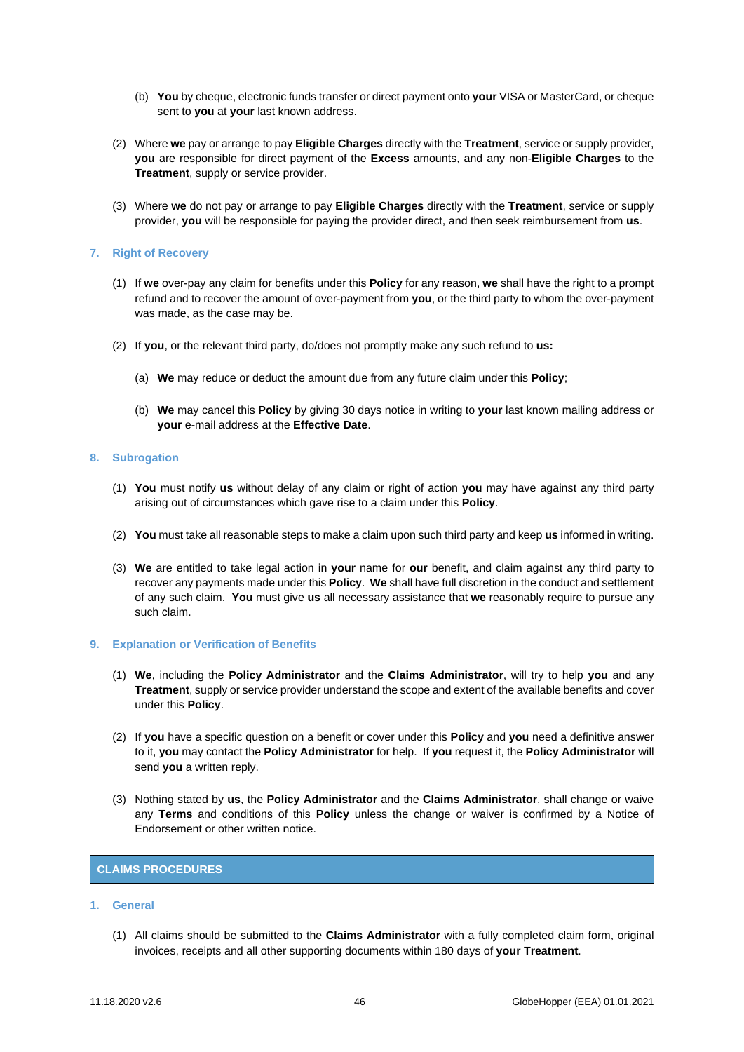(b) **You** by cheque, electronic funds transfer or direct payment onto **your** VISA or MasterCard, or cheque sent to **you** at **your** last known address.

(2) Where **we** pay or arrange to pay **Eligible Charges** directly with the **Treatment**, service or supply provider, **you** are responsible for direct payment of the **Excess** amounts, and any non-**Eligible Charges** to the **Treatment**, supply or service provider.

(3) Where **we** do not pay or arrange to pay **Eligible Charges** directly with the **Treatment**, service or supply provider, **you** will be responsible for paying the provider direct, and then seek reimbursement from **us**.

### 7. Right of Recovery

(1) If **we** over-pay any claim for benefits under this **Policy** for any reason, **we** shall have the right to a prompt refund and to recover the amount of over-payment from **you**, or the third party to whom the over-payment was made, as the case may be.

(2) If **you**, or the relevant third party, do/does not promptly make any such refund to **us:**

(a) **We** may reduce or deduct the amount due from any future claim under this **Policy**;

(b) **We** may cancel this **Policy** by giving 30 days notice in writing to **your** last known mailing address or **your** e-mail address at the **Effective Date**.

### 8. Subrogation

(1) **You** must notify **us** without delay of any claim or right of action **you** may have against any third party arising out of circumstances which gave rise to a claim under this **Policy**.

(2) **You** must take all reasonable steps to make a claim upon such third party and keep **us** informed in writing.

(3) **We** are entitled to take legal action in **your** name for **our** benefit, and claim against any third party to recover any payments made under this **Policy**. **We** shall have full discretion in the conduct and settlement of any such claim. **You** must give **us** all necessary assistance that **we** reasonably require to pursue any such claim.

### 9. Explanation or Verification of Benefits

(1) **We**, including the **Policy Administrator** and the **Claims Administrator**, will try to help **you** and any **Treatment**, supply or service provider understand the scope and extent of the available benefits and cover under this **Policy**.

(2) If **you** have a specific question on a benefit or cover under this **Policy** and **you** need a definitive answer to it, **you** may contact the **Policy Administrator** for help. If **you** request it, the **Policy Administrator** will send **you** a written reply.

(3) Nothing stated by **us**, the **Policy Administrator** and the **Claims Administrator**, shall change or waive any **Terms** and conditions of this **Policy** unless the change or waiver is confirmed by a Notice of Endorsement or other written notice.

## CLAIMS PROCEDURES

### 1. General

(1) All claims should be submitted to the **Claims Administrator** with a fully completed claim form, original invoices, receipts and all other supporting documents within 180 days of **your Treatment**.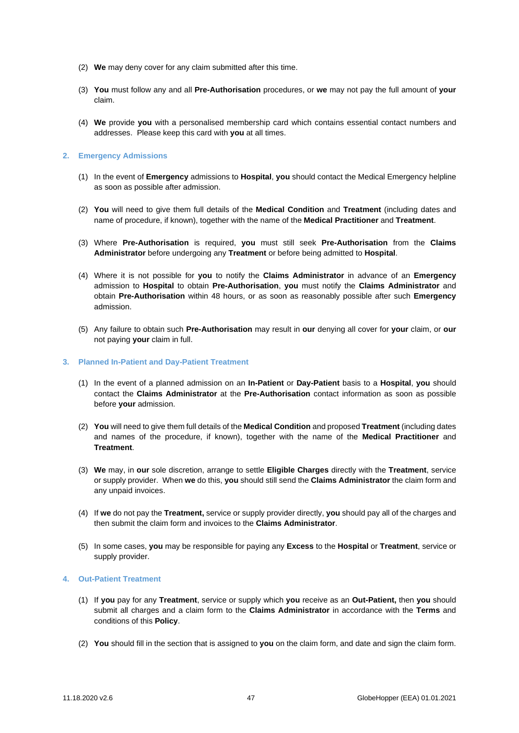(2) **We** may deny cover for any claim submitted after this time.

(3) **You** must follow any and all **Pre-Authorisation** procedures, or **we** may not pay the full amount of **your** claim.

(4) **We** provide **you** with a personalised membership card which contains essential contact numbers and addresses. Please keep this card with **you** at all times.

## 2. Emergency Admissions

(1) In the event of **Emergency** admissions to **Hospital**, **you** should contact the Medical Emergency helpline as soon as possible after admission.

(2) **You** will need to give them full details of the **Medical Condition** and **Treatment** (including dates and name of procedure, if known), together with the name of the **Medical Practitioner** and **Treatment**.

(3) Where **Pre-Authorisation** is required, **you** must still seek **Pre-Authorisation** from the **Claims Administrator** before undergoing any **Treatment** or before being admitted to **Hospital**.

(4) Where it is not possible for **you** to notify the **Claims Administrator** in advance of an **Emergency** admission to **Hospital** to obtain **Pre-Authorisation**, **you** must notify the **Claims Administrator** and obtain **Pre-Authorisation** within 48 hours, or as soon as reasonably possible after such **Emergency** admission.

(5) Any failure to obtain such **Pre-Authorisation** may result in **our** denying all cover for **your** claim, or **our** not paying **your** claim in full.

## 3. Planned In-Patient and Day-Patient Treatment

(1) In the event of a planned admission on an **In-Patient** or **Day-Patient** basis to a **Hospital**, **you** should contact the **Claims Administrator** at the **Pre-Authorisation** contact information as soon as possible before **your** admission.

(2) **You** will need to give them full details of the **Medical Condition** and proposed **Treatment** (including dates and names of the procedure, if known), together with the name of the **Medical Practitioner** and **Treatment**.

(3) **We** may, in **our** sole discretion, arrange to settle **Eligible Charges** directly with the **Treatment**, service or supply provider. When **we** do this, **you** should still send the **Claims Administrator** the claim form and any unpaid invoices.

(4) If **we** do not pay the **Treatment,** service or supply provider directly, **you** should pay all of the charges and then submit the claim form and invoices to the **Claims Administrator**.

(5) In some cases, **you** may be responsible for paying any **Excess** to the **Hospital** or **Treatment**, service or supply provider.

## 4. Out-Patient Treatment

(1) If **you** pay for any **Treatment**, service or supply which **you** receive as an **Out-Patient,** then **you** should submit all charges and a claim form to the **Claims Administrator** in accordance with the **Terms** and conditions of this **Policy**.

(2) **You** should fill in the section that is assigned to **you** on the claim form, and date and sign the claim form.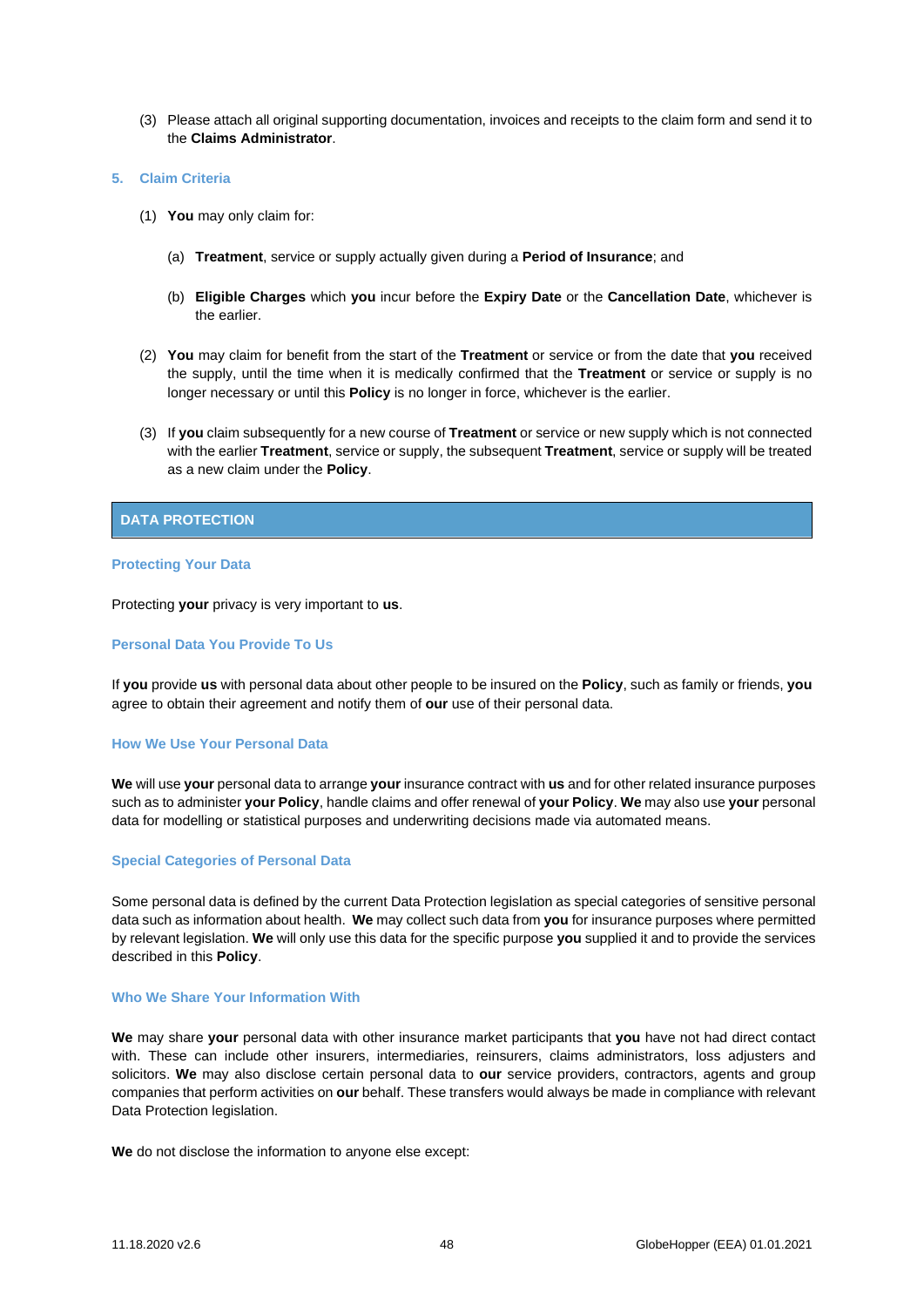(3) Please attach all original supporting documentation, invoices and receipts to the claim form and send it to the **Claims Administrator**.

### 5. Claim Criteria

(1) **You** may only claim for:

(a) **Treatment**, service or supply actually given during a **Period of Insurance**; and

(b) **Eligible Charges** which **you** incur before the **Expiry Date** or the **Cancellation Date**, whichever is the earlier.

(2) **You** may claim for benefit from the start of the **Treatment** or service or from the date that **you** received the supply, until the time when it is medically confirmed that the **Treatment** or service or supply is no longer necessary or until this **Policy** is no longer in force, whichever is the earlier.

(3) If **you** claim subsequently for a new course of **Treatment** or service or new supply which is not connected with the earlier **Treatment**, service or supply, the subsequent **Treatment**, service or supply will be treated as a new claim under the **Policy**.

## DATA PROTECTION

### Protecting Your Data

Protecting **your** privacy is very important to **us**.

### Personal Data You Provide To Us

If **you** provide **us** with personal data about other people to be insured on the **Policy**, such as family or friends, **you** agree to obtain their agreement and notify them of **our** use of their personal data.

### How We Use Your Personal Data

**We** will use **your** personal data to arrange **your** insurance contract with **us** and for other related insurance purposes such as to administer **your Policy**, handle claims and offer renewal of **your Policy**. **We** may also use **your** personal data for modelling or statistical purposes and underwriting decisions made via automated means.

### Special Categories of Personal Data

Some personal data is defined by the current Data Protection legislation as special categories of sensitive personal data such as information about health. **We** may collect such data from **you** for insurance purposes where permitted by relevant legislation. **We** will only use this data for the specific purpose **you** supplied it and to provide the services described in this **Policy**.

### Who We Share Your Information With

**We** may share **your** personal data with other insurance market participants that **you** have not had direct contact with. These can include other insurers, intermediaries, reinsurers, claims administrators, loss adjusters and solicitors. **We** may also disclose certain personal data to **our** service providers, contractors, agents and group companies that perform activities on **our** behalf. These transfers would always be made in compliance with relevant Data Protection legislation.

**We** do not disclose the information to anyone else except: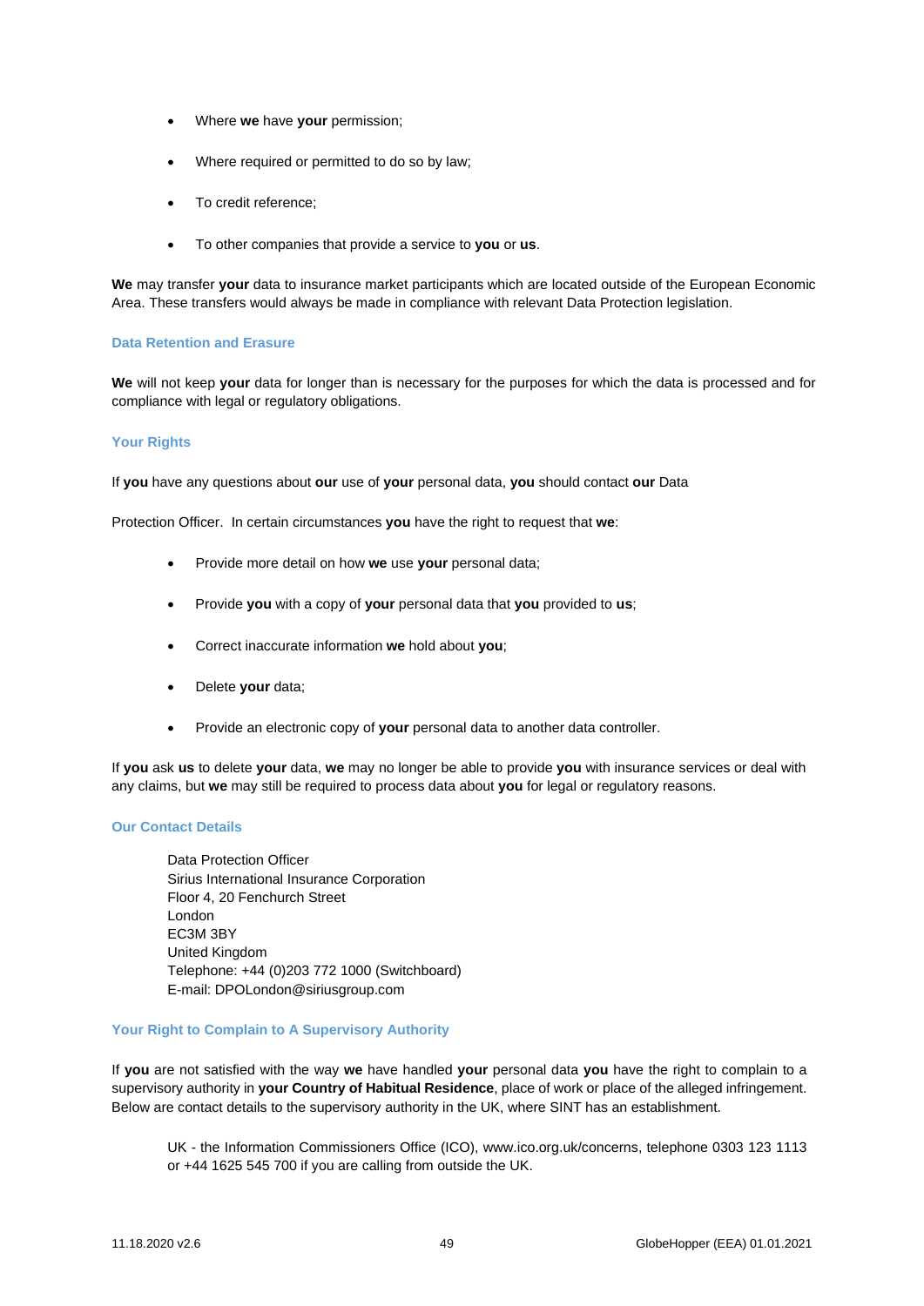- Where **we** have **your** permission;
- Where required or permitted to do so by law;
- To credit reference;
- To other companies that provide a service to **you** or **us**.

**We** may transfer **your** data to insurance market participants which are located outside of the European Economic Area. These transfers would always be made in compliance with relevant Data Protection legislation.

### Data Retention and Erasure

**We** will not keep **your** data for longer than is necessary for the purposes for which the data is processed and for compliance with legal or regulatory obligations.

### Your Rights

If **you** have any questions about **our** use of **your** personal data, **you** should contact **our** Data

Protection Officer. In certain circumstances **you** have the right to request that **we**:

- Provide more detail on how **we** use **your** personal data;
- Provide **you** with a copy of **your** personal data that **you** provided to **us**;
- Correct inaccurate information **we** hold about **you**;
- Delete **your** data;
- Provide an electronic copy of **your** personal data to another data controller.

If **you** ask **us** to delete **your** data, **we** may no longer be able to provide **you** with insurance services or deal with any claims, but **we** may still be required to process data about **you** for legal or regulatory reasons.

### Our Contact Details

Data Protection Officer
Sirius International Insurance Corporation
Floor 4, 20 Fenchurch Street
London
EC3M 3BY
United Kingdom
Telephone: +44 (0)203 772 1000 (Switchboard)
E-mail: DPOLondon@siriusgroup.com

### Your Right to Complain to A Supervisory Authority

If **you** are not satisfied with the way **we** have handled **your** personal data **you** have the right to complain to a supervisory authority in **your Country of Habitual Residence**, place of work or place of the alleged infringement. Below are contact details to the supervisory authority in the UK, where SINT has an establishment.

UK - the Information Commissioners Office (ICO), www.ico.org.uk/concerns, telephone 0303 123 1113 or +44 1625 545 700 if you are calling from outside the UK.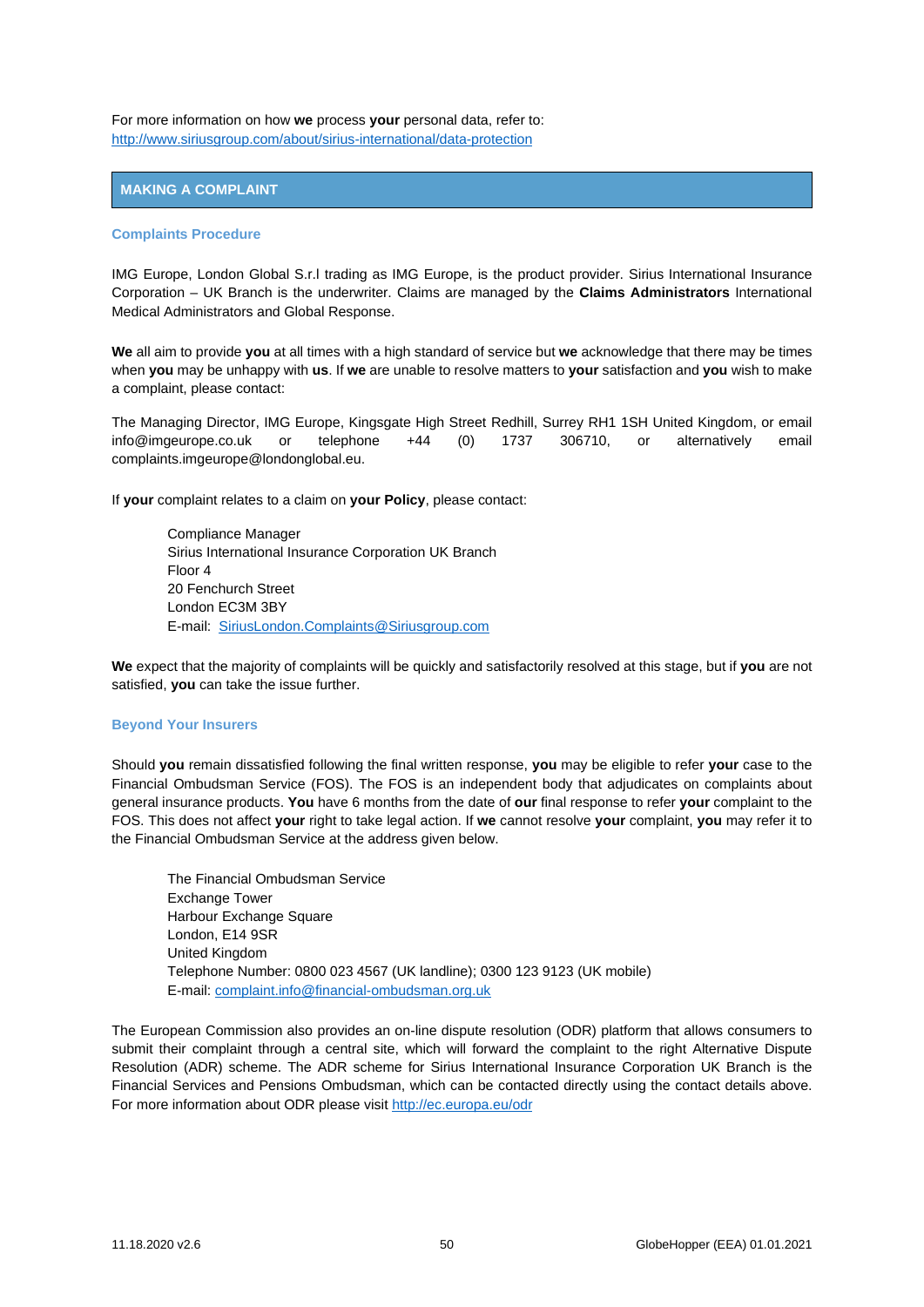For more information on how **we** process **your** personal data, refer to:
[http://www.siriusgroup.com/about/sirius-international/data-protection](http://www.siriusgroup.com/about/sirius-international/data-protection)

## MAKING A COMPLAINT

### Complaints Procedure

IMG Europe, London Global S.r.l trading as IMG Europe, is the product provider. Sirius International Insurance Corporation – UK Branch is the underwriter. Claims are managed by the **Claims Administrators** International Medical Administrators and Global Response.

**We** all aim to provide **you** at all times with a high standard of service but **we** acknowledge that there may be times when **you** may be unhappy with **us**. If **we** are unable to resolve matters to **your** satisfaction and **you** wish to make a complaint, please contact:

The Managing Director, IMG Europe, Kingsgate High Street Redhill, Surrey RH1 1SH United Kingdom, or email info@imgeurope.co.uk or telephone +44 (0) 1737 306710, or alternatively email complaints.imgeurope@londonglobal.eu.

If **your** complaint relates to a claim on **your Policy**, please contact:

> Compliance Manager
> Sirius International Insurance Corporation UK Branch
> Floor 4
> 20 Fenchurch Street
> London EC3M 3BY
> E-mail: [SiriusLondon.Complaints@Siriusgroup.com](mailto:SiriusLondon.Complaints@Siriusgroup.com)

**We** expect that the majority of complaints will be quickly and satisfactorily resolved at this stage, but if **you** are not satisfied, **you** can take the issue further.

### Beyond Your Insurers

Should **you** remain dissatisfied following the final written response, **you** may be eligible to refer **your** case to the Financial Ombudsman Service (FOS). The FOS is an independent body that adjudicates on complaints about general insurance products. **You** have 6 months from the date of **our** final response to refer **your** complaint to the FOS. This does not affect **your** right to take legal action. If **we** cannot resolve **your** complaint, **you** may refer it to the Financial Ombudsman Service at the address given below.

> The Financial Ombudsman Service
> Exchange Tower
> Harbour Exchange Square
> London, E14 9SR
> United Kingdom
> Telephone Number: 0800 023 4567 (UK landline); 0300 123 9123 (UK mobile)
> E-mail: [complaint.info@financial-ombudsman.org.uk](mailto:complaint.info@financial-ombudsman.org.uk)

The European Commission also provides an on-line dispute resolution (ODR) platform that allows consumers to submit their complaint through a central site, which will forward the complaint to the right Alternative Dispute Resolution (ADR) scheme. The ADR scheme for Sirius International Insurance Corporation UK Branch is the Financial Services and Pensions Ombudsman, which can be contacted directly using the contact details above. For more information about ODR please visit [http://ec.europa.eu/odr](http://ec.europa.eu/odr)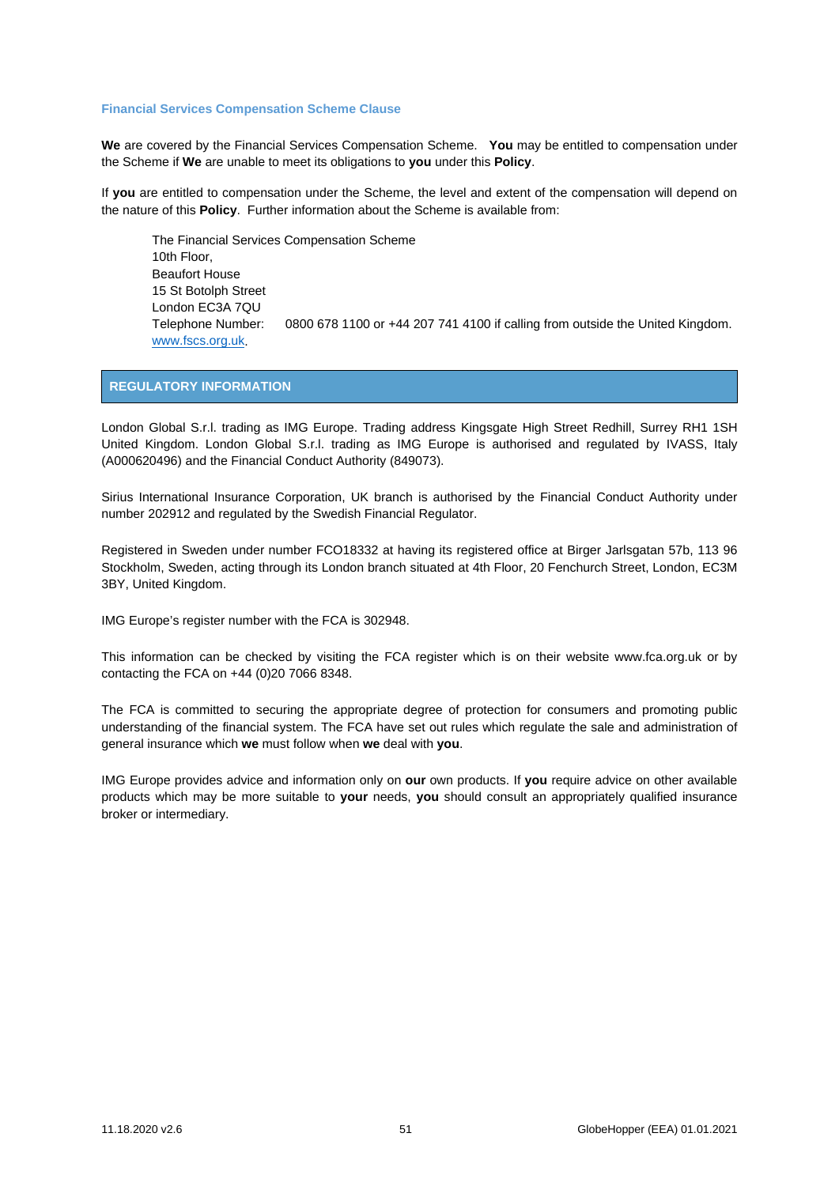### Financial Services Compensation Scheme Clause

**We** are covered by the Financial Services Compensation Scheme. **You** may be entitled to compensation under the Scheme if **We** are unable to meet its obligations to **you** under this **Policy**.

If **you** are entitled to compensation under the Scheme, the level and extent of the compensation will depend on the nature of this **Policy**. Further information about the Scheme is available from:

The Financial Services Compensation Scheme
10th Floor,
Beaufort House
15 St Botolph Street
London EC3A 7QU
Telephone Number: 0800 678 1100 or +44 207 741 4100 if calling from outside the United Kingdom.
www.fscs.org.uk.

## REGULATORY INFORMATION

London Global S.r.l. trading as IMG Europe. Trading address Kingsgate High Street Redhill, Surrey RH1 1SH United Kingdom. London Global S.r.l. trading as IMG Europe is authorised and regulated by IVASS, Italy (A000620496) and the Financial Conduct Authority (849073).

Sirius International Insurance Corporation, UK branch is authorised by the Financial Conduct Authority under number 202912 and regulated by the Swedish Financial Regulator.

Registered in Sweden under number FCO18332 at having its registered office at Birger Jarlsgatan 57b, 113 96 Stockholm, Sweden, acting through its London branch situated at 4th Floor, 20 Fenchurch Street, London, EC3M 3BY, United Kingdom.

IMG Europe's register number with the FCA is 302948.

This information can be checked by visiting the FCA register which is on their website www.fca.org.uk or by contacting the FCA on +44 (0)20 7066 8348.

The FCA is committed to securing the appropriate degree of protection for consumers and promoting public understanding of the financial system. The FCA have set out rules which regulate the sale and administration of general insurance which **we** must follow when **we** deal with **you**.

IMG Europe provides advice and information only on **our** own products. If **you** require advice on other available products which may be more suitable to **your** needs, **you** should consult an appropriately qualified insurance broker or intermediary.